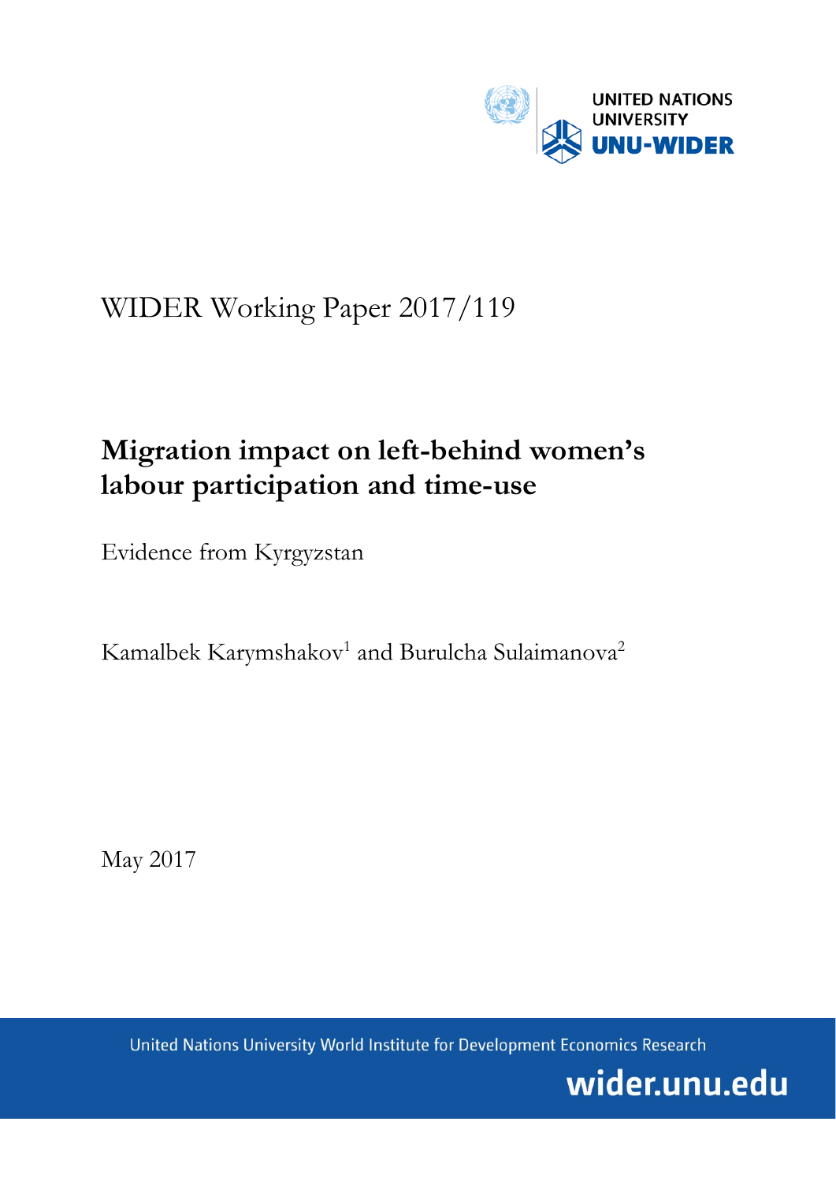UNITED NATIONS UNIVERSITY

UNU-WIDER

WIDER Working Paper 2017/119

# Migration impact on left-behind women's labour participation and time-use

Evidence from Kyrgyzstan

Kamalbek Karymshakov[1] and Burulcha Sulaimanova[2]

May 2017

United Nations University World Institute for Development Economics Research

wider.unu.edu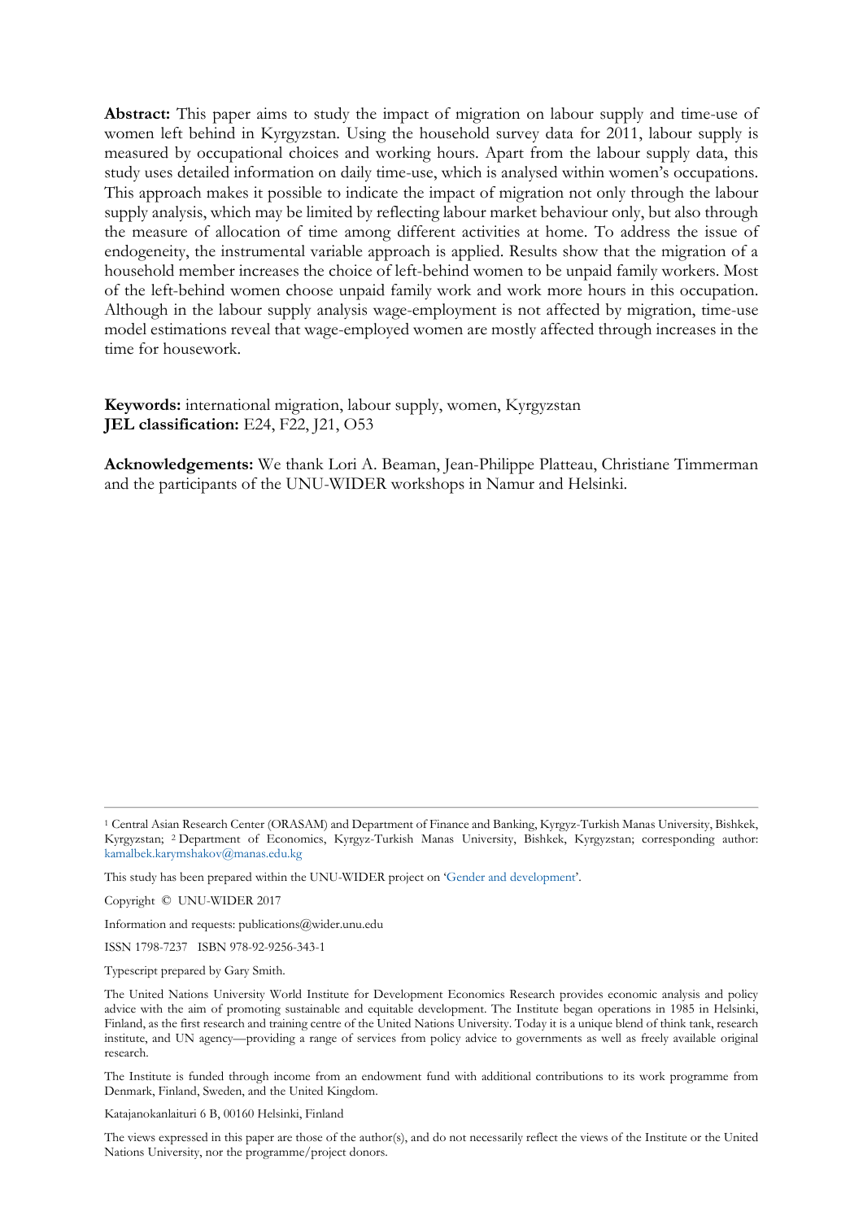**Abstract:** This paper aims to study the impact of migration on labour supply and time-use of women left behind in Kyrgyzstan. Using the household survey data for 2011, labour supply is measured by occupational choices and working hours. Apart from the labour supply data, this study uses detailed information on daily time-use, which is analysed within women's occupations. This approach makes it possible to indicate the impact of migration not only through the labour supply analysis, which may be limited by reflecting labour market behaviour only, but also through the measure of allocation of time among different activities at home. To address the issue of endogeneity, the instrumental variable approach is applied. Results show that the migration of a household member increases the choice of left-behind women to be unpaid family workers. Most of the left-behind women choose unpaid family work and work more hours in this occupation. Although in the labour supply analysis wage-employment is not affected by migration, time-use model estimations reveal that wage-employed women are mostly affected through increases in the time for housework.

**Keywords:** international migration, labour supply, women, Kyrgyzstan
**JEL classification:** E24, F22, J21, O53

**Acknowledgements:** We thank Lori A. Beaman, Jean-Philippe Platteau, Christiane Timmerman and the participants of the UNU-WIDER workshops in Namur and Helsinki.

---

[1] Central Asian Research Center (ORASAM) and Department of Finance and Banking, Kyrgyz-Turkish Manas University, Bishkek, Kyrgyzstan; [2] Department of Economics, Kyrgyz-Turkish Manas University, Bishkek, Kyrgyzstan; corresponding author: kamalbek.karymshakov@manas.edu.kg

This study has been prepared within the UNU-WIDER project on 'Gender and development'.

Copyright © UNU-WIDER 2017

Information and requests: publications@wider.unu.edu

ISSN 1798-7237 ISBN 978-92-9256-343-1

Typescript prepared by Gary Smith.

The United Nations University World Institute for Development Economics Research provides economic analysis and policy advice with the aim of promoting sustainable and equitable development. The Institute began operations in 1985 in Helsinki, Finland, as the first research and training centre of the United Nations University. Today it is a unique blend of think tank, research institute, and UN agency—providing a range of services from policy advice to governments as well as freely available original research.

The Institute is funded through income from an endowment fund with additional contributions to its work programme from Denmark, Finland, Sweden, and the United Kingdom.

Katajanokanlaituri 6 B, 00160 Helsinki, Finland

The views expressed in this paper are those of the author(s), and do not necessarily reflect the views of the Institute or the United Nations University, nor the programme/project donors.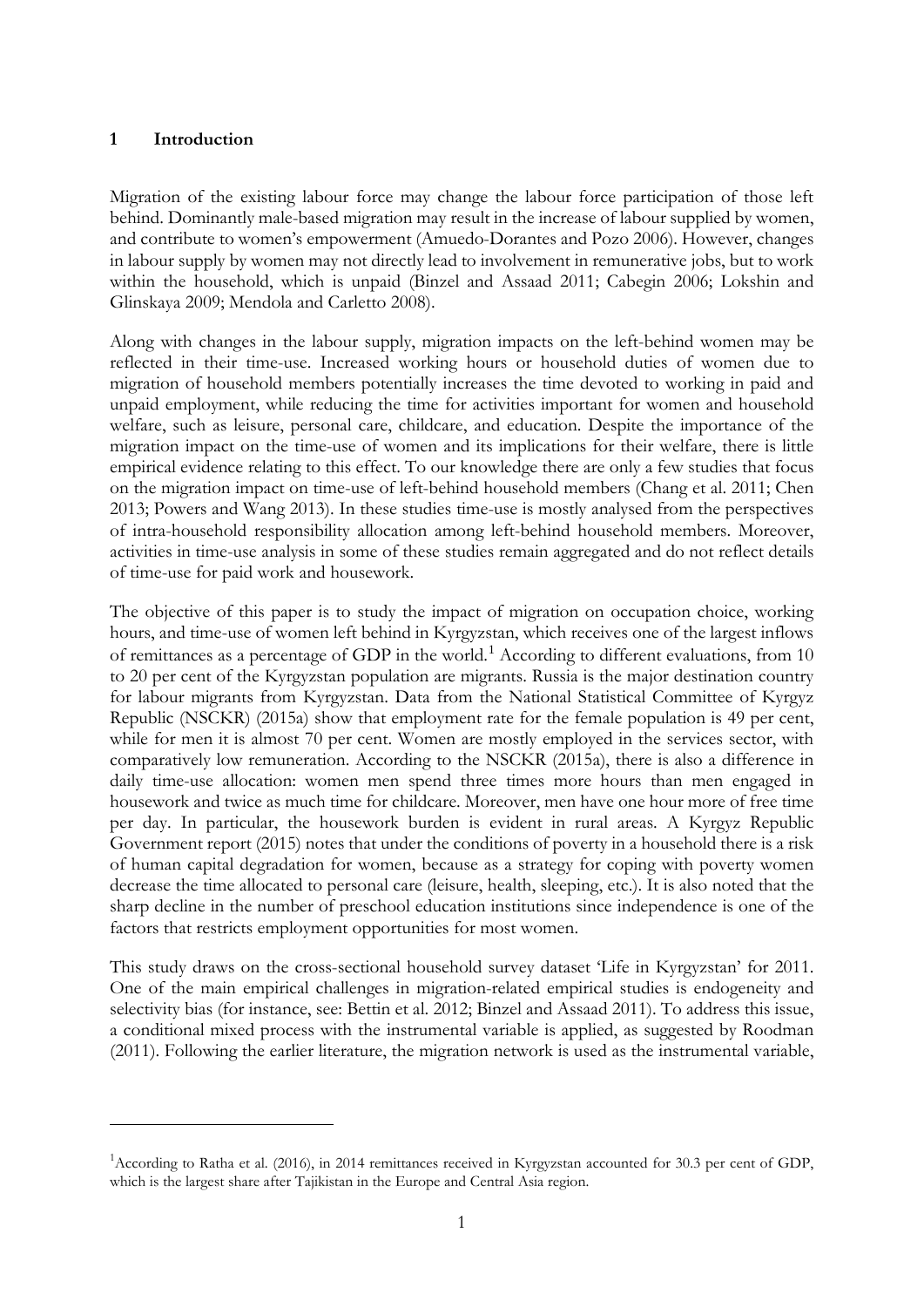## 1 Introduction

Migration of the existing labour force may change the labour force participation of those left behind. Dominantly male-based migration may result in the increase of labour supplied by women, and contribute to women's empowerment (Amuedo-Dorantes and Pozo 2006). However, changes in labour supply by women may not directly lead to involvement in remunerative jobs, but to work within the household, which is unpaid (Binzel and Assaad 2011; Cabegin 2006; Lokshin and Glinskaya 2009; Mendola and Carletto 2008).

Along with changes in the labour supply, migration impacts on the left-behind women may be reflected in their time-use. Increased working hours or household duties of women due to migration of household members potentially increases the time devoted to working in paid and unpaid employment, while reducing the time for activities important for women and household welfare, such as leisure, personal care, childcare, and education. Despite the importance of the migration impact on the time-use of women and its implications for their welfare, there is little empirical evidence relating to this effect. To our knowledge there are only a few studies that focus on the migration impact on time-use of left-behind household members (Chang et al. 2011; Chen 2013; Powers and Wang 2013). In these studies time-use is mostly analysed from the perspectives of intra-household responsibility allocation among left-behind household members. Moreover, activities in time-use analysis in some of these studies remain aggregated and do not reflect details of time-use for paid work and housework.

The objective of this paper is to study the impact of migration on occupation choice, working hours, and time-use of women left behind in Kyrgyzstan, which receives one of the largest inflows of remittances as a percentage of GDP in the world.[1] According to different evaluations, from 10 to 20 per cent of the Kyrgyzstan population are migrants. Russia is the major destination country for labour migrants from Kyrgyzstan. Data from the National Statistical Committee of Kyrgyz Republic (NSCKR) (2015a) show that employment rate for the female population is 49 per cent, while for men it is almost 70 per cent. Women are mostly employed in the services sector, with comparatively low remuneration. According to the NSCKR (2015a), there is also a difference in daily time-use allocation: women men spend three times more hours than men engaged in housework and twice as much time for childcare. Moreover, men have one hour more of free time per day. In particular, the housework burden is evident in rural areas. A Kyrgyz Republic Government report (2015) notes that under the conditions of poverty in a household there is a risk of human capital degradation for women, because as a strategy for coping with poverty women decrease the time allocated to personal care (leisure, health, sleeping, etc.). It is also noted that the sharp decline in the number of preschool education institutions since independence is one of the factors that restricts employment opportunities for most women.

This study draws on the cross-sectional household survey dataset 'Life in Kyrgyzstan' for 2011. One of the main empirical challenges in migration-related empirical studies is endogeneity and selectivity bias (for instance, see: Bettin et al. 2012; Binzel and Assaad 2011). To address this issue, a conditional mixed process with the instrumental variable is applied, as suggested by Roodman (2011). Following the earlier literature, the migration network is used as the instrumental variable,

[1] According to Ratha et al. (2016), in 2014 remittances received in Kyrgyzstan accounted for 30.3 per cent of GDP, which is the largest share after Tajikistan in the Europe and Central Asia region.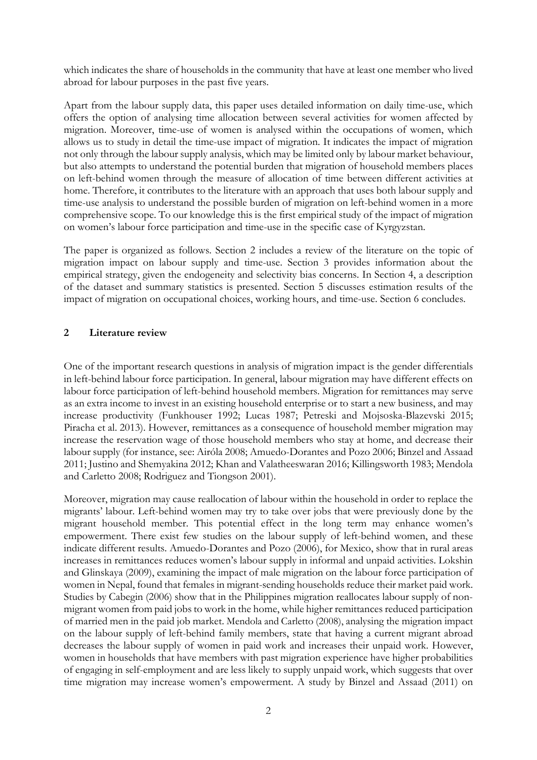which indicates the share of households in the community that have at least one member who lived abroad for labour purposes in the past five years.

Apart from the labour supply data, this paper uses detailed information on daily time-use, which offers the option of analysing time allocation between several activities for women affected by migration. Moreover, time-use of women is analysed within the occupations of women, which allows us to study in detail the time-use impact of migration. It indicates the impact of migration not only through the labour supply analysis, which may be limited only by labour market behaviour, but also attempts to understand the potential burden that migration of household members places on left-behind women through the measure of allocation of time between different activities at home. Therefore, it contributes to the literature with an approach that uses both labour supply and time-use analysis to understand the possible burden of migration on left-behind women in a more comprehensive scope. To our knowledge this is the first empirical study of the impact of migration on women's labour force participation and time-use in the specific case of Kyrgyzstan.

The paper is organized as follows. Section 2 includes a review of the literature on the topic of migration impact on labour supply and time-use. Section 3 provides information about the empirical strategy, given the endogeneity and selectivity bias concerns. In Section 4, a description of the dataset and summary statistics is presented. Section 5 discusses estimation results of the impact of migration on occupational choices, working hours, and time-use. Section 6 concludes.

## 2 Literature review

One of the important research questions in analysis of migration impact is the gender differentials in left-behind labour force participation. In general, labour migration may have different effects on labour force participation of left-behind household members. Migration for remittances may serve as an extra income to invest in an existing household enterprise or to start a new business, and may increase productivity (Funkhouser 1992; Lucas 1987; Petreski and Mojsoska-Blazevski 2015; Piracha et al. 2013). However, remittances as a consequence of household member migration may increase the reservation wage of those household members who stay at home, and decrease their labour supply (for instance, see: Airóla 2008; Amuedo-Dorantes and Pozo 2006; Binzel and Assaad 2011; Justino and Shemyakina 2012; Khan and Valatheeswaran 2016; Killingsworth 1983; Mendola and Carletto 2008; Rodriguez and Tiongson 2001).

Moreover, migration may cause reallocation of labour within the household in order to replace the migrants' labour. Left-behind women may try to take over jobs that were previously done by the migrant household member. This potential effect in the long term may enhance women's empowerment. There exist few studies on the labour supply of left-behind women, and these indicate different results. Amuedo-Dorantes and Pozo (2006), for Mexico, show that in rural areas increases in remittances reduces women's labour supply in informal and unpaid activities. Lokshin and Glinskaya (2009), examining the impact of male migration on the labour force participation of women in Nepal, found that females in migrant-sending households reduce their market paid work. Studies by Cabegin (2006) show that in the Philippines migration reallocates labour supply of non-migrant women from paid jobs to work in the home, while higher remittances reduced participation of married men in the paid job market. Mendola and Carletto (2008), analysing the migration impact on the labour supply of left-behind family members, state that having a current migrant abroad decreases the labour supply of women in paid work and increases their unpaid work. However, women in households that have members with past migration experience have higher probabilities of engaging in self-employment and are less likely to supply unpaid work, which suggests that over time migration may increase women's empowerment. A study by Binzel and Assaad (2011) on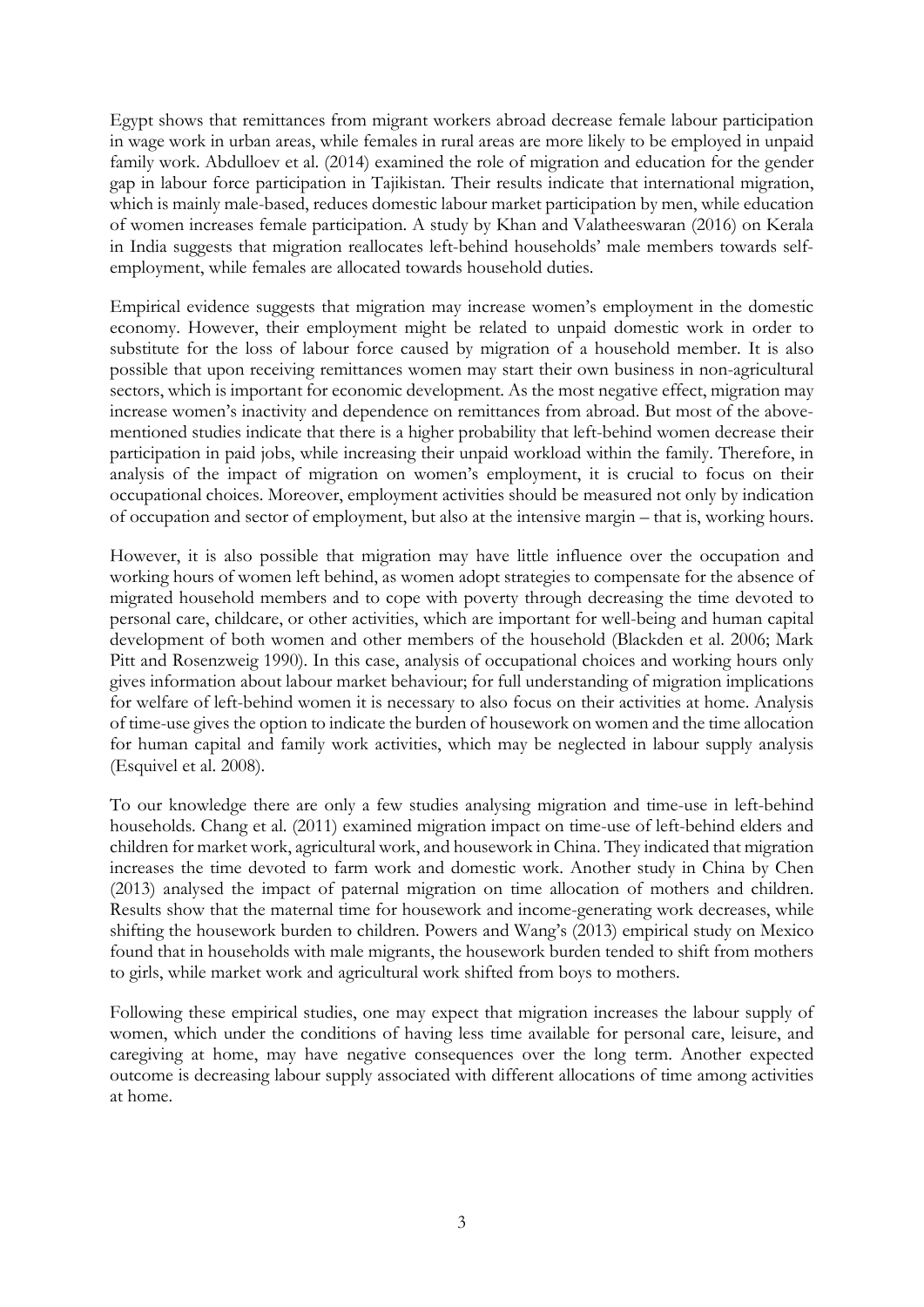Egypt shows that remittances from migrant workers abroad decrease female labour participation in wage work in urban areas, while females in rural areas are more likely to be employed in unpaid family work. Abdulloev et al. (2014) examined the role of migration and education for the gender gap in labour force participation in Tajikistan. Their results indicate that international migration, which is mainly male-based, reduces domestic labour market participation by men, while education of women increases female participation. A study by Khan and Valatheeswaran (2016) on Kerala in India suggests that migration reallocates left-behind households' male members towards self-employment, while females are allocated towards household duties.

Empirical evidence suggests that migration may increase women's employment in the domestic economy. However, their employment might be related to unpaid domestic work in order to substitute for the loss of labour force caused by migration of a household member. It is also possible that upon receiving remittances women may start their own business in non-agricultural sectors, which is important for economic development. As the most negative effect, migration may increase women's inactivity and dependence on remittances from abroad. But most of the above-mentioned studies indicate that there is a higher probability that left-behind women decrease their participation in paid jobs, while increasing their unpaid workload within the family. Therefore, in analysis of the impact of migration on women's employment, it is crucial to focus on their occupational choices. Moreover, employment activities should be measured not only by indication of occupation and sector of employment, but also at the intensive margin – that is, working hours.

However, it is also possible that migration may have little influence over the occupation and working hours of women left behind, as women adopt strategies to compensate for the absence of migrated household members and to cope with poverty through decreasing the time devoted to personal care, childcare, or other activities, which are important for well-being and human capital development of both women and other members of the household (Blackden et al. 2006; Mark Pitt and Rosenzweig 1990). In this case, analysis of occupational choices and working hours only gives information about labour market behaviour; for full understanding of migration implications for welfare of left-behind women it is necessary to also focus on their activities at home. Analysis of time-use gives the option to indicate the burden of housework on women and the time allocation for human capital and family work activities, which may be neglected in labour supply analysis (Esquivel et al. 2008).

To our knowledge there are only a few studies analysing migration and time-use in left-behind households. Chang et al. (2011) examined migration impact on time-use of left-behind elders and children for market work, agricultural work, and housework in China. They indicated that migration increases the time devoted to farm work and domestic work. Another study in China by Chen (2013) analysed the impact of paternal migration on time allocation of mothers and children. Results show that the maternal time for housework and income-generating work decreases, while shifting the housework burden to children. Powers and Wang's (2013) empirical study on Mexico found that in households with male migrants, the housework burden tended to shift from mothers to girls, while market work and agricultural work shifted from boys to mothers.

Following these empirical studies, one may expect that migration increases the labour supply of women, which under the conditions of having less time available for personal care, leisure, and caregiving at home, may have negative consequences over the long term. Another expected outcome is decreasing labour supply associated with different allocations of time among activities at home.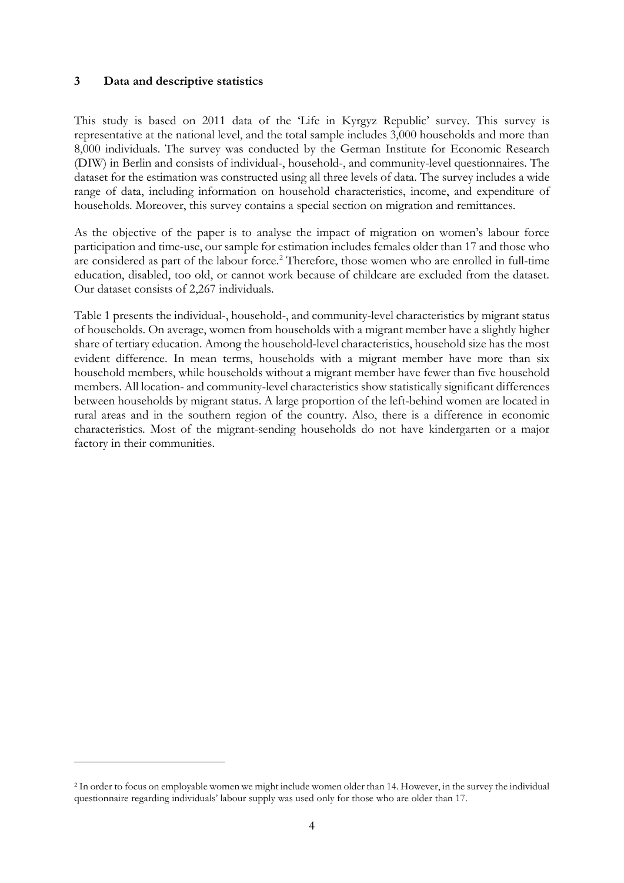## 3 Data and descriptive statistics

This study is based on 2011 data of the 'Life in Kyrgyz Republic' survey. This survey is representative at the national level, and the total sample includes 3,000 households and more than 8,000 individuals. The survey was conducted by the German Institute for Economic Research (DIW) in Berlin and consists of individual-, household-, and community-level questionnaires. The dataset for the estimation was constructed using all three levels of data. The survey includes a wide range of data, including information on household characteristics, income, and expenditure of households. Moreover, this survey contains a special section on migration and remittances.

As the objective of the paper is to analyse the impact of migration on women's labour force participation and time-use, our sample for estimation includes females older than 17 and those who are considered as part of the labour force.[2] Therefore, those women who are enrolled in full-time education, disabled, too old, or cannot work because of childcare are excluded from the dataset. Our dataset consists of 2,267 individuals.

Table 1 presents the individual-, household-, and community-level characteristics by migrant status of households. On average, women from households with a migrant member have a slightly higher share of tertiary education. Among the household-level characteristics, household size has the most evident difference. In mean terms, households with a migrant member have more than six household members, while households without a migrant member have fewer than five household members. All location- and community-level characteristics show statistically significant differences between households by migrant status. A large proportion of the left-behind women are located in rural areas and in the southern region of the country. Also, there is a difference in economic characteristics. Most of the migrant-sending households do not have kindergarten or a major factory in their communities.

[2] In order to focus on employable women we might include women older than 14. However, in the survey the individual questionnaire regarding individuals' labour supply was used only for those who are older than 17.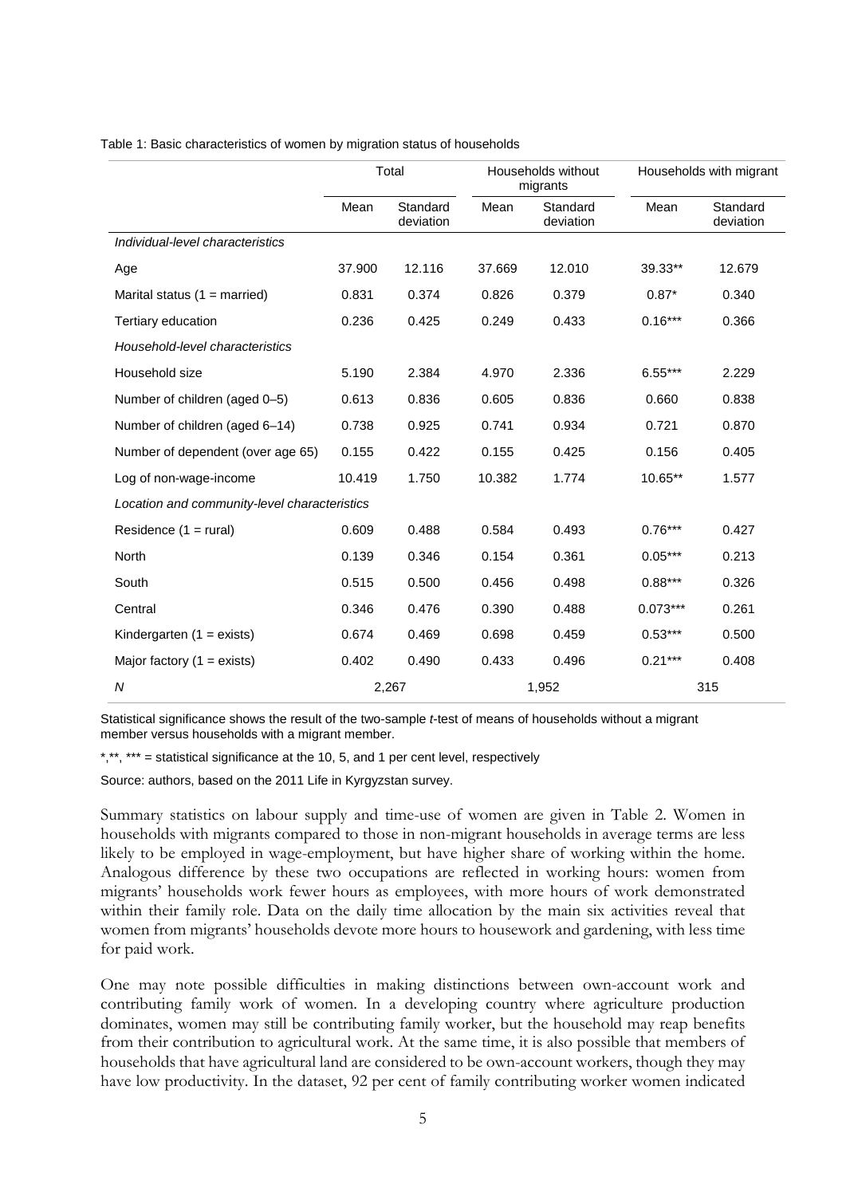Table 1: Basic characteristics of women by migration status of households

| | Total | | Households without migrants | | Households with migrant | |
|---|---|---|---|---|---|---|
| | Mean | Standard deviation | Mean | Standard deviation | Mean | Standard deviation |
| *Individual-level characteristics* | | | | | | |
| Age | 37.900 | 12.116 | 37.669 | 12.010 | 39.33** | 12.679 |
| Marital status (1 = married) | 0.831 | 0.374 | 0.826 | 0.379 | 0.87* | 0.340 |
| Tertiary education | 0.236 | 0.425 | 0.249 | 0.433 | 0.16*** | 0.366 |
| *Household-level characteristics* | | | | | | |
| Household size | 5.190 | 2.384 | 4.970 | 2.336 | 6.55*** | 2.229 |
| Number of children (aged 0–5) | 0.613 | 0.836 | 0.605 | 0.836 | 0.660 | 0.838 |
| Number of children (aged 6–14) | 0.738 | 0.925 | 0.741 | 0.934 | 0.721 | 0.870 |
| Number of dependent (over age 65) | 0.155 | 0.422 | 0.155 | 0.425 | 0.156 | 0.405 |
| Log of non-wage-income | 10.419 | 1.750 | 10.382 | 1.774 | 10.65** | 1.577 |
| *Location and community-level characteristics* | | | | | | |
| Residence (1 = rural) | 0.609 | 0.488 | 0.584 | 0.493 | 0.76*** | 0.427 |
| North | 0.139 | 0.346 | 0.154 | 0.361 | 0.05*** | 0.213 |
| South | 0.515 | 0.500 | 0.456 | 0.498 | 0.88*** | 0.326 |
| Central | 0.346 | 0.476 | 0.390 | 0.488 | 0.073*** | 0.261 |
| Kindergarten (1 = exists) | 0.674 | 0.469 | 0.698 | 0.459 | 0.53*** | 0.500 |
| Major factory (1 = exists) | 0.402 | 0.490 | 0.433 | 0.496 | 0.21*** | 0.408 |
| *N* | 2,267 | | 1,952 | | 315 | |

Statistical significance shows the result of the two-sample *t*-test of means of households without a migrant member versus households with a migrant member.

*,**, *** = statistical significance at the 10, 5, and 1 per cent level, respectively

Source: authors, based on the 2011 Life in Kyrgyzstan survey.

Summary statistics on labour supply and time-use of women are given in Table 2. Women in households with migrants compared to those in non-migrant households in average terms are less likely to be employed in wage-employment, but have higher share of working within the home. Analogous difference by these two occupations are reflected in working hours: women from migrants' households work fewer hours as employees, with more hours of work demonstrated within their family role. Data on the daily time allocation by the main six activities reveal that women from migrants' households devote more hours to housework and gardening, with less time for paid work.

One may note possible difficulties in making distinctions between own-account work and contributing family work of women. In a developing country where agriculture production dominates, women may still be contributing family worker, but the household may reap benefits from their contribution to agricultural work. At the same time, it is also possible that members of households that have agricultural land are considered to be own-account workers, though they may have low productivity. In the dataset, 92 per cent of family contributing worker women indicated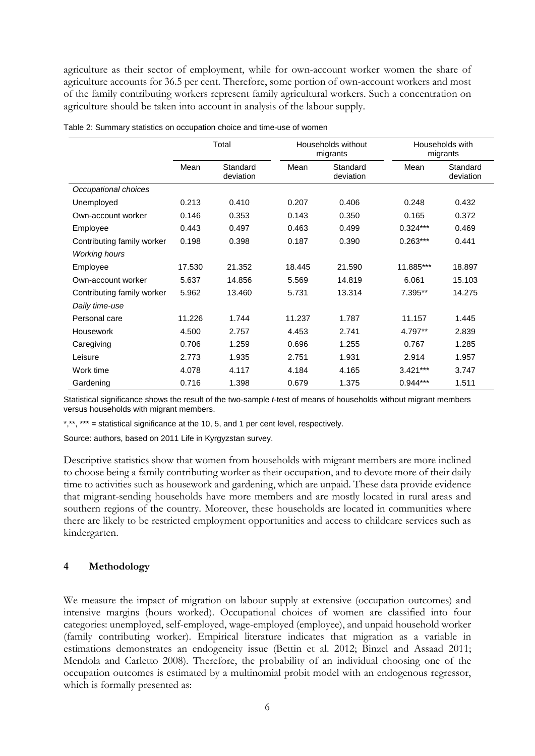agriculture as their sector of employment, while for own-account worker women the share of agriculture accounts for 36.5 per cent. Therefore, some portion of own-account workers and most of the family contributing workers represent family agricultural workers. Such a concentration on agriculture should be taken into account in analysis of the labour supply.

Table 2: Summary statistics on occupation choice and time-use of women

| | Total | | Households without migrants | | Households with migrants | |
|---|---|---|---|---|---|---|
| | Mean | Standard deviation | Mean | Standard deviation | Mean | Standard deviation |
| *Occupational choices* | | | | | | |
| Unemployed | 0.213 | 0.410 | 0.207 | 0.406 | 0.248 | 0.432 |
| Own-account worker | 0.146 | 0.353 | 0.143 | 0.350 | 0.165 | 0.372 |
| Employee | 0.443 | 0.497 | 0.463 | 0.499 | 0.324*** | 0.469 |
| Contributing family worker | 0.198 | 0.398 | 0.187 | 0.390 | 0.263*** | 0.441 |
| *Working hours* | | | | | | |
| Employee | 17.530 | 21.352 | 18.445 | 21.590 | 11.885*** | 18.897 |
| Own-account worker | 5.637 | 14.856 | 5.569 | 14.819 | 6.061 | 15.103 |
| Contributing family worker | 5.962 | 13.460 | 5.731 | 13.314 | 7.395** | 14.275 |
| *Daily time-use* | | | | | | |
| Personal care | 11.226 | 1.744 | 11.237 | 1.787 | 11.157 | 1.445 |
| Housework | 4.500 | 2.757 | 4.453 | 2.741 | 4.797** | 2.839 |
| Caregiving | 0.706 | 1.259 | 0.696 | 1.255 | 0.767 | 1.285 |
| Leisure | 2.773 | 1.935 | 2.751 | 1.931 | 2.914 | 1.957 |
| Work time | 4.078 | 4.117 | 4.184 | 4.165 | 3.421*** | 3.747 |
| Gardening | 0.716 | 1.398 | 0.679 | 1.375 | 0.944*** | 1.511 |

Statistical significance shows the result of the two-sample *t*-test of means of households without migrant members versus households with migrant members.

*,**, *** = statistical significance at the 10, 5, and 1 per cent level, respectively.

Source: authors, based on 2011 Life in Kyrgyzstan survey.

Descriptive statistics show that women from households with migrant members are more inclined to choose being a family contributing worker as their occupation, and to devote more of their daily time to activities such as housework and gardening, which are unpaid. These data provide evidence that migrant-sending households have more members and are mostly located in rural areas and southern regions of the country. Moreover, these households are located in communities where there are likely to be restricted employment opportunities and access to childcare services such as kindergarten.

## 4 Methodology

We measure the impact of migration on labour supply at extensive (occupation outcomes) and intensive margins (hours worked). Occupational choices of women are classified into four categories: unemployed, self-employed, wage-employed (employee), and unpaid household worker (family contributing worker). Empirical literature indicates that migration as a variable in estimations demonstrates an endogeneity issue (Bettin et al. 2012; Binzel and Assaad 2011; Mendola and Carletto 2008). Therefore, the probability of an individual choosing one of the occupation outcomes is estimated by a multinomial probit model with an endogenous regressor, which is formally presented as: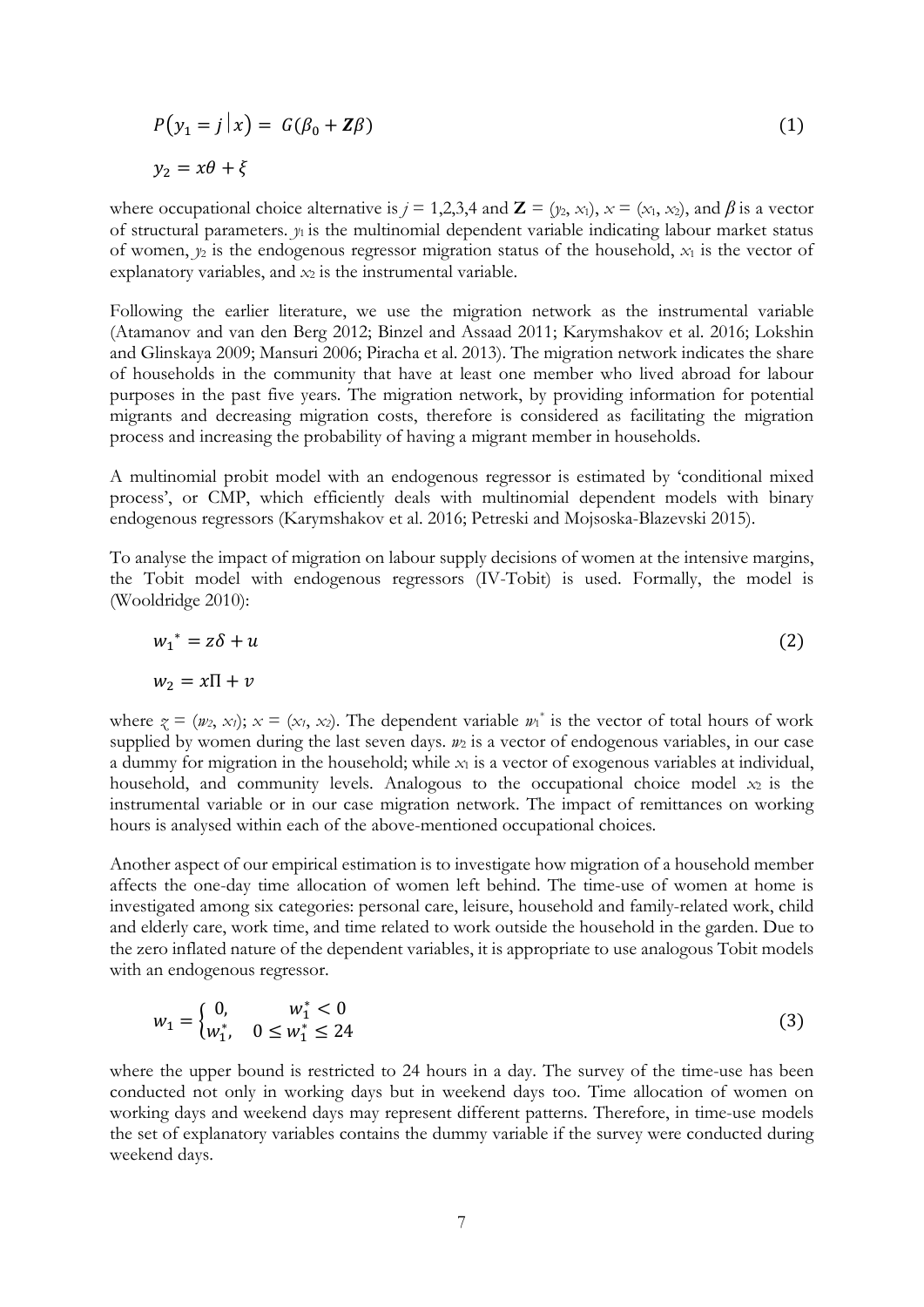$$P(y_1 = j \mid x) = G(\beta_0 + \mathbf{Z}\beta) \tag{1}$$

$$y_2 = x\theta + \xi$$

where occupational choice alternative is $j = 1,2,3,4$ and $\mathbf{Z} = (y_2, x_1)$, $x = (x_1, x_2)$, and $\beta$ is a vector of structural parameters. $y_1$ is the multinomial dependent variable indicating labour market status of women, $y_2$ is the endogenous regressor migration status of the household, $x_1$ is the vector of explanatory variables, and $x_2$ is the instrumental variable.

Following the earlier literature, we use the migration network as the instrumental variable (Atamanov and van den Berg 2012; Binzel and Assaad 2011; Karymshakov et al. 2016; Lokshin and Glinskaya 2009; Mansuri 2006; Piracha et al. 2013). The migration network indicates the share of households in the community that have at least one member who lived abroad for labour purposes in the past five years. The migration network, by providing information for potential migrants and decreasing migration costs, therefore is considered as facilitating the migration process and increasing the probability of having a migrant member in households.

A multinomial probit model with an endogenous regressor is estimated by 'conditional mixed process', or CMP, which efficiently deals with multinomial dependent models with binary endogenous regressors (Karymshakov et al. 2016; Petreski and Mojsoska-Blazevski 2015).

To analyse the impact of migration on labour supply decisions of women at the intensive margins, the Tobit model with endogenous regressors (IV-Tobit) is used. Formally, the model is (Wooldridge 2010):

$$w_1^* = z\delta + u \tag{2}$$

$$w_2 = x\Pi + v$$

where $z = (w_2, x_1)$; $x = (x_1, x_2)$. The dependent variable $w_1^*$ is the vector of total hours of work supplied by women during the last seven days. $w_2$ is a vector of endogenous variables, in our case a dummy for migration in the household; while $x_1$ is a vector of exogenous variables at individual, household, and community levels. Analogous to the occupational choice model $x_2$ is the instrumental variable or in our case migration network. The impact of remittances on working hours is analysed within each of the above-mentioned occupational choices.

Another aspect of our empirical estimation is to investigate how migration of a household member affects the one-day time allocation of women left behind. The time-use of women at home is investigated among six categories: personal care, leisure, household and family-related work, child and elderly care, work time, and time related to work outside the household in the garden. Due to the zero inflated nature of the dependent variables, it is appropriate to use analogous Tobit models with an endogenous regressor.

$$w_1 = \begin{cases} 0, & w_1^* < 0 \\ w_1^*, & 0 \leq w_1^* \leq 24 \end{cases} \tag{3}$$

where the upper bound is restricted to 24 hours in a day. The survey of the time-use has been conducted not only in working days but in weekend days too. Time allocation of women on working days and weekend days may represent different patterns. Therefore, in time-use models the set of explanatory variables contains the dummy variable if the survey were conducted during weekend days.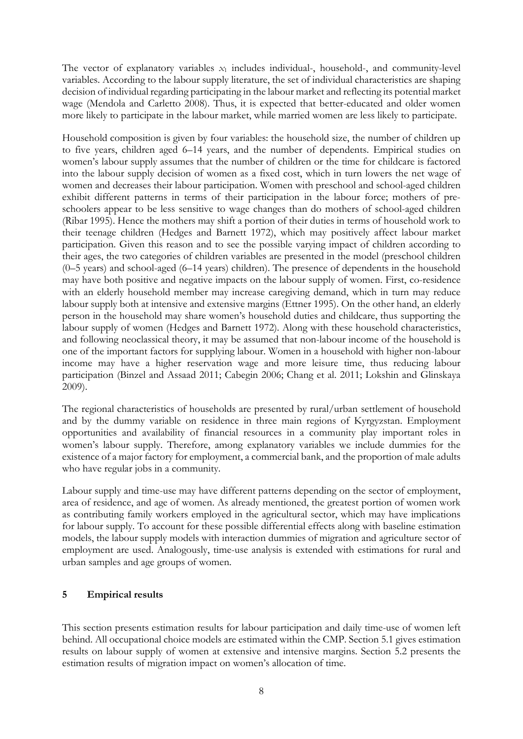The vector of explanatory variables $x_1$ includes individual-, household-, and community-level variables. According to the labour supply literature, the set of individual characteristics are shaping decision of individual regarding participating in the labour market and reflecting its potential market wage (Mendola and Carletto 2008). Thus, it is expected that better-educated and older women more likely to participate in the labour market, while married women are less likely to participate.

Household composition is given by four variables: the household size, the number of children up to five years, children aged 6–14 years, and the number of dependents. Empirical studies on women's labour supply assumes that the number of children or the time for childcare is factored into the labour supply decision of women as a fixed cost, which in turn lowers the net wage of women and decreases their labour participation. Women with preschool and school-aged children exhibit different patterns in terms of their participation in the labour force; mothers of pre-schoolers appear to be less sensitive to wage changes than do mothers of school-aged children (Ribar 1995). Hence the mothers may shift a portion of their duties in terms of household work to their teenage children (Hedges and Barnett 1972), which may positively affect labour market participation. Given this reason and to see the possible varying impact of children according to their ages, the two categories of children variables are presented in the model (preschool children (0–5 years) and school-aged (6–14 years) children). The presence of dependents in the household may have both positive and negative impacts on the labour supply of women. First, co-residence with an elderly household member may increase caregiving demand, which in turn may reduce labour supply both at intensive and extensive margins (Ettner 1995). On the other hand, an elderly person in the household may share women's household duties and childcare, thus supporting the labour supply of women (Hedges and Barnett 1972). Along with these household characteristics, and following neoclassical theory, it may be assumed that non-labour income of the household is one of the important factors for supplying labour. Women in a household with higher non-labour income may have a higher reservation wage and more leisure time, thus reducing labour participation (Binzel and Assaad 2011; Cabegin 2006; Chang et al. 2011; Lokshin and Glinskaya 2009).

The regional characteristics of households are presented by rural/urban settlement of household and by the dummy variable on residence in three main regions of Kyrgyzstan. Employment opportunities and availability of financial resources in a community play important roles in women's labour supply. Therefore, among explanatory variables we include dummies for the existence of a major factory for employment, a commercial bank, and the proportion of male adults who have regular jobs in a community.

Labour supply and time-use may have different patterns depending on the sector of employment, area of residence, and age of women. As already mentioned, the greatest portion of women work as contributing family workers employed in the agricultural sector, which may have implications for labour supply. To account for these possible differential effects along with baseline estimation models, the labour supply models with interaction dummies of migration and agriculture sector of employment are used. Analogously, time-use analysis is extended with estimations for rural and urban samples and age groups of women.

## 5 Empirical results

This section presents estimation results for labour participation and daily time-use of women left behind. All occupational choice models are estimated within the CMP. Section 5.1 gives estimation results on labour supply of women at extensive and intensive margins. Section 5.2 presents the estimation results of migration impact on women's allocation of time.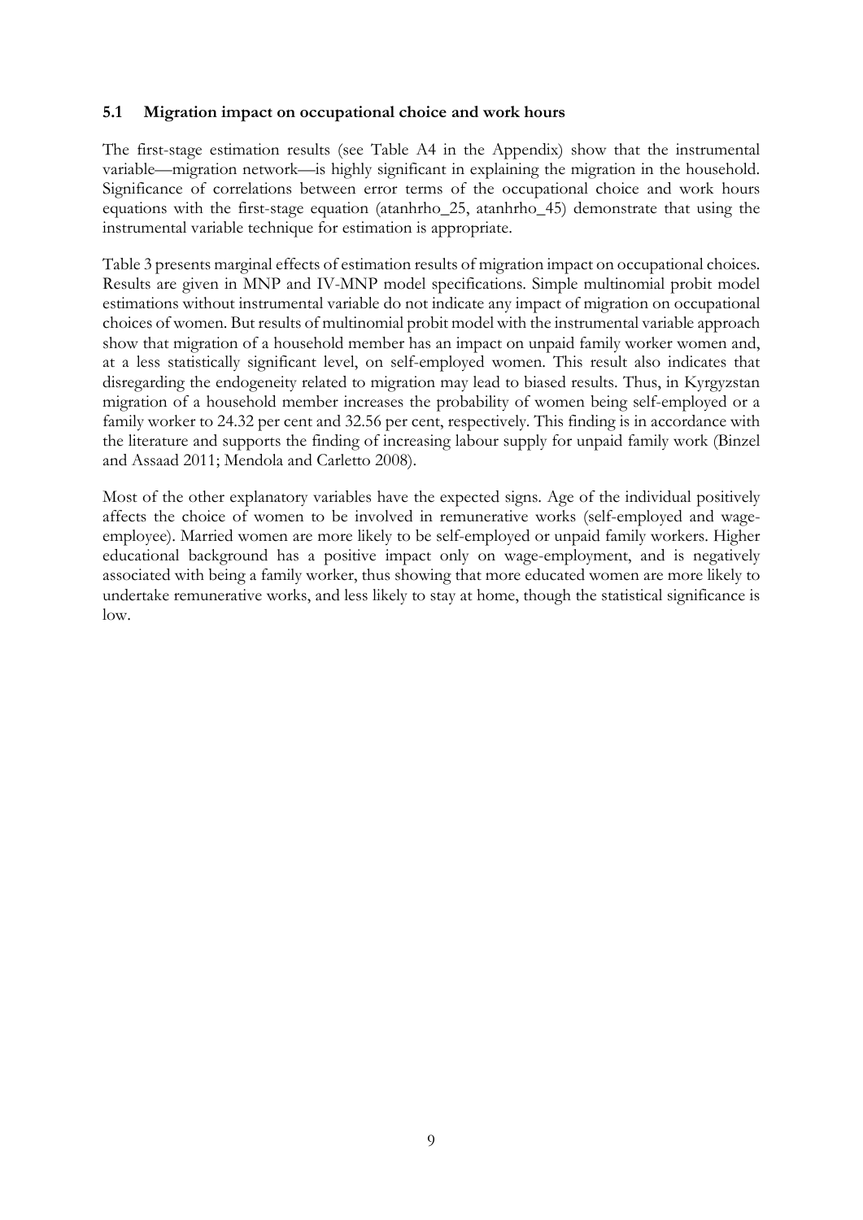### 5.1 Migration impact on occupational choice and work hours

The first-stage estimation results (see Table A4 in the Appendix) show that the instrumental variable—migration network—is highly significant in explaining the migration in the household. Significance of correlations between error terms of the occupational choice and work hours equations with the first-stage equation (atanhrho_25, atanhrho_45) demonstrate that using the instrumental variable technique for estimation is appropriate.

Table 3 presents marginal effects of estimation results of migration impact on occupational choices. Results are given in MNP and IV-MNP model specifications. Simple multinomial probit model estimations without instrumental variable do not indicate any impact of migration on occupational choices of women. But results of multinomial probit model with the instrumental variable approach show that migration of a household member has an impact on unpaid family worker women and, at a less statistically significant level, on self-employed women. This result also indicates that disregarding the endogeneity related to migration may lead to biased results. Thus, in Kyrgyzstan migration of a household member increases the probability of women being self-employed or a family worker to 24.32 per cent and 32.56 per cent, respectively. This finding is in accordance with the literature and supports the finding of increasing labour supply for unpaid family work (Binzel and Assaad 2011; Mendola and Carletto 2008).

Most of the other explanatory variables have the expected signs. Age of the individual positively affects the choice of women to be involved in remunerative works (self-employed and wage-employee). Married women are more likely to be self-employed or unpaid family workers. Higher educational background has a positive impact only on wage-employment, and is negatively associated with being a family worker, thus showing that more educated women are more likely to undertake remunerative works, and less likely to stay at home, though the statistical significance is low.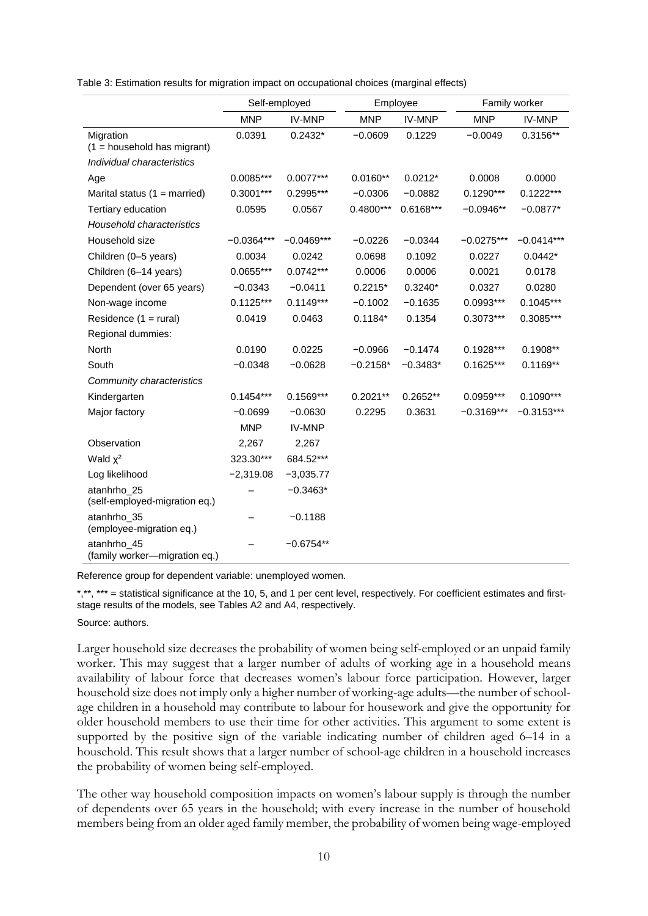Table 3: Estimation results for migration impact on occupational choices (marginal effects)

| | Self-employed | | Employee | | Family worker | |
|---|---|---|---|---|---|---|
| | MNP | IV-MNP | MNP | IV-MNP | MNP | IV-MNP |
| Migration (1 = household has migrant) | 0.0391 | 0.2432* | −0.0609 | 0.1229 | −0.0049 | 0.3156** |
| *Individual characteristics* | | | | | | |
| Age | 0.0085*** | 0.0077*** | 0.0160** | 0.0212* | 0.0008 | 0.0000 |
| Marital status (1 = married) | 0.3001*** | 0.2995*** | −0.0306 | −0.0882 | 0.1290*** | 0.1222*** |
| Tertiary education | 0.0595 | 0.0567 | 0.4800*** | 0.6168*** | −0.0946** | −0.0877* |
| *Household characteristics* | | | | | | |
| Household size | −0.0364*** | −0.0469*** | −0.0226 | −0.0344 | −0.0275*** | −0.0414*** |
| Children (0–5 years) | 0.0034 | 0.0242 | 0.0698 | 0.1092 | 0.0227 | 0.0442* |
| Children (6–14 years) | 0.0655*** | 0.0742*** | 0.0006 | 0.0006 | 0.0021 | 0.0178 |
| Dependent (over 65 years) | −0.0343 | −0.0411 | 0.2215* | 0.3240* | 0.0327 | 0.0280 |
| Non-wage income | 0.1125*** | 0.1149*** | −0.1002 | −0.1635 | 0.0993*** | 0.1045*** |
| Residence (1 = rural) | 0.0419 | 0.0463 | 0.1184* | 0.1354 | 0.3073*** | 0.3085*** |
| Regional dummies: | | | | | | |
| North | 0.0190 | 0.0225 | −0.0966 | −0.1474 | 0.1928*** | 0.1908** |
| South | −0.0348 | −0.0628 | −0.2158* | −0.3483* | 0.1625*** | 0.1169** |
| *Community characteristics* | | | | | | |
| Kindergarten | 0.1454*** | 0.1569*** | 0.2021** | 0.2652** | 0.0959*** | 0.1090*** |
| Major factory | −0.0699 | −0.0630 | 0.2295 | 0.3631 | −0.3169*** | −0.3153*** |
| | MNP | IV-MNP | | | | |
| Observation | 2,267 | 2,267 | | | | |
| Wald $\chi^2$ | 323.30*** | 684.52*** | | | | |
| Log likelihood | −2,319.08 | −3,035.77 | | | | |
| atanhrho_25 (self-employed-migration eq.) | – | −0.3463* | | | | |
| atanhrho_35 (employee-migration eq.) | – | −0.1188 | | | | |
| atanhrho_45 (family worker—migration eq.) | – | −0.6754** | | | | |

Reference group for dependent variable: unemployed women.

*,**, *** = statistical significance at the 10, 5, and 1 per cent level, respectively. For coefficient estimates and first-stage results of the models, see Tables A2 and A4, respectively.

Source: authors.

Larger household size decreases the probability of women being self-employed or an unpaid family worker. This may suggest that a larger number of adults of working age in a household means availability of labour force that decreases women's labour force participation. However, larger household size does not imply only a higher number of working-age adults—the number of school-age children in a household may contribute to labour for housework and give the opportunity for older household members to use their time for other activities. This argument to some extent is supported by the positive sign of the variable indicating number of children aged 6–14 in a household. This result shows that a larger number of school-age children in a household increases the probability of women being self-employed.

The other way household composition impacts on women's labour supply is through the number of dependents over 65 years in the household; with every increase in the number of household members being from an older aged family member, the probability of women being wage-employed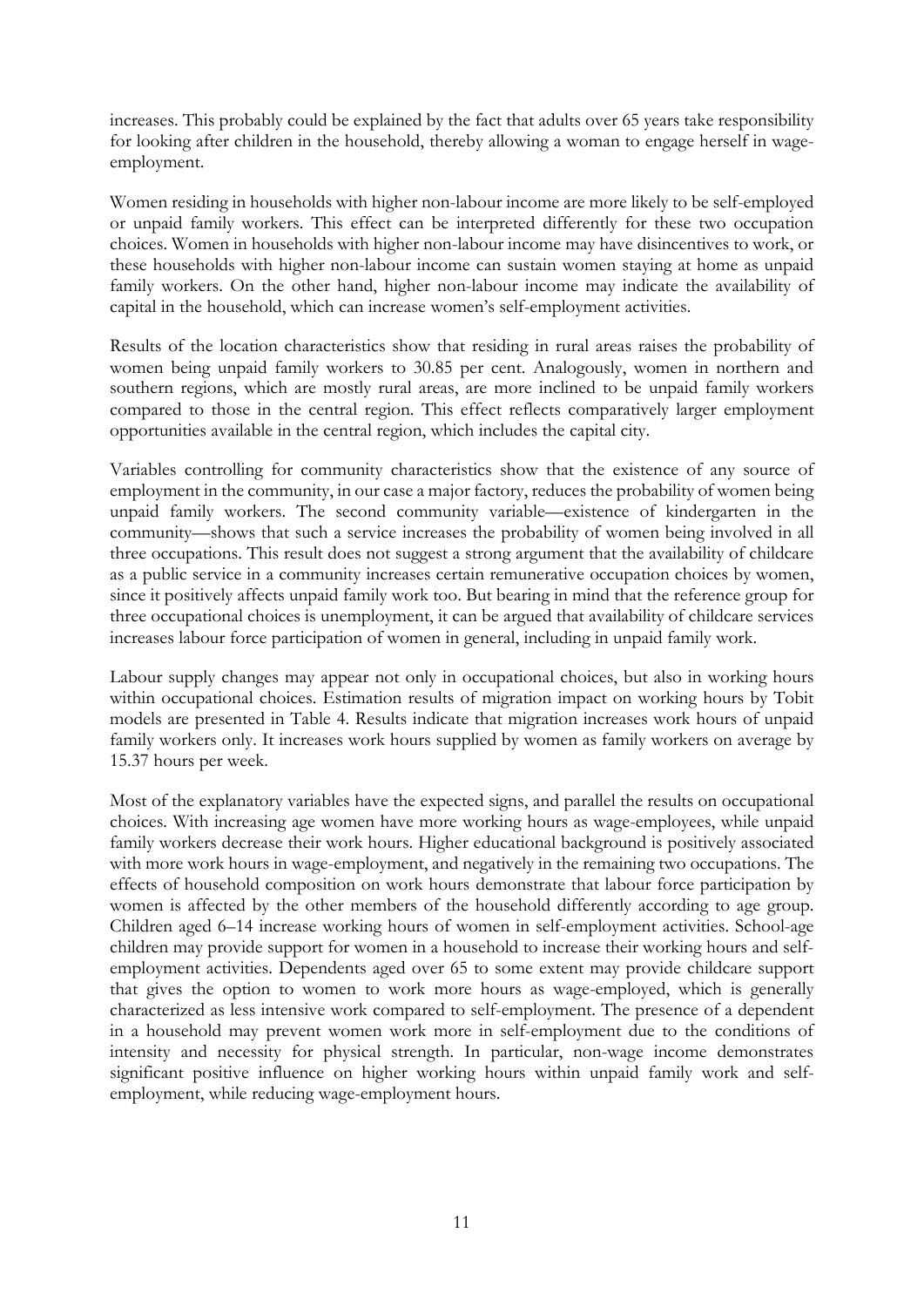increases. This probably could be explained by the fact that adults over 65 years take responsibility for looking after children in the household, thereby allowing a woman to engage herself in wage-employment.

Women residing in households with higher non-labour income are more likely to be self-employed or unpaid family workers. This effect can be interpreted differently for these two occupation choices. Women in households with higher non-labour income may have disincentives to work, or these households with higher non-labour income can sustain women staying at home as unpaid family workers. On the other hand, higher non-labour income may indicate the availability of capital in the household, which can increase women's self-employment activities.

Results of the location characteristics show that residing in rural areas raises the probability of women being unpaid family workers to 30.85 per cent. Analogously, women in northern and southern regions, which are mostly rural areas, are more inclined to be unpaid family workers compared to those in the central region. This effect reflects comparatively larger employment opportunities available in the central region, which includes the capital city.

Variables controlling for community characteristics show that the existence of any source of employment in the community, in our case a major factory, reduces the probability of women being unpaid family workers. The second community variable—existence of kindergarten in the community—shows that such a service increases the probability of women being involved in all three occupations. This result does not suggest a strong argument that the availability of childcare as a public service in a community increases certain remunerative occupation choices by women, since it positively affects unpaid family work too. But bearing in mind that the reference group for three occupational choices is unemployment, it can be argued that availability of childcare services increases labour force participation of women in general, including in unpaid family work.

Labour supply changes may appear not only in occupational choices, but also in working hours within occupational choices. Estimation results of migration impact on working hours by Tobit models are presented in Table 4. Results indicate that migration increases work hours of unpaid family workers only. It increases work hours supplied by women as family workers on average by 15.37 hours per week.

Most of the explanatory variables have the expected signs, and parallel the results on occupational choices. With increasing age women have more working hours as wage-employees, while unpaid family workers decrease their work hours. Higher educational background is positively associated with more work hours in wage-employment, and negatively in the remaining two occupations. The effects of household composition on work hours demonstrate that labour force participation by women is affected by the other members of the household differently according to age group. Children aged 6–14 increase working hours of women in self-employment activities. School-age children may provide support for women in a household to increase their working hours and self-employment activities. Dependents aged over 65 to some extent may provide childcare support that gives the option to women to work more hours as wage-employed, which is generally characterized as less intensive work compared to self-employment. The presence of a dependent in a household may prevent women work more in self-employment due to the conditions of intensity and necessity for physical strength. In particular, non-wage income demonstrates significant positive influence on higher working hours within unpaid family work and self-employment, while reducing wage-employment hours.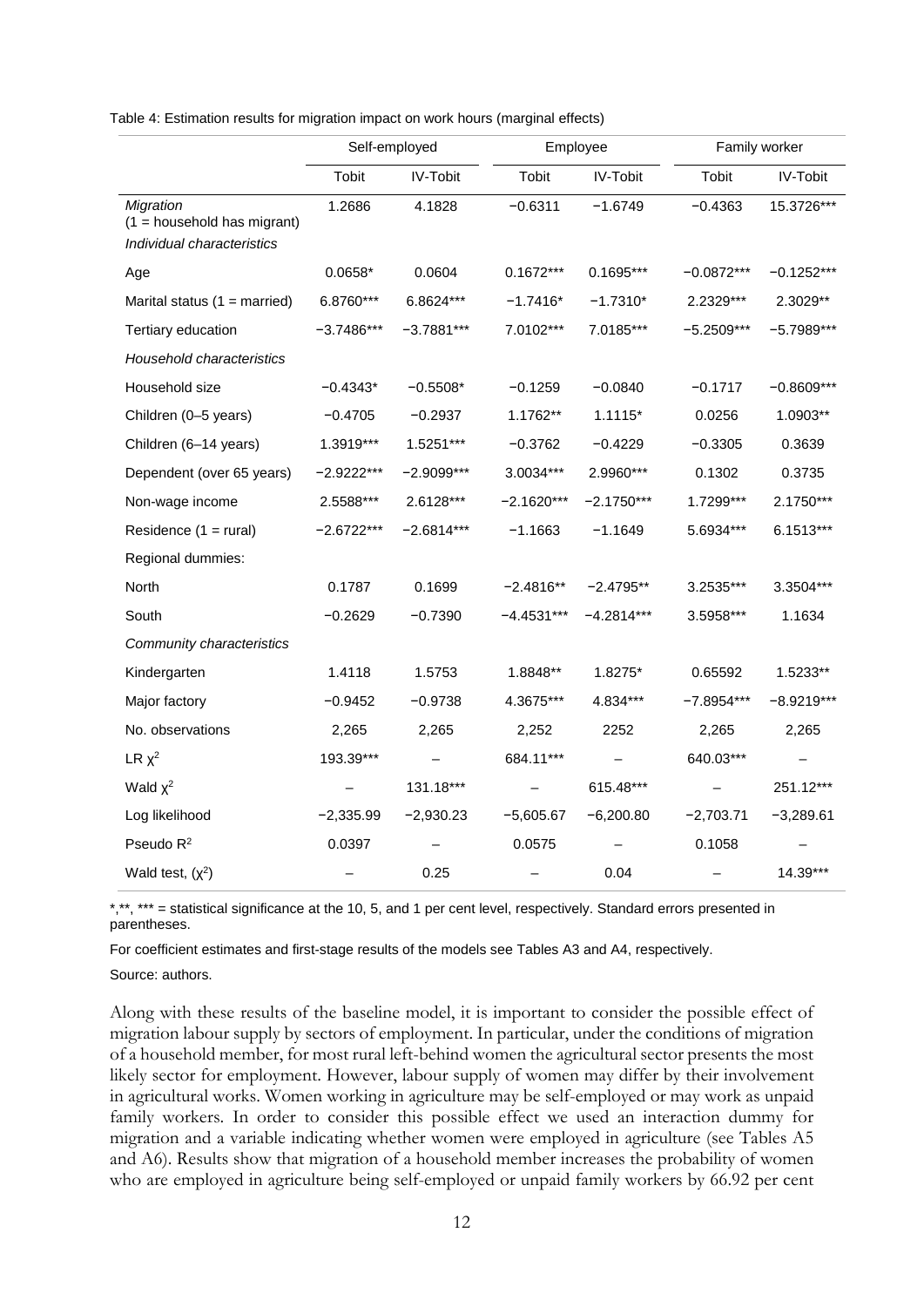Table 4: Estimation results for migration impact on work hours (marginal effects)

| | Self-employed | | Employee | | Family worker | |
|---|---|---|---|---|---|---|
| | Tobit | IV-Tobit | Tobit | IV-Tobit | Tobit | IV-Tobit |
| *Migration* (1 = household has migrant) | 1.2686 | 4.1828 | −0.6311 | −1.6749 | −0.4363 | 15.3726*** |
| *Individual characteristics* | | | | | | |
| Age | 0.0658* | 0.0604 | 0.1672*** | 0.1695*** | −0.0872*** | −0.1252*** |
| Marital status (1 = married) | 6.8760*** | 6.8624*** | −1.7416* | −1.7310* | 2.2329*** | 2.3029** |
| Tertiary education | −3.7486*** | −3.7881*** | 7.0102*** | 7.0185*** | −5.2509*** | −5.7989*** |
| *Household characteristics* | | | | | | |
| Household size | −0.4343* | −0.5508* | −0.1259 | −0.0840 | −0.1717 | −0.8609*** |
| Children (0–5 years) | −0.4705 | −0.2937 | 1.1762** | 1.1115* | 0.0256 | 1.0903** |
| Children (6–14 years) | 1.3919*** | 1.5251*** | −0.3762 | −0.4229 | −0.3305 | 0.3639 |
| Dependent (over 65 years) | −2.9222*** | −2.9099*** | 3.0034*** | 2.9960*** | 0.1302 | 0.3735 |
| Non-wage income | 2.5588*** | 2.6128*** | −2.1620*** | −2.1750*** | 1.7299*** | 2.1750*** |
| Residence (1 = rural) | −2.6722*** | −2.6814*** | −1.1663 | −1.1649 | 5.6934*** | 6.1513*** |
| Regional dummies: | | | | | | |
| North | 0.1787 | 0.1699 | −2.4816** | −2.4795** | 3.2535*** | 3.3504*** |
| South | −0.2629 | −0.7390 | −4.4531*** | −4.2814*** | 3.5958*** | 1.1634 |
| *Community characteristics* | | | | | | |
| Kindergarten | 1.4118 | 1.5753 | 1.8848** | 1.8275* | 0.65592 | 1.5233** |
| Major factory | −0.9452 | −0.9738 | 4.3675*** | 4.834*** | −7.8954*** | −8.9219*** |
| No. observations | 2,265 | 2,265 | 2,252 | 2252 | 2,265 | 2,265 |
| LR $\chi^2$ | 193.39*** | – | 684.11*** | – | 640.03*** | – |
| Wald $\chi^2$ | – | 131.18*** | – | 615.48*** | – | 251.12*** |
| Log likelihood | −2,335.99 | −2,930.23 | −5,605.67 | −6,200.80 | −2,703.71 | −3,289.61 |
| Pseudo $R^2$ | 0.0397 | – | 0.0575 | – | 0.1058 | – |
| Wald test, ($\chi^2$) | – | 0.25 | – | 0.04 | – | 14.39*** |

*,**, *** = statistical significance at the 10, 5, and 1 per cent level, respectively. Standard errors presented in parentheses.

For coefficient estimates and first-stage results of the models see Tables A3 and A4, respectively.

Source: authors.

Along with these results of the baseline model, it is important to consider the possible effect of migration labour supply by sectors of employment. In particular, under the conditions of migration of a household member, for most rural left-behind women the agricultural sector presents the most likely sector for employment. However, labour supply of women may differ by their involvement in agricultural works. Women working in agriculture may be self-employed or may work as unpaid family workers. In order to consider this possible effect we used an interaction dummy for migration and a variable indicating whether women were employed in agriculture (see Tables A5 and A6). Results show that migration of a household member increases the probability of women who are employed in agriculture being self-employed or unpaid family workers by 66.92 per cent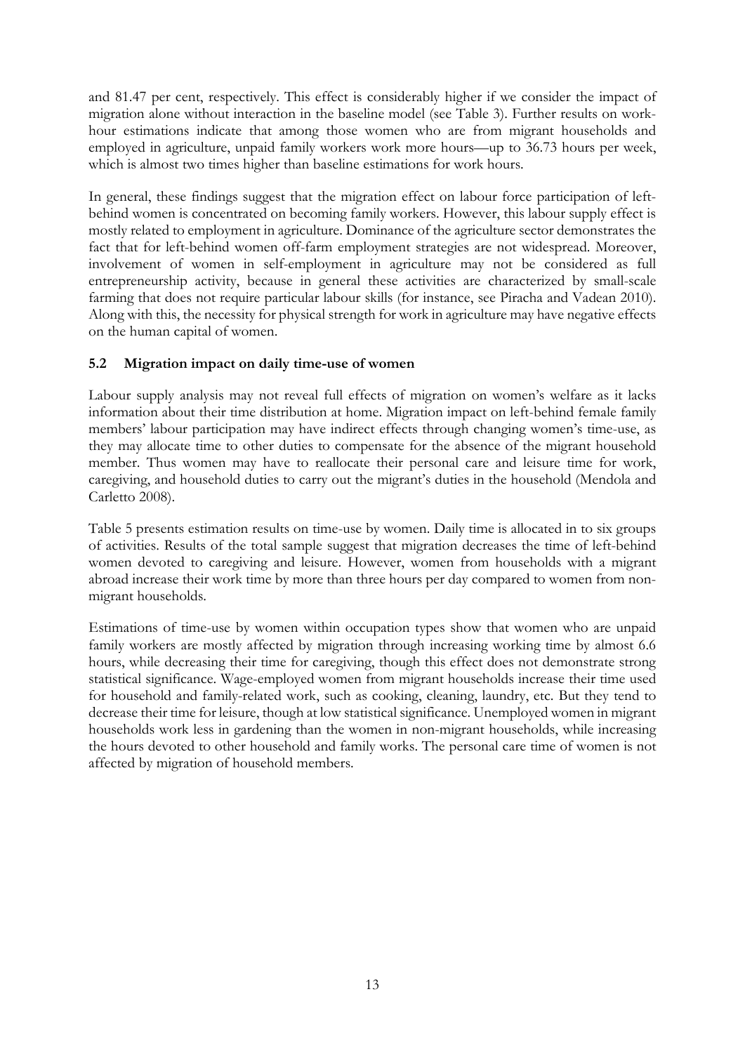and 81.47 per cent, respectively. This effect is considerably higher if we consider the impact of migration alone without interaction in the baseline model (see Table 3). Further results on work-hour estimations indicate that among those women who are from migrant households and employed in agriculture, unpaid family workers work more hours—up to 36.73 hours per week, which is almost two times higher than baseline estimations for work hours.

In general, these findings suggest that the migration effect on labour force participation of left-behind women is concentrated on becoming family workers. However, this labour supply effect is mostly related to employment in agriculture. Dominance of the agriculture sector demonstrates the fact that for left-behind women off-farm employment strategies are not widespread. Moreover, involvement of women in self-employment in agriculture may not be considered as full entrepreneurship activity, because in general these activities are characterized by small-scale farming that does not require particular labour skills (for instance, see Piracha and Vadean 2010). Along with this, the necessity for physical strength for work in agriculture may have negative effects on the human capital of women.

### 5.2 Migration impact on daily time-use of women

Labour supply analysis may not reveal full effects of migration on women's welfare as it lacks information about their time distribution at home. Migration impact on left-behind female family members' labour participation may have indirect effects through changing women's time-use, as they may allocate time to other duties to compensate for the absence of the migrant household member. Thus women may have to reallocate their personal care and leisure time for work, caregiving, and household duties to carry out the migrant's duties in the household (Mendola and Carletto 2008).

Table 5 presents estimation results on time-use by women. Daily time is allocated in to six groups of activities. Results of the total sample suggest that migration decreases the time of left-behind women devoted to caregiving and leisure. However, women from households with a migrant abroad increase their work time by more than three hours per day compared to women from non-migrant households.

Estimations of time-use by women within occupation types show that women who are unpaid family workers are mostly affected by migration through increasing working time by almost 6.6 hours, while decreasing their time for caregiving, though this effect does not demonstrate strong statistical significance. Wage-employed women from migrant households increase their time used for household and family-related work, such as cooking, cleaning, laundry, etc. But they tend to decrease their time for leisure, though at low statistical significance. Unemployed women in migrant households work less in gardening than the women in non-migrant households, while increasing the hours devoted to other household and family works. The personal care time of women is not affected by migration of household members.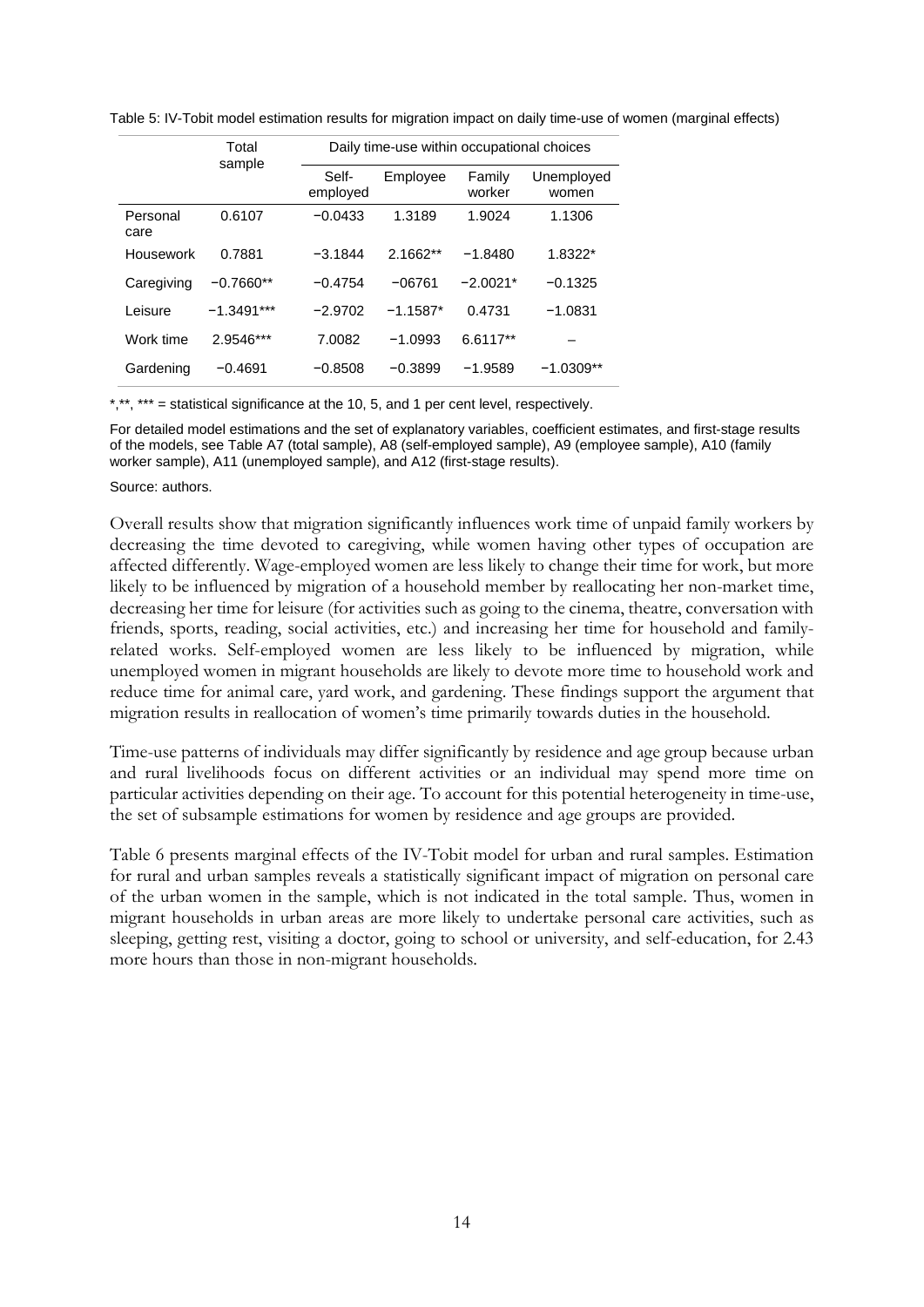Table 5: IV-Tobit model estimation results for migration impact on daily time-use of women (marginal effects)

| | Total sample | Daily time-use within occupational choices | | | |
|---|---|---|---|---|---|
| | | Self-employed | Employee | Family worker | Unemployed women |
| Personal care | 0.6107 | −0.0433 | 1.3189 | 1.9024 | 1.1306 |
| Housework | 0.7881 | −3.1844 | 2.1662** | −1.8480 | 1.8322* |
| Caregiving | −0.7660** | −0.4754 | −06761 | −2.0021* | −0.1325 |
| Leisure | −1.3491*** | −2.9702 | −1.1587* | 0.4731 | −1.0831 |
| Work time | 2.9546*** | 7.0082 | −1.0993 | 6.6117** | – |
| Gardening | −0.4691 | −0.8508 | −0.3899 | −1.9589 | −1.0309** |

*,**, *** = statistical significance at the 10, 5, and 1 per cent level, respectively.

For detailed model estimations and the set of explanatory variables, coefficient estimates, and first-stage results of the models, see Table A7 (total sample), A8 (self-employed sample), A9 (employee sample), A10 (family worker sample), A11 (unemployed sample), and A12 (first-stage results).

Source: authors.

Overall results show that migration significantly influences work time of unpaid family workers by decreasing the time devoted to caregiving, while women having other types of occupation are affected differently. Wage-employed women are less likely to change their time for work, but more likely to be influenced by migration of a household member by reallocating her non-market time, decreasing her time for leisure (for activities such as going to the cinema, theatre, conversation with friends, sports, reading, social activities, etc.) and increasing her time for household and family-related works. Self-employed women are less likely to be influenced by migration, while unemployed women in migrant households are likely to devote more time to household work and reduce time for animal care, yard work, and gardening. These findings support the argument that migration results in reallocation of women's time primarily towards duties in the household.

Time-use patterns of individuals may differ significantly by residence and age group because urban and rural livelihoods focus on different activities or an individual may spend more time on particular activities depending on their age. To account for this potential heterogeneity in time-use, the set of subsample estimations for women by residence and age groups are provided.

Table 6 presents marginal effects of the IV-Tobit model for urban and rural samples. Estimation for rural and urban samples reveals a statistically significant impact of migration on personal care of the urban women in the sample, which is not indicated in the total sample. Thus, women in migrant households in urban areas are more likely to undertake personal care activities, such as sleeping, getting rest, visiting a doctor, going to school or university, and self-education, for 2.43 more hours than those in non-migrant households.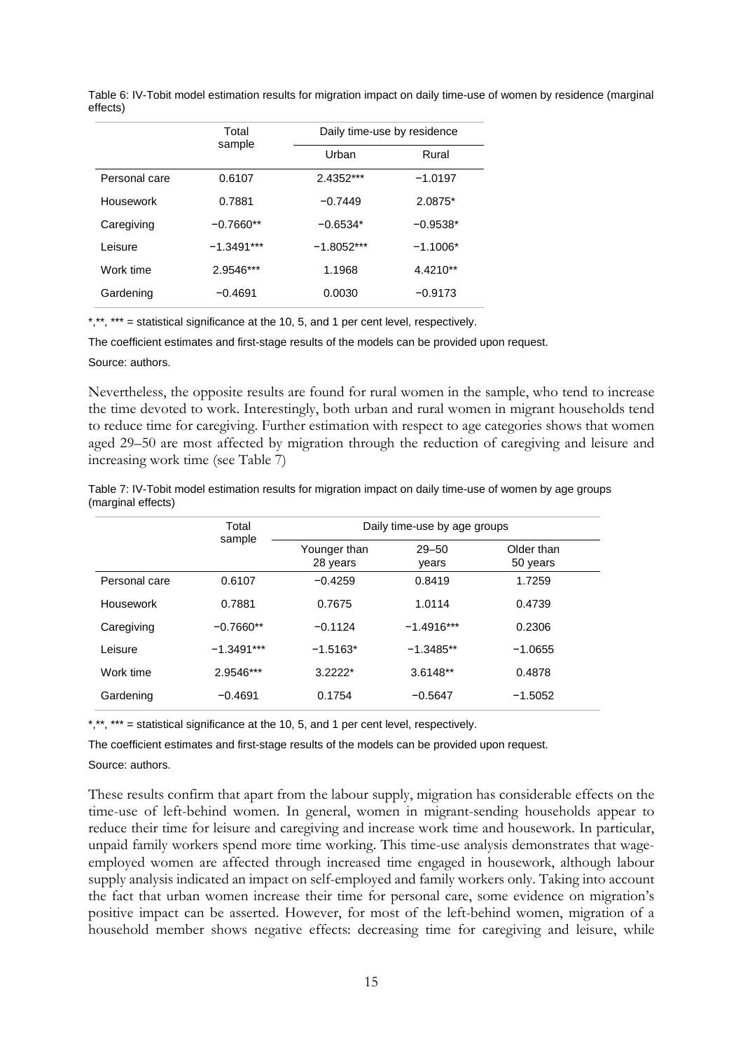Table 6: IV-Tobit model estimation results for migration impact on daily time-use of women by residence (marginal effects)

| | Total sample | Daily time-use by residence | |
|---|---|---|---|
| | | Urban | Rural |
| Personal care | 0.6107 | 2.4352*** | −1.0197 |
| Housework | 0.7881 | −0.7449 | 2.0875* |
| Caregiving | −0.7660** | −0.6534* | −0.9538* |
| Leisure | −1.3491*** | −1.8052*** | −1.1006* |
| Work time | 2.9546*** | 1.1968 | 4.4210** |
| Gardening | −0.4691 | 0.0030 | −0.9173 |

*,**, *** = statistical significance at the 10, 5, and 1 per cent level, respectively.

The coefficient estimates and first-stage results of the models can be provided upon request.

Source: authors.

Nevertheless, the opposite results are found for rural women in the sample, who tend to increase the time devoted to work. Interestingly, both urban and rural women in migrant households tend to reduce time for caregiving. Further estimation with respect to age categories shows that women aged 29–50 are most affected by migration through the reduction of caregiving and leisure and increasing work time (see Table 7)

Table 7: IV-Tobit model estimation results for migration impact on daily time-use of women by age groups (marginal effects)

| | Total sample | Daily time-use by age groups | | |
|---|---|---|---|---|
| | | Younger than 28 years | 29–50 years | Older than 50 years |
| Personal care | 0.6107 | −0.4259 | 0.8419 | 1.7259 |
| Housework | 0.7881 | 0.7675 | 1.0114 | 0.4739 |
| Caregiving | −0.7660** | −0.1124 | −1.4916*** | 0.2306 |
| Leisure | −1.3491*** | −1.5163* | −1.3485** | −1.0655 |
| Work time | 2.9546*** | 3.2222* | 3.6148** | 0.4878 |
| Gardening | −0.4691 | 0.1754 | −0.5647 | −1.5052 |

*,**, *** = statistical significance at the 10, 5, and 1 per cent level, respectively.

The coefficient estimates and first-stage results of the models can be provided upon request.

Source: authors.

These results confirm that apart from the labour supply, migration has considerable effects on the time-use of left-behind women. In general, women in migrant-sending households appear to reduce their time for leisure and caregiving and increase work time and housework. In particular, unpaid family workers spend more time working. This time-use analysis demonstrates that wage-employed women are affected through increased time engaged in housework, although labour supply analysis indicated an impact on self-employed and family workers only. Taking into account the fact that urban women increase their time for personal care, some evidence on migration's positive impact can be asserted. However, for most of the left-behind women, migration of a household member shows negative effects: decreasing time for caregiving and leisure, while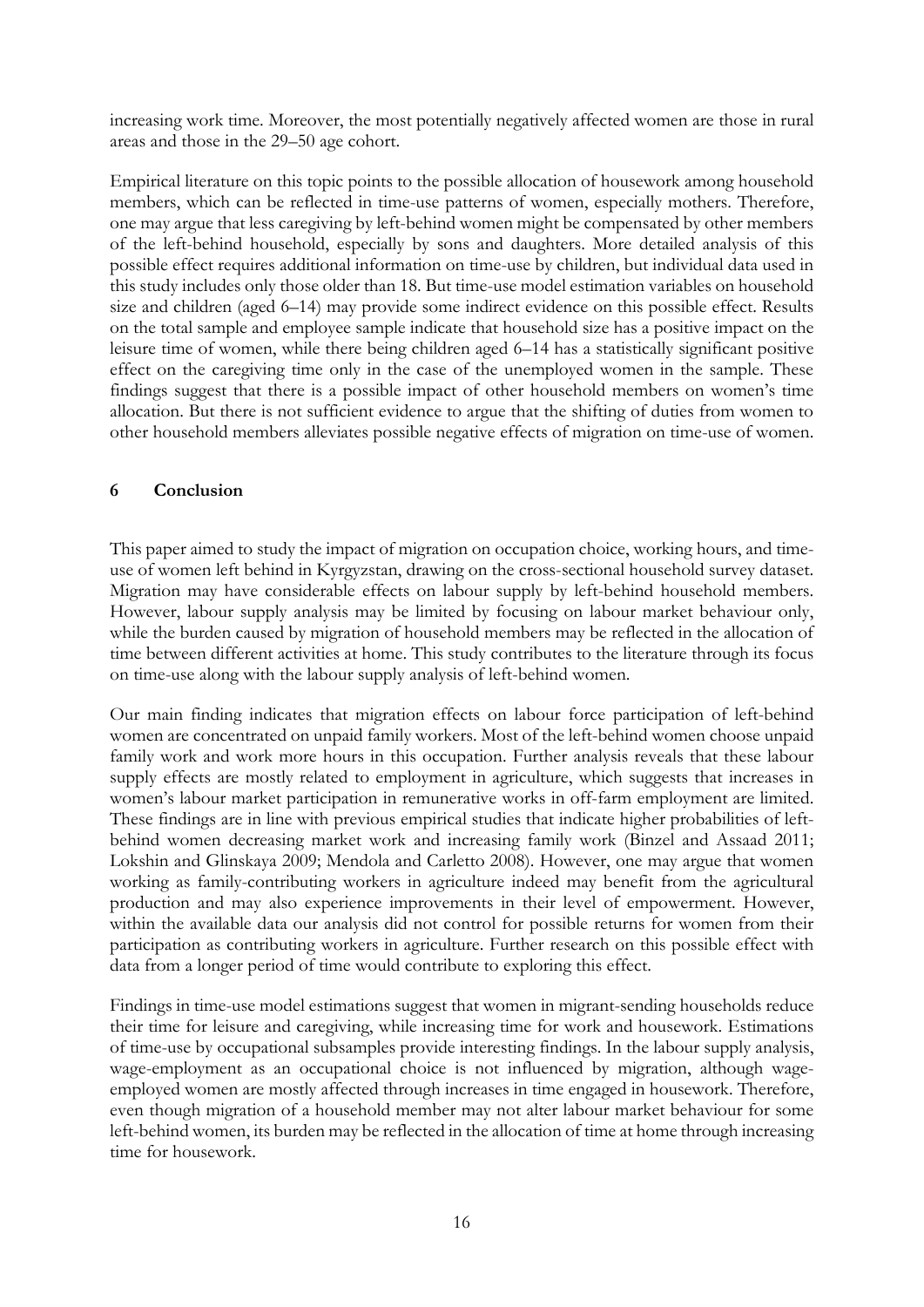increasing work time. Moreover, the most potentially negatively affected women are those in rural areas and those in the 29–50 age cohort.

Empirical literature on this topic points to the possible allocation of housework among household members, which can be reflected in time-use patterns of women, especially mothers. Therefore, one may argue that less caregiving by left-behind women might be compensated by other members of the left-behind household, especially by sons and daughters. More detailed analysis of this possible effect requires additional information on time-use by children, but individual data used in this study includes only those older than 18. But time-use model estimation variables on household size and children (aged 6–14) may provide some indirect evidence on this possible effect. Results on the total sample and employee sample indicate that household size has a positive impact on the leisure time of women, while there being children aged 6–14 has a statistically significant positive effect on the caregiving time only in the case of the unemployed women in the sample. These findings suggest that there is a possible impact of other household members on women's time allocation. But there is not sufficient evidence to argue that the shifting of duties from women to other household members alleviates possible negative effects of migration on time-use of women.

## 6 Conclusion

This paper aimed to study the impact of migration on occupation choice, working hours, and time-use of women left behind in Kyrgyzstan, drawing on the cross-sectional household survey dataset. Migration may have considerable effects on labour supply by left-behind household members. However, labour supply analysis may be limited by focusing on labour market behaviour only, while the burden caused by migration of household members may be reflected in the allocation of time between different activities at home. This study contributes to the literature through its focus on time-use along with the labour supply analysis of left-behind women.

Our main finding indicates that migration effects on labour force participation of left-behind women are concentrated on unpaid family workers. Most of the left-behind women choose unpaid family work and work more hours in this occupation. Further analysis reveals that these labour supply effects are mostly related to employment in agriculture, which suggests that increases in women's labour market participation in remunerative works in off-farm employment are limited. These findings are in line with previous empirical studies that indicate higher probabilities of left-behind women decreasing market work and increasing family work (Binzel and Assaad 2011; Lokshin and Glinskaya 2009; Mendola and Carletto 2008). However, one may argue that women working as family-contributing workers in agriculture indeed may benefit from the agricultural production and may also experience improvements in their level of empowerment. However, within the available data our analysis did not control for possible returns for women from their participation as contributing workers in agriculture. Further research on this possible effect with data from a longer period of time would contribute to exploring this effect.

Findings in time-use model estimations suggest that women in migrant-sending households reduce their time for leisure and caregiving, while increasing time for work and housework. Estimations of time-use by occupational subsamples provide interesting findings. In the labour supply analysis, wage-employment as an occupational choice is not influenced by migration, although wage-employed women are mostly affected through increases in time engaged in housework. Therefore, even though migration of a household member may not alter labour market behaviour for some left-behind women, its burden may be reflected in the allocation of time at home through increasing time for housework.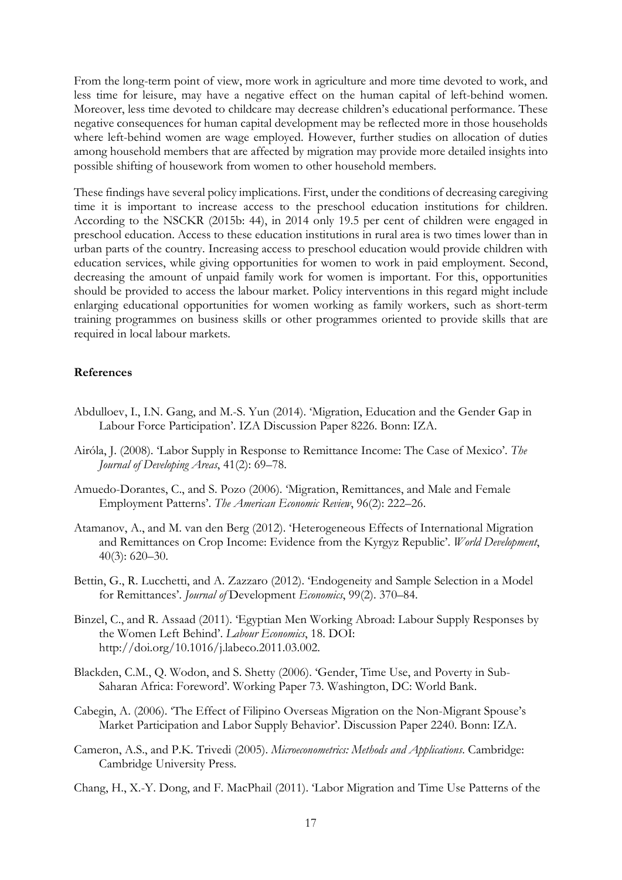From the long-term point of view, more work in agriculture and more time devoted to work, and less time for leisure, may have a negative effect on the human capital of left-behind women. Moreover, less time devoted to childcare may decrease children's educational performance. These negative consequences for human capital development may be reflected more in those households where left-behind women are wage employed. However, further studies on allocation of duties among household members that are affected by migration may provide more detailed insights into possible shifting of housework from women to other household members.

These findings have several policy implications. First, under the conditions of decreasing caregiving time it is important to increase access to the preschool education institutions for children. According to the NSCKR (2015b: 44), in 2014 only 19.5 per cent of children were engaged in preschool education. Access to these education institutions in rural area is two times lower than in urban parts of the country. Increasing access to preschool education would provide children with education services, while giving opportunities for women to work in paid employment. Second, decreasing the amount of unpaid family work for women is important. For this, opportunities should be provided to access the labour market. Policy interventions in this regard might include enlarging educational opportunities for women working as family workers, such as short-term training programmes on business skills or other programmes oriented to provide skills that are required in local labour markets.

**References**

Abdulloev, I., I.N. Gang, and M.-S. Yun (2014). 'Migration, Education and the Gender Gap in Labour Force Participation'. IZA Discussion Paper 8226. Bonn: IZA.

Airóla, J. (2008). 'Labor Supply in Response to Remittance Income: The Case of Mexico'. *The Journal of Developing Areas*, 41(2): 69–78.

Amuedo-Dorantes, C., and S. Pozo (2006). 'Migration, Remittances, and Male and Female Employment Patterns'. *The American Economic Review*, 96(2): 222–26.

Atamanov, A., and M. van den Berg (2012). 'Heterogeneous Effects of International Migration and Remittances on Crop Income: Evidence from the Kyrgyz Republic'. *World Development*, 40(3): 620–30.

Bettin, G., R. Lucchetti, and A. Zazzaro (2012). 'Endogeneity and Sample Selection in a Model for Remittances'. *Journal of* Development *Economics*, 99(2). 370–84.

Binzel, C., and R. Assaad (2011). 'Egyptian Men Working Abroad: Labour Supply Responses by the Women Left Behind'. *Labour Economics*, 18. DOI: http://doi.org/10.1016/j.labeco.2011.03.002.

Blackden, C.M., Q. Wodon, and S. Shetty (2006). 'Gender, Time Use, and Poverty in Sub-Saharan Africa: Foreword'. Working Paper 73. Washington, DC: World Bank.

Cabegin, A. (2006). 'The Effect of Filipino Overseas Migration on the Non-Migrant Spouse's Market Participation and Labor Supply Behavior'. Discussion Paper 2240. Bonn: IZA.

Cameron, A.S., and P.K. Trivedi (2005). *Microeconometrics: Methods and Applications*. Cambridge: Cambridge University Press.

Chang, H., X.-Y. Dong, and F. MacPhail (2011). 'Labor Migration and Time Use Patterns of the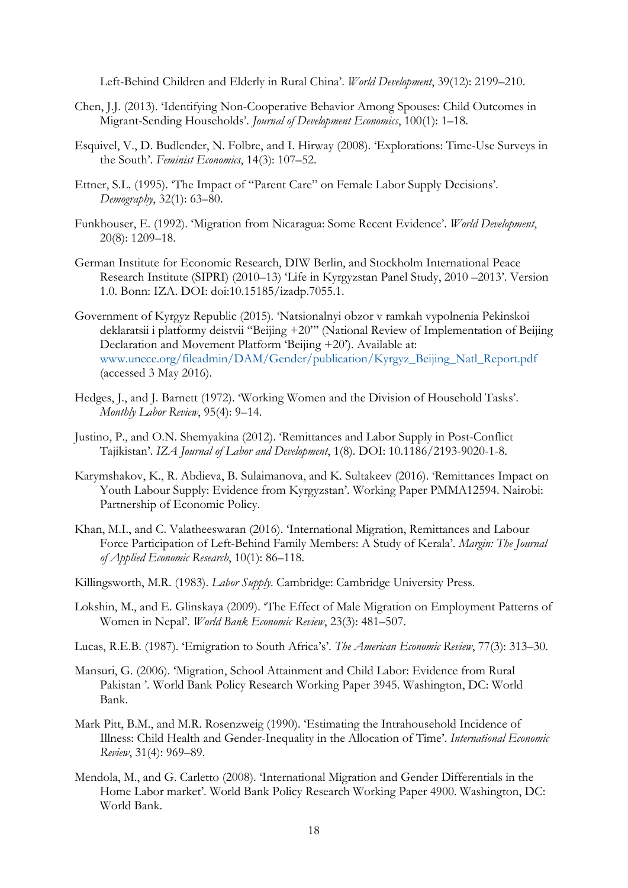Left-Behind Children and Elderly in Rural China'. *World Development*, 39(12): 2199–210.

Chen, J.J. (2013). 'Identifying Non-Cooperative Behavior Among Spouses: Child Outcomes in Migrant-Sending Households'. *Journal of Development Economics*, 100(1): 1–18.

Esquivel, V., D. Budlender, N. Folbre, and I. Hirway (2008). 'Explorations: Time-Use Surveys in the South'. *Feminist Economics*, 14(3): 107–52.

Ettner, S.L. (1995). 'The Impact of "Parent Care" on Female Labor Supply Decisions'. *Demography*, 32(1): 63–80.

Funkhouser, E. (1992). 'Migration from Nicaragua: Some Recent Evidence'. *World Development*, 20(8): 1209–18.

German Institute for Economic Research, DIW Berlin, and Stockholm International Peace Research Institute (SIPRI) (2010–13) 'Life in Kyrgyzstan Panel Study, 2010 –2013'. Version 1.0. Bonn: IZA. DOI: doi:10.15185/izadp.7055.1.

Government of Kyrgyz Republic (2015). 'Natsionalnyi obzor v ramkah vypolnenia Pekinskoi deklaratsii i platformy deistvii "Beijing +20"' (National Review of Implementation of Beijing Declaration and Movement Platform 'Beijing +20'). Available at: www.unece.org/fileadmin/DAM/Gender/publication/Kyrgyz_Beijing_Natl_Report.pdf (accessed 3 May 2016).

Hedges, J., and J. Barnett (1972). 'Working Women and the Division of Household Tasks'. *Monthly Labor Review*, 95(4): 9–14.

Justino, P., and O.N. Shemyakina (2012). 'Remittances and Labor Supply in Post-Conflict Tajikistan'. *IZA Journal of Labor and Development*, 1(8). DOI: 10.1186/2193-9020-1-8.

Karymshakov, K., R. Abdieva, B. Sulaimanova, and K. Sultakeev (2016). 'Remittances Impact on Youth Labour Supply: Evidence from Kyrgyzstan'. Working Paper PMMA12594. Nairobi: Partnership of Economic Policy.

Khan, M.I., and C. Valatheeswaran (2016). 'International Migration, Remittances and Labour Force Participation of Left-Behind Family Members: A Study of Kerala'. *Margin: The Journal of Applied Economic Research*, 10(1): 86–118.

Killingsworth, M.R. (1983). *Labor Supply*. Cambridge: Cambridge University Press.

Lokshin, M., and E. Glinskaya (2009). 'The Effect of Male Migration on Employment Patterns of Women in Nepal'. *World Bank Economic Review*, 23(3): 481–507.

Lucas, R.E.B. (1987). 'Emigration to South Africa's'. *The American Economic Review*, 77(3): 313–30.

Mansuri, G. (2006). 'Migration, School Attainment and Child Labor: Evidence from Rural Pakistan '. World Bank Policy Research Working Paper 3945. Washington, DC: World Bank.

Mark Pitt, B.M., and M.R. Rosenzweig (1990). 'Estimating the Intrahousehold Incidence of Illness: Child Health and Gender-Inequality in the Allocation of Time'. *International Economic Review*, 31(4): 969–89.

Mendola, M., and G. Carletto (2008). 'International Migration and Gender Differentials in the Home Labor market'. World Bank Policy Research Working Paper 4900. Washington, DC: World Bank.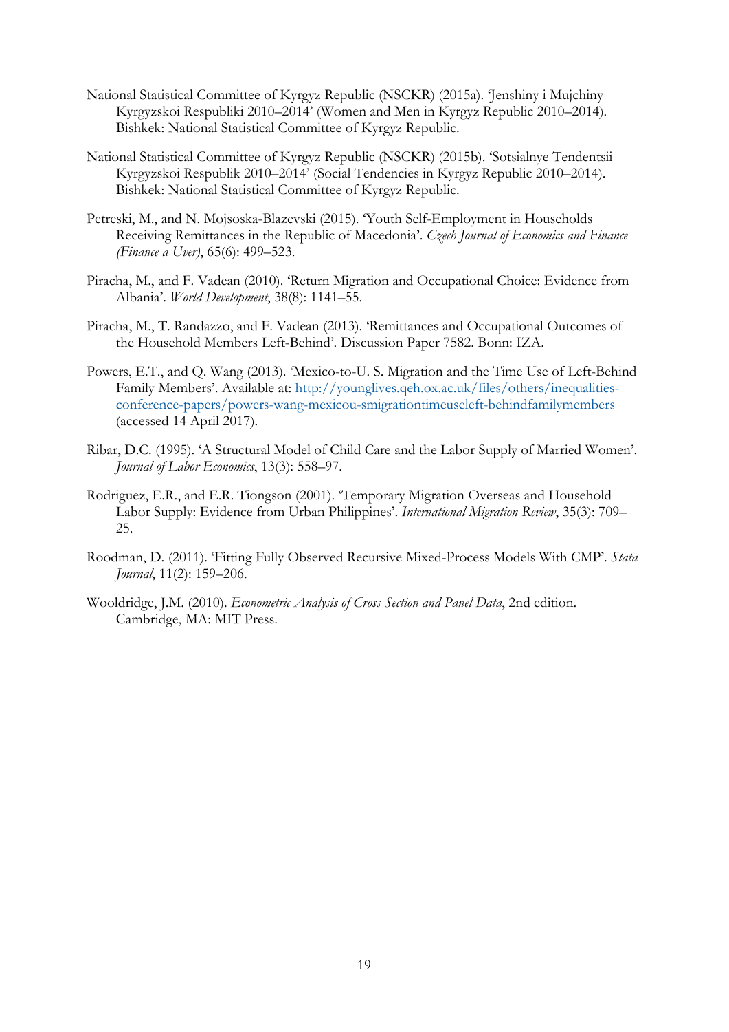National Statistical Committee of Kyrgyz Republic (NSCKR) (2015a). 'Jenshiny i Mujchiny Kyrgyzskoi Respubliki 2010–2014' (Women and Men in Kyrgyz Republic 2010–2014). Bishkek: National Statistical Committee of Kyrgyz Republic.

National Statistical Committee of Kyrgyz Republic (NSCKR) (2015b). 'Sotsialnye Tendentsii Kyrgyzskoi Respublik 2010–2014' (Social Tendencies in Kyrgyz Republic 2010–2014). Bishkek: National Statistical Committee of Kyrgyz Republic.

Petreski, M., and N. Mojsoska-Blazevski (2015). 'Youth Self-Employment in Households Receiving Remittances in the Republic of Macedonia'. *Czech Journal of Economics and Finance (Finance a Uver)*, 65(6): 499–523.

Piracha, M., and F. Vadean (2010). 'Return Migration and Occupational Choice: Evidence from Albania'. *World Development*, 38(8): 1141–55.

Piracha, M., T. Randazzo, and F. Vadean (2013). 'Remittances and Occupational Outcomes of the Household Members Left-Behind'. Discussion Paper 7582. Bonn: IZA.

Powers, E.T., and Q. Wang (2013). 'Mexico-to-U. S. Migration and the Time Use of Left-Behind Family Members'. Available at: http://younglives.qeh.ox.ac.uk/files/others/inequalities-conference-papers/powers-wang-mexicou-smigrationtimeuseleft-behindfamilymembers (accessed 14 April 2017).

Ribar, D.C. (1995). 'A Structural Model of Child Care and the Labor Supply of Married Women'. *Journal of Labor Economics*, 13(3): 558–97.

Rodriguez, E.R., and E.R. Tiongson (2001). 'Temporary Migration Overseas and Household Labor Supply: Evidence from Urban Philippines'. *International Migration Review*, 35(3): 709–25.

Roodman, D. (2011). 'Fitting Fully Observed Recursive Mixed-Process Models With CMP'. *Stata Journal*, 11(2): 159–206.

Wooldridge, J.M. (2010). *Econometric Analysis of Cross Section and Panel Data*, 2nd edition. Cambridge, MA: MIT Press.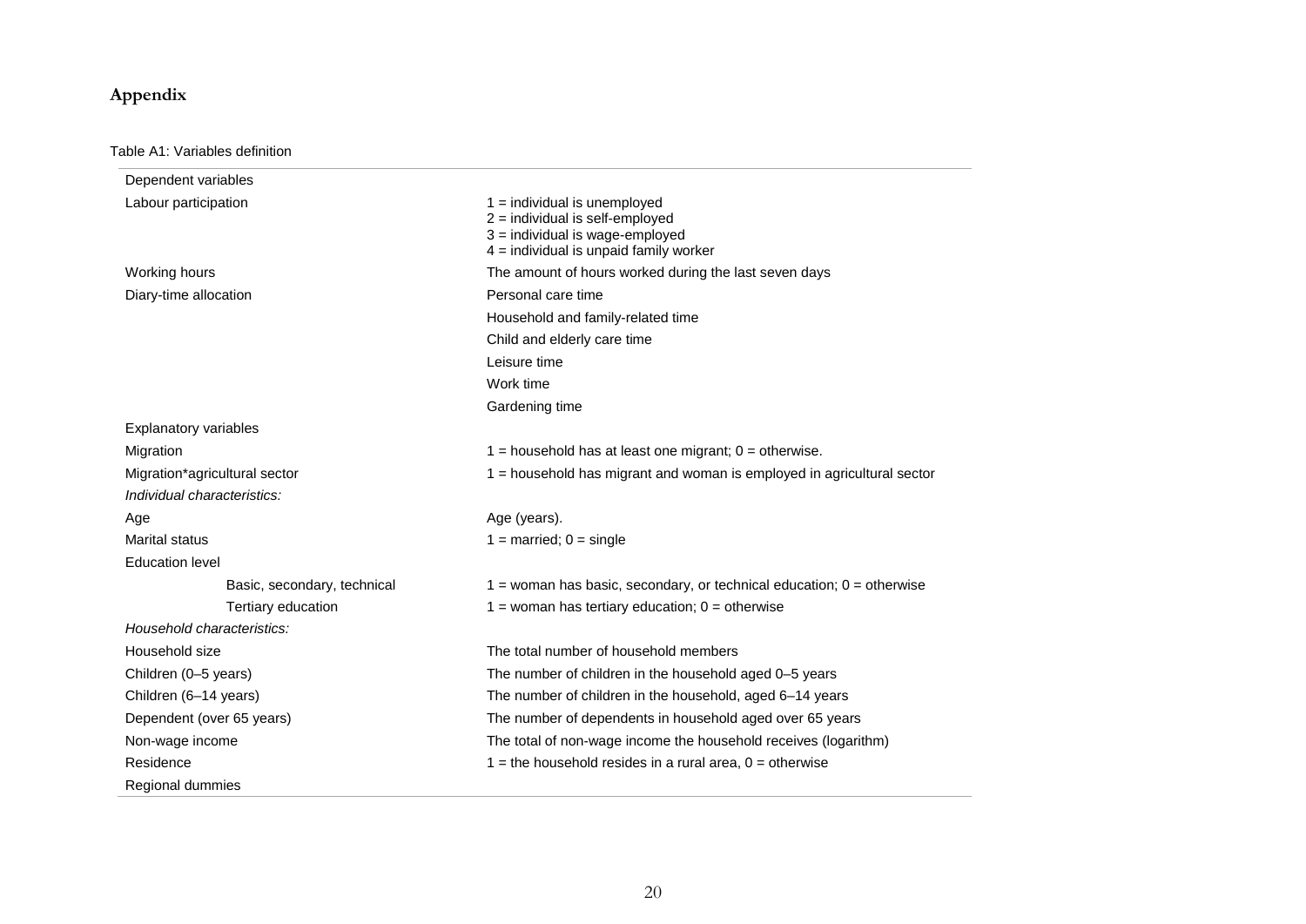## Appendix

Table A1: Variables definition

| | |
|---|---|
| Dependent variables | |
| Labour participation | 1 = individual is unemployed<br>2 = individual is self-employed<br>3 = individual is wage-employed<br>4 = individual is unpaid family worker |
| Working hours | The amount of hours worked during the last seven days |
| Diary-time allocation | Personal care time |
| | Household and family-related time |
| | Child and elderly care time |
| | Leisure time |
| | Work time |
| | Gardening time |
| Explanatory variables | |
| Migration | 1 = household has at least one migrant; 0 = otherwise. |
| Migration*agricultural sector | 1 = household has migrant and woman is employed in agricultural sector |
| *Individual characteristics:* | |
| Age | Age (years). |
| Marital status | 1 = married; 0 = single |
| Education level | |
| Basic, secondary, technical | 1 = woman has basic, secondary, or technical education; 0 = otherwise |
| Tertiary education | 1 = woman has tertiary education; 0 = otherwise |
| *Household characteristics:* | |
| Household size | The total number of household members |
| Children (0–5 years) | The number of children in the household aged 0–5 years |
| Children (6–14 years) | The number of children in the household, aged 6–14 years |
| Dependent (over 65 years) | The number of dependents in household aged over 65 years |
| Non-wage income | The total of non-wage income the household receives (logarithm) |
| Residence | 1 = the household resides in a rural area, 0 = otherwise |
| Regional dummies | |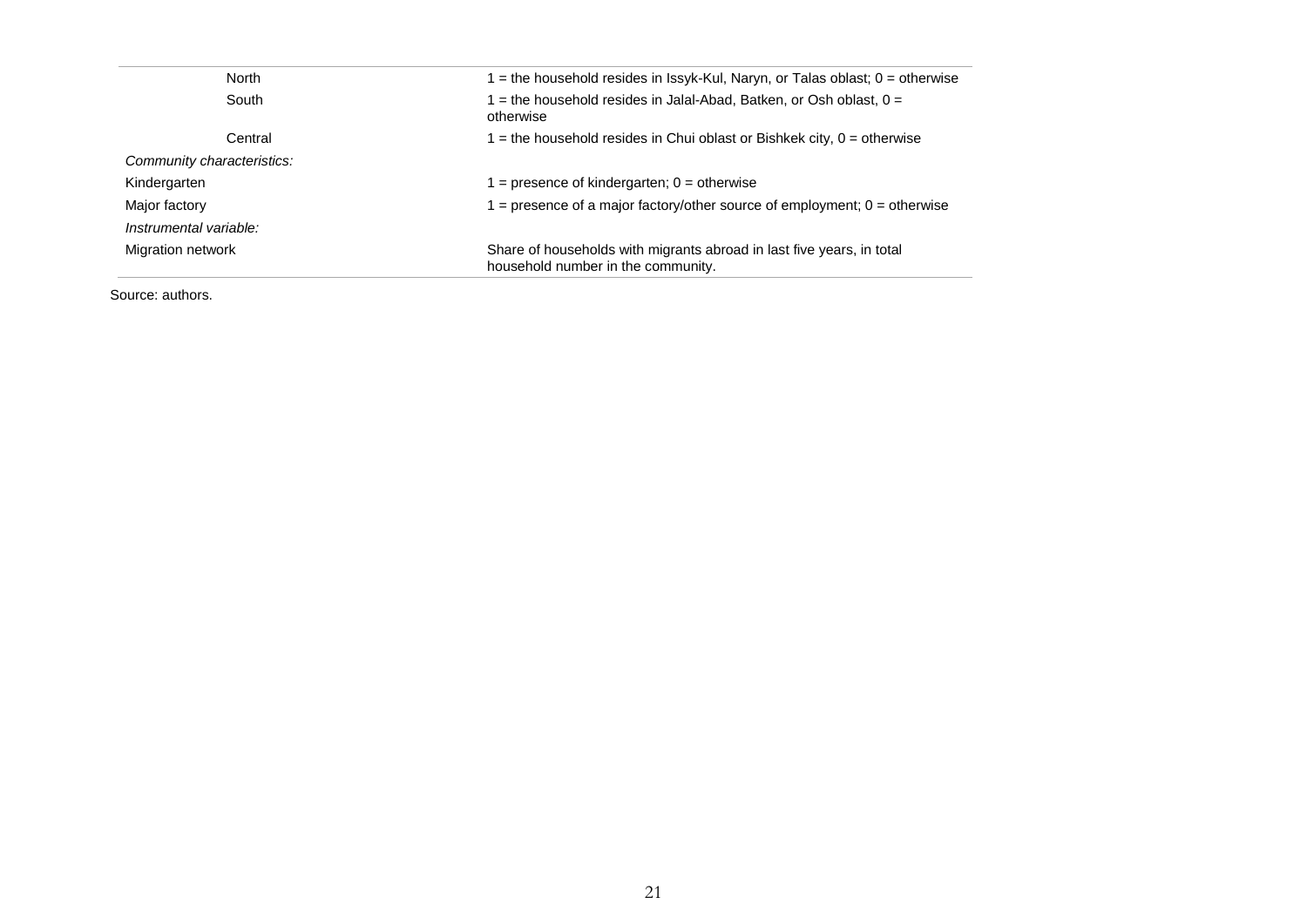| | |
|---|---|
| North | 1 = the household resides in Issyk-Kul, Naryn, or Talas oblast; 0 = otherwise |
| South | 1 = the household resides in Jalal-Abad, Batken, or Osh oblast, 0 = otherwise |
| Central | 1 = the household resides in Chui oblast or Bishkek city, 0 = otherwise |
| *Community characteristics:* | |
| Kindergarten | 1 = presence of kindergarten; 0 = otherwise |
| Major factory | 1 = presence of a major factory/other source of employment; 0 = otherwise |
| *Instrumental variable:* | |
| Migration network | Share of households with migrants abroad in last five years, in total household number in the community. |

Source: authors.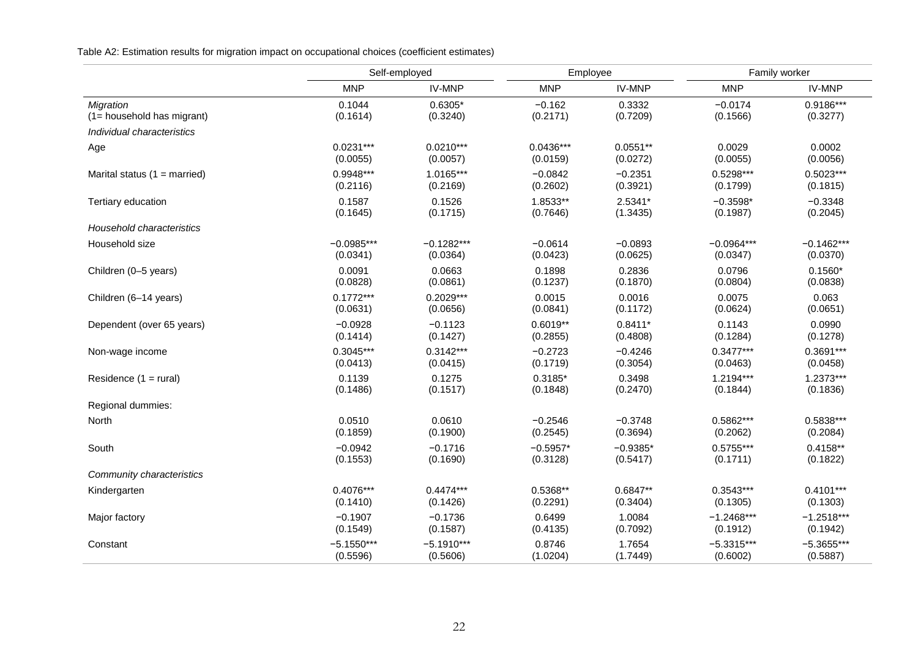Table A2: Estimation results for migration impact on occupational choices (coefficient estimates)

| | Self-employed | | Employee | | Family worker | |
|---|---|---|---|---|---|---|
| | MNP | IV-MNP | MNP | IV-MNP | MNP | IV-MNP |
| *Migration* (1= household has migrant) | 0.1044 (0.1614) | 0.6305* (0.3240) | −0.162 (0.2171) | 0.3332 (0.7209) | −0.0174 (0.1566) | 0.9186*** (0.3277) |
| *Individual characteristics* | | | | | | |
| Age | 0.0231*** (0.0055) | 0.0210*** (0.0057) | 0.0436*** (0.0159) | 0.0551** (0.0272) | 0.0029 (0.0055) | 0.0002 (0.0056) |
| Marital status (1 = married) | 0.9948*** (0.2116) | 1.0165*** (0.2169) | −0.0842 (0.2602) | −0.2351 (0.3921) | 0.5298*** (0.1799) | 0.5023*** (0.1815) |
| Tertiary education | 0.1587 (0.1645) | 0.1526 (0.1715) | 1.8533** (0.7646) | 2.5341* (1.3435) | −0.3598* (0.1987) | −0.3348 (0.2045) |
| *Household characteristics* | | | | | | |
| Household size | −0.0985*** (0.0341) | −0.1282*** (0.0364) | −0.0614 (0.0423) | −0.0893 (0.0625) | −0.0964*** (0.0347) | −0.1462*** (0.0370) |
| Children (0–5 years) | 0.0091 (0.0828) | 0.0663 (0.0861) | 0.1898 (0.1237) | 0.2836 (0.1870) | 0.0796 (0.0804) | 0.1560* (0.0838) |
| Children (6–14 years) | 0.1772*** (0.0631) | 0.2029*** (0.0656) | 0.0015 (0.0841) | 0.0016 (0.1172) | 0.0075 (0.0624) | 0.063 (0.0651) |
| Dependent (over 65 years) | −0.0928 (0.1414) | −0.1123 (0.1427) | 0.6019** (0.2855) | 0.8411* (0.4808) | 0.1143 (0.1284) | 0.0990 (0.1278) |
| Non-wage income | 0.3045*** (0.0413) | 0.3142*** (0.0415) | −0.2723 (0.1719) | −0.4246 (0.3054) | 0.3477*** (0.0463) | 0.3691*** (0.0458) |
| Residence (1 = rural) | 0.1139 (0.1486) | 0.1275 (0.1517) | 0.3185* (0.1848) | 0.3498 (0.2470) | 1.2194*** (0.1844) | 1.2373*** (0.1836) |
| Regional dummies: | | | | | | |
| North | 0.0510 (0.1859) | 0.0610 (0.1900) | −0.2546 (0.2545) | −0.3748 (0.3694) | 0.5862*** (0.2062) | 0.5838*** (0.2084) |
| South | −0.0942 (0.1553) | −0.1716 (0.1690) | −0.5957* (0.3128) | −0.9385* (0.5417) | 0.5755*** (0.1711) | 0.4158** (0.1822) |
| *Community characteristics* | | | | | | |
| Kindergarten | 0.4076*** (0.1410) | 0.4474*** (0.1426) | 0.5368** (0.2291) | 0.6847** (0.3404) | 0.3543*** (0.1305) | 0.4101*** (0.1303) |
| Major factory | −0.1907 (0.1549) | −0.1736 (0.1587) | 0.6499 (0.4135) | 1.0084 (0.7092) | −1.2468*** (0.1912) | −1.2518*** (0.1942) |
| Constant | −5.1550*** (0.5596) | −5.1910*** (0.5606) | 0.8746 (1.0204) | 1.7654 (1.7449) | −5.3315*** (0.6002) | −5.3655*** (0.5887) |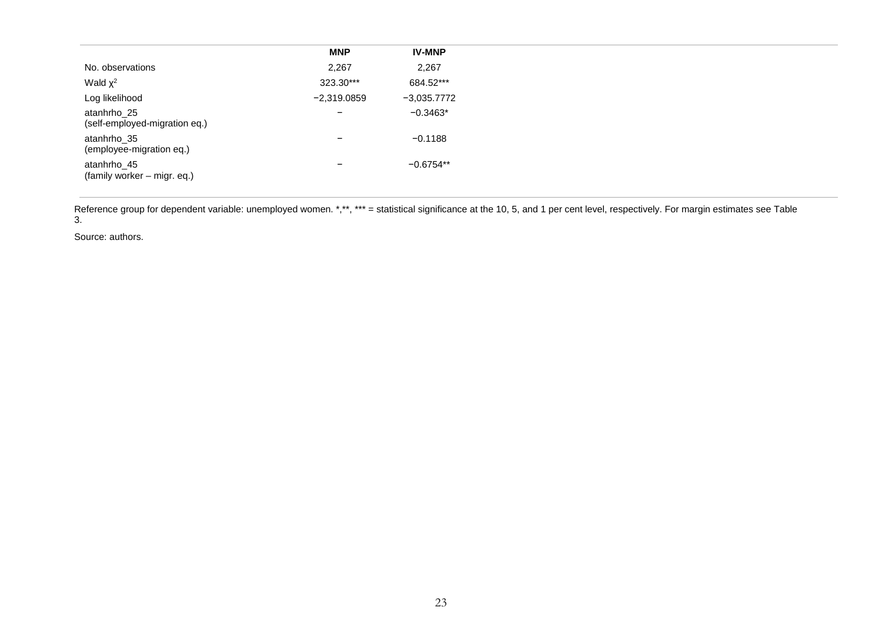| | MNP | IV-MNP |
|---|---|---|
| No. observations | 2,267 | 2,267 |
| Wald $\chi^2$ | 323.30*** | 684.52*** |
| Log likelihood | −2,319.0859 | −3,035.7772 |
| atanhrho_25 (self-employed-migration eq.) | − | −0.3463* |
| atanhrho_35 (employee-migration eq.) | − | −0.1188 |
| atanhrho_45 (family worker – migr. eq.) | − | −0.6754** |

Reference group for dependent variable: unemployed women. *,**, *** = statistical significance at the 10, 5, and 1 per cent level, respectively. For margin estimates see Table 3.

Source: authors.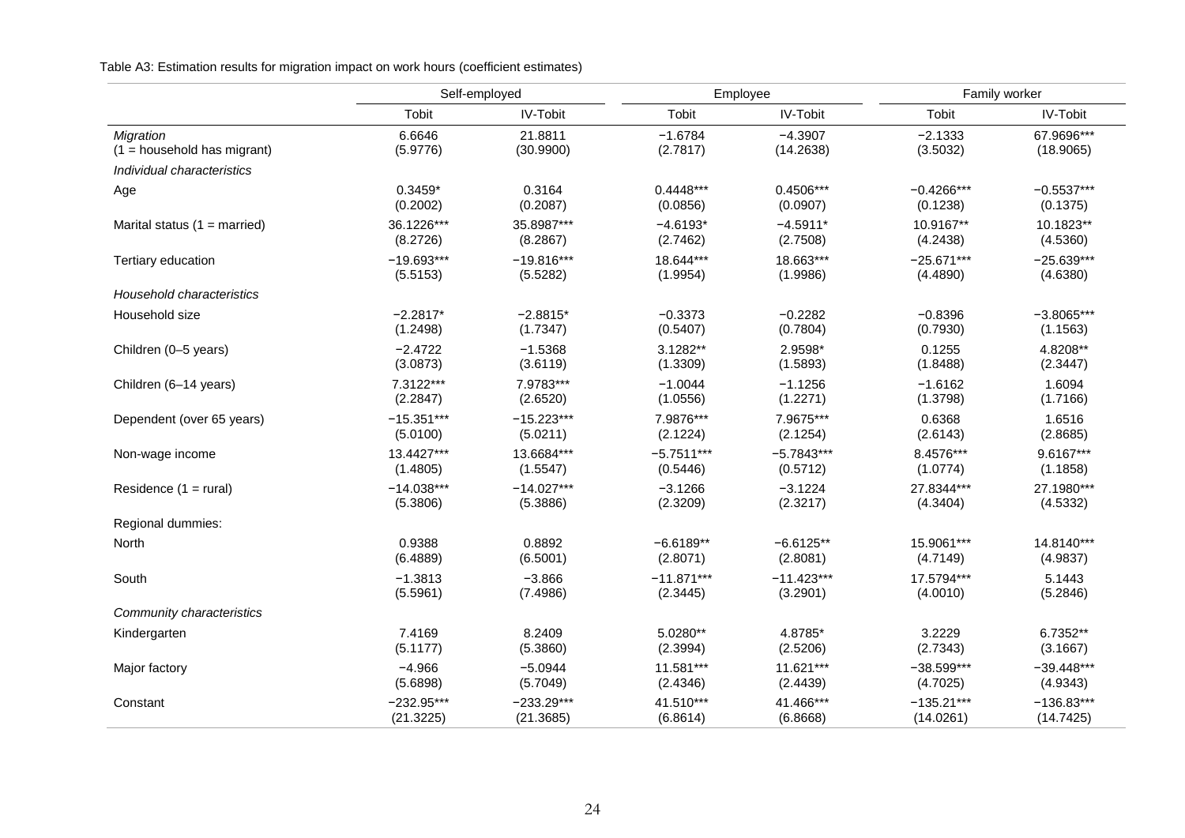Table A3: Estimation results for migration impact on work hours (coefficient estimates)

| | Self-employed | | Employee | | Family worker | |
|---|---|---|---|---|---|---|
| | Tobit | IV-Tobit | Tobit | IV-Tobit | Tobit | IV-Tobit |
| *Migration* | 6.6646 | 21.8811 | −1.6784 | −4.3907 | −2.1333 | 67.9696*** |
| (1 = household has migrant) | (5.9776) | (30.9900) | (2.7817) | (14.2638) | (3.5032) | (18.9065) |
| *Individual characteristics* | | | | | | |
| Age | 0.3459* | 0.3164 | 0.4448*** | 0.4506*** | −0.4266*** | −0.5537*** |
| | (0.2002) | (0.2087) | (0.0856) | (0.0907) | (0.1238) | (0.1375) |
| Marital status (1 = married) | 36.1226*** | 35.8987*** | −4.6193* | −4.5911* | 10.9167** | 10.1823** |
| | (8.2726) | (8.2867) | (2.7462) | (2.7508) | (4.2438) | (4.5360) |
| Tertiary education | −19.693*** | −19.816*** | 18.644*** | 18.663*** | −25.671*** | −25.639*** |
| | (5.5153) | (5.5282) | (1.9954) | (1.9986) | (4.4890) | (4.6380) |
| *Household characteristics* | | | | | | |
| Household size | −2.2817* | −2.8815* | −0.3373 | −0.2282 | −0.8396 | −3.8065*** |
| | (1.2498) | (1.7347) | (0.5407) | (0.7804) | (0.7930) | (1.1563) |
| Children (0–5 years) | −2.4722 | −1.5368 | 3.1282** | 2.9598* | 0.1255 | 4.8208** |
| | (3.0873) | (3.6119) | (1.3309) | (1.5893) | (1.8488) | (2.3447) |
| Children (6–14 years) | 7.3122*** | 7.9783*** | −1.0044 | −1.1256 | −1.6162 | 1.6094 |
| | (2.2847) | (2.6520) | (1.0556) | (1.2271) | (1.3798) | (1.7166) |
| Dependent (over 65 years) | −15.351*** | −15.223*** | 7.9876*** | 7.9675*** | 0.6368 | 1.6516 |
| | (5.0100) | (5.0211) | (2.1224) | (2.1254) | (2.6143) | (2.8685) |
| Non-wage income | 13.4427*** | 13.6684*** | −5.7511*** | −5.7843*** | 8.4576*** | 9.6167*** |
| | (1.4805) | (1.5547) | (0.5446) | (0.5712) | (1.0774) | (1.1858) |
| Residence (1 = rural) | −14.038*** | −14.027*** | −3.1266 | −3.1224 | 27.8344*** | 27.1980*** |
| | (5.3806) | (5.3886) | (2.3209) | (2.3217) | (4.3404) | (4.5332) |
| Regional dummies: | | | | | | |
| North | 0.9388 | 0.8892 | −6.6189** | −6.6125** | 15.9061*** | 14.8140*** |
| | (6.4889) | (6.5001) | (2.8071) | (2.8081) | (4.7149) | (4.9837) |
| South | −1.3813 | −3.866 | −11.871*** | −11.423*** | 17.5794*** | 5.1443 |
| | (5.5961) | (7.4986) | (2.3445) | (3.2901) | (4.0010) | (5.2846) |
| *Community characteristics* | | | | | | |
| Kindergarten | 7.4169 | 8.2409 | 5.0280** | 4.8785* | 3.2229 | 6.7352** |
| | (5.1177) | (5.3860) | (2.3994) | (2.5206) | (2.7343) | (3.1667) |
| Major factory | −4.966 | −5.0944 | 11.581*** | 11.621*** | −38.599*** | −39.448*** |
| | (5.6898) | (5.7049) | (2.4346) | (2.4439) | (4.7025) | (4.9343) |
| Constant | −232.95*** | −233.29*** | 41.510*** | 41.466*** | −135.21*** | −136.83*** |
| | (21.3225) | (21.3685) | (6.8614) | (6.8668) | (14.0261) | (14.7425) |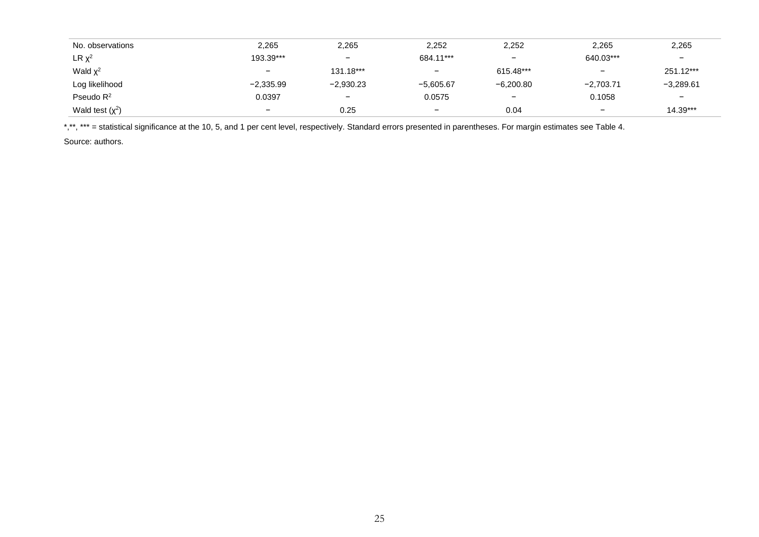| | | | | | | |
|---|---|---|---|---|---|---|
| No. observations | 2,265 | 2,265 | 2,252 | 2,252 | 2,265 | 2,265 |
| LR $\chi^2$ | 193.39*** | – | 684.11*** | – | 640.03*** | – |
| Wald $\chi^2$ | – | 131.18*** | – | 615.48*** | – | 251.12*** |
| Log likelihood | −2,335.99 | −2,930.23 | −5,605.67 | −6,200.80 | −2,703.71 | −3,289.61 |
| Pseudo $R^2$ | 0.0397 | – | 0.0575 | – | 0.1058 | – |
| Wald test ($\chi^2$) | – | 0.25 | – | 0.04 | – | 14.39*** |

*,**, *** = statistical significance at the 10, 5, and 1 per cent level, respectively. Standard errors presented in parentheses. For margin estimates see Table 4.

Source: authors.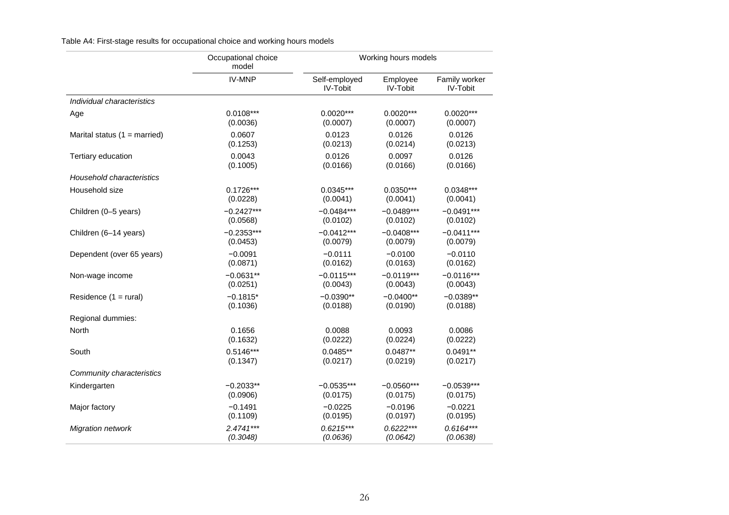Table A4: First-stage results for occupational choice and working hours models

| | Occupational choice model | Working hours models | | |
|---|---|---|---|---|
| | IV-MNP | Self-employed IV-Tobit | Employee IV-Tobit | Family worker IV-Tobit |
| *Individual characteristics* | | | | |
| Age | 0.0108*** | 0.0020*** | 0.0020*** | 0.0020*** |
| | (0.0036) | (0.0007) | (0.0007) | (0.0007) |
| Marital status (1 = married) | 0.0607 | 0.0123 | 0.0126 | 0.0126 |
| | (0.1253) | (0.0213) | (0.0214) | (0.0213) |
| Tertiary education | 0.0043 | 0.0126 | 0.0097 | 0.0126 |
| | (0.1005) | (0.0166) | (0.0166) | (0.0166) |
| *Household characteristics* | | | | |
| Household size | 0.1726*** | 0.0345*** | 0.0350*** | 0.0348*** |
| | (0.0228) | (0.0041) | (0.0041) | (0.0041) |
| Children (0–5 years) | −0.2427*** | −0.0484*** | −0.0489*** | −0.0491*** |
| | (0.0568) | (0.0102) | (0.0102) | (0.0102) |
| Children (6–14 years) | −0.2353*** | −0.0412*** | −0.0408*** | −0.0411*** |
| | (0.0453) | (0.0079) | (0.0079) | (0.0079) |
| Dependent (over 65 years) | −0.0091 | −0.0111 | −0.0100 | −0.0110 |
| | (0.0871) | (0.0162) | (0.0163) | (0.0162) |
| Non-wage income | −0.0631** | −0.0115*** | −0.0119*** | −0.0116*** |
| | (0.0251) | (0.0043) | (0.0043) | (0.0043) |
| Residence (1 = rural) | −0.1815* | −0.0390** | −0.0400** | −0.0389** |
| | (0.1036) | (0.0188) | (0.0190) | (0.0188) |
| Regional dummies: | | | | |
| North | 0.1656 | 0.0088 | 0.0093 | 0.0086 |
| | (0.1632) | (0.0222) | (0.0224) | (0.0222) |
| South | 0.5146*** | 0.0485** | 0.0487** | 0.0491** |
| | (0.1347) | (0.0217) | (0.0219) | (0.0217) |
| *Community characteristics* | | | | |
| Kindergarten | −0.2033** | −0.0535*** | −0.0560*** | −0.0539*** |
| | (0.0906) | (0.0175) | (0.0175) | (0.0175) |
| Major factory | −0.1491 | −0.0225 | −0.0196 | −0.0221 |
| | (0.1109) | (0.0195) | (0.0197) | (0.0195) |
| *Migration network* | *2.4741**** | *0.6215**** | *0.6222**** | *0.6164**** |
| | *(0.3048)* | *(0.0636)* | *(0.0642)* | *(0.0638)* |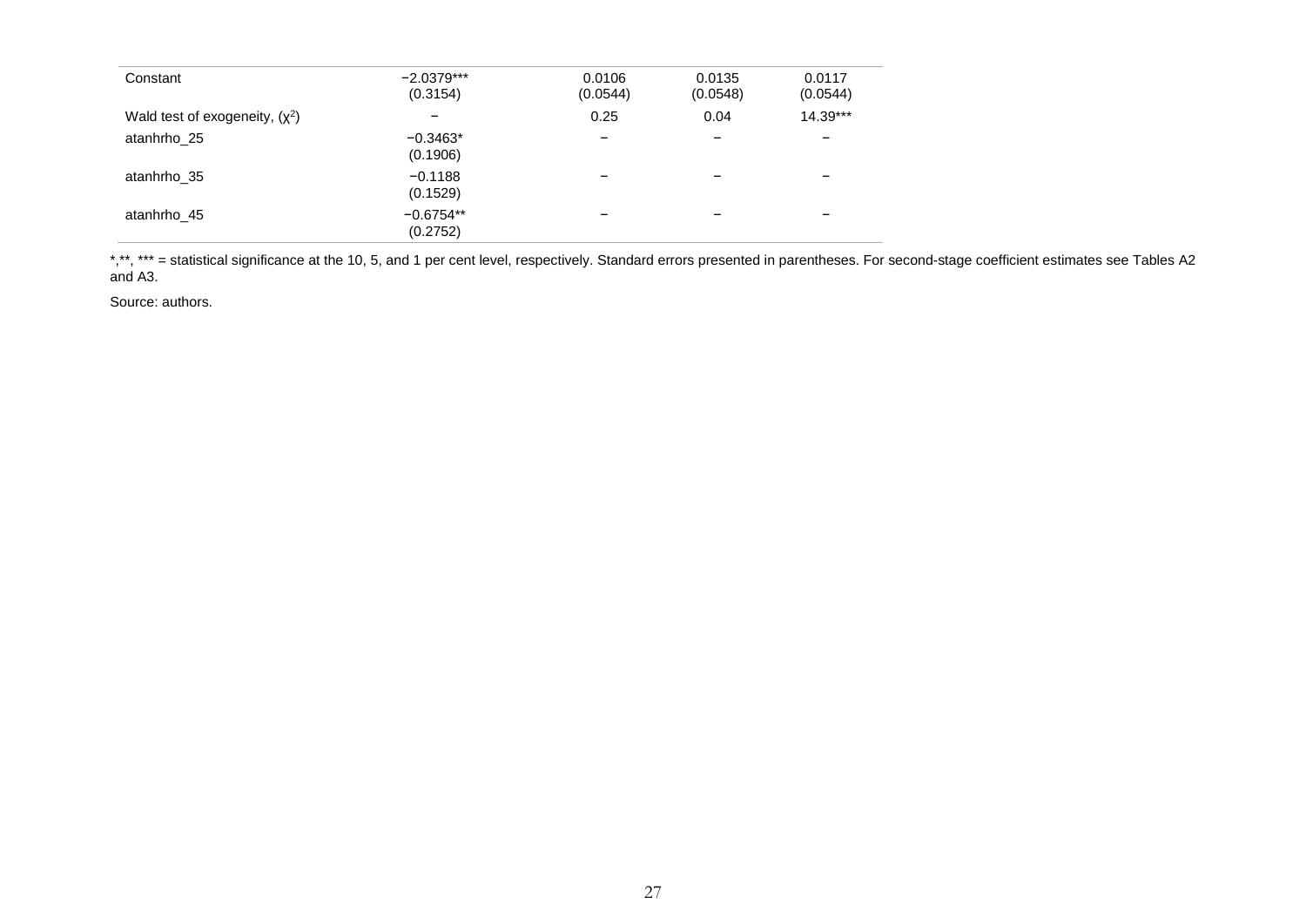| | | | | |
|---|---|---|---|---|
| Constant | −2.0379***<br>(0.3154) | 0.0106<br>(0.0544) | 0.0135<br>(0.0548) | 0.0117<br>(0.0544) |
| Wald test of exogeneity, ($\chi^2$) | – | 0.25 | 0.04 | 14.39*** |
| atanhrho_25 | −0.3463*<br>(0.1906) | – | – | – |
| atanhrho_35 | −0.1188<br>(0.1529) | – | – | – |
| atanhrho_45 | −0.6754**<br>(0.2752) | – | – | – |

*,**, *** = statistical significance at the 10, 5, and 1 per cent level, respectively. Standard errors presented in parentheses. For second-stage coefficient estimates see Tables A2 and A3.

Source: authors.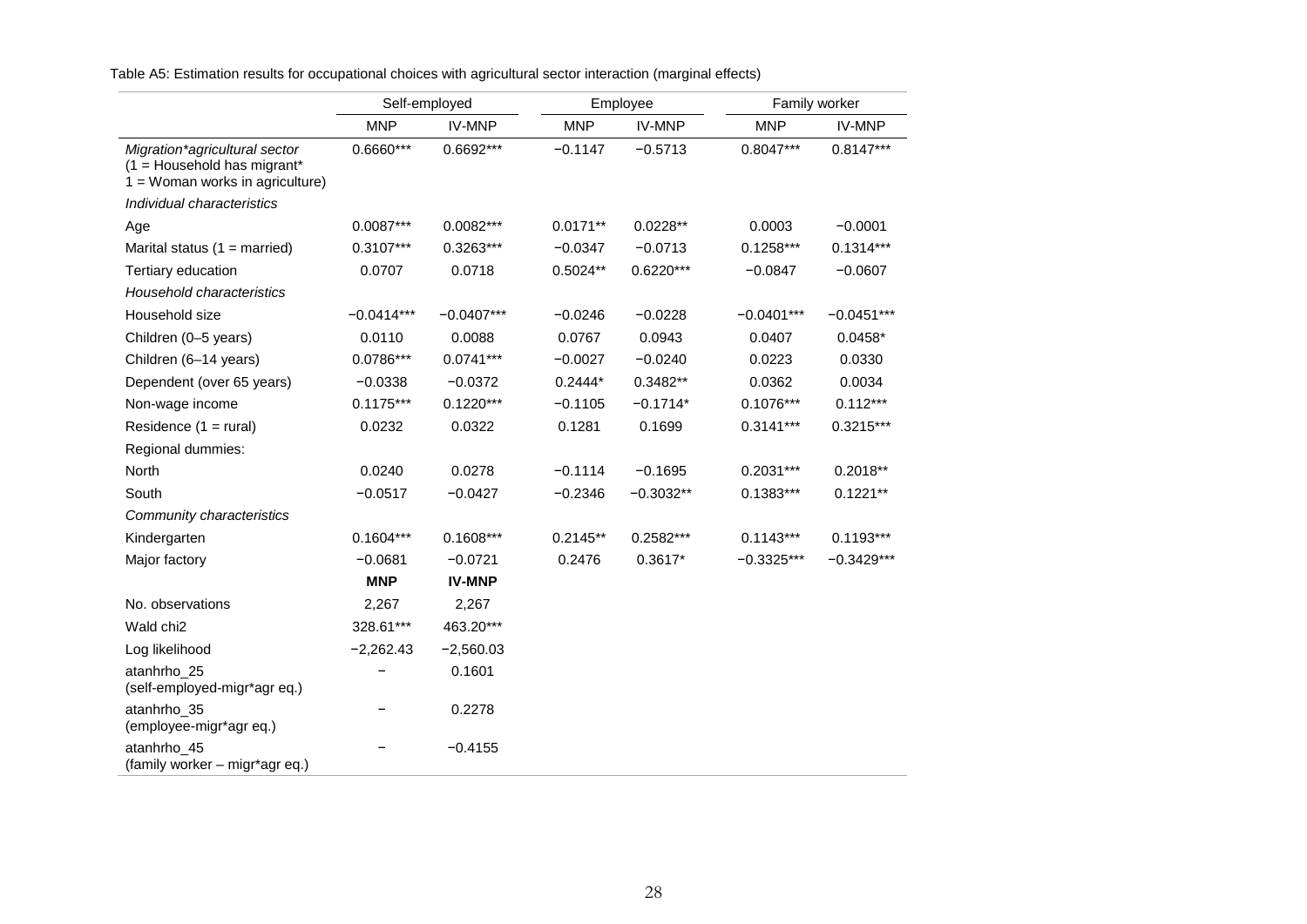Table A5: Estimation results for occupational choices with agricultural sector interaction (marginal effects)

| | Self-employed | | Employee | | Family worker | |
|---|---|---|---|---|---|---|
| | MNP | IV-MNP | MNP | IV-MNP | MNP | IV-MNP |
| *Migration\*agricultural sector (1 = Household has migrant\* 1 = Woman works in agriculture)* | 0.6660*** | 0.6692*** | −0.1147 | −0.5713 | 0.8047*** | 0.8147*** |
| *Individual characteristics* | | | | | | |
| Age | 0.0087*** | 0.0082*** | 0.0171** | 0.0228** | 0.0003 | −0.0001 |
| Marital status (1 = married) | 0.3107*** | 0.3263*** | −0.0347 | −0.0713 | 0.1258*** | 0.1314*** |
| Tertiary education | 0.0707 | 0.0718 | 0.5024** | 0.6220*** | −0.0847 | −0.0607 |
| *Household characteristics* | | | | | | |
| Household size | −0.0414*** | −0.0407*** | −0.0246 | −0.0228 | −0.0401*** | −0.0451*** |
| Children (0–5 years) | 0.0110 | 0.0088 | 0.0767 | 0.0943 | 0.0407 | 0.0458* |
| Children (6–14 years) | 0.0786*** | 0.0741*** | −0.0027 | −0.0240 | 0.0223 | 0.0330 |
| Dependent (over 65 years) | −0.0338 | −0.0372 | 0.2444* | 0.3482** | 0.0362 | 0.0034 |
| Non-wage income | 0.1175*** | 0.1220*** | −0.1105 | −0.1714* | 0.1076*** | 0.112*** |
| Residence (1 = rural) | 0.0232 | 0.0322 | 0.1281 | 0.1699 | 0.3141*** | 0.3215*** |
| Regional dummies: | | | | | | |
| North | 0.0240 | 0.0278 | −0.1114 | −0.1695 | 0.2031*** | 0.2018** |
| South | −0.0517 | −0.0427 | −0.2346 | −0.3032** | 0.1383*** | 0.1221** |
| *Community characteristics* | | | | | | |
| Kindergarten | 0.1604*** | 0.1608*** | 0.2145** | 0.2582*** | 0.1143*** | 0.1193*** |
| Major factory | −0.0681 | −0.0721 | 0.2476 | 0.3617* | −0.3325*** | −0.3429*** |
| | **MNP** | **IV-MNP** | | | | |
| No. observations | 2,267 | 2,267 | | | | |
| Wald chi2 | 328.61*** | 463.20*** | | | | |
| Log likelihood | −2,262.43 | −2,560.03 | | | | |
| atanhrho_25 (self-employed-migr\*agr eq.) | – | 0.1601 | | | | |
| atanhrho_35 (employee-migr\*agr eq.) | – | 0.2278 | | | | |
| atanhrho_45 (family worker – migr\*agr eq.) | – | −0.4155 | | | | |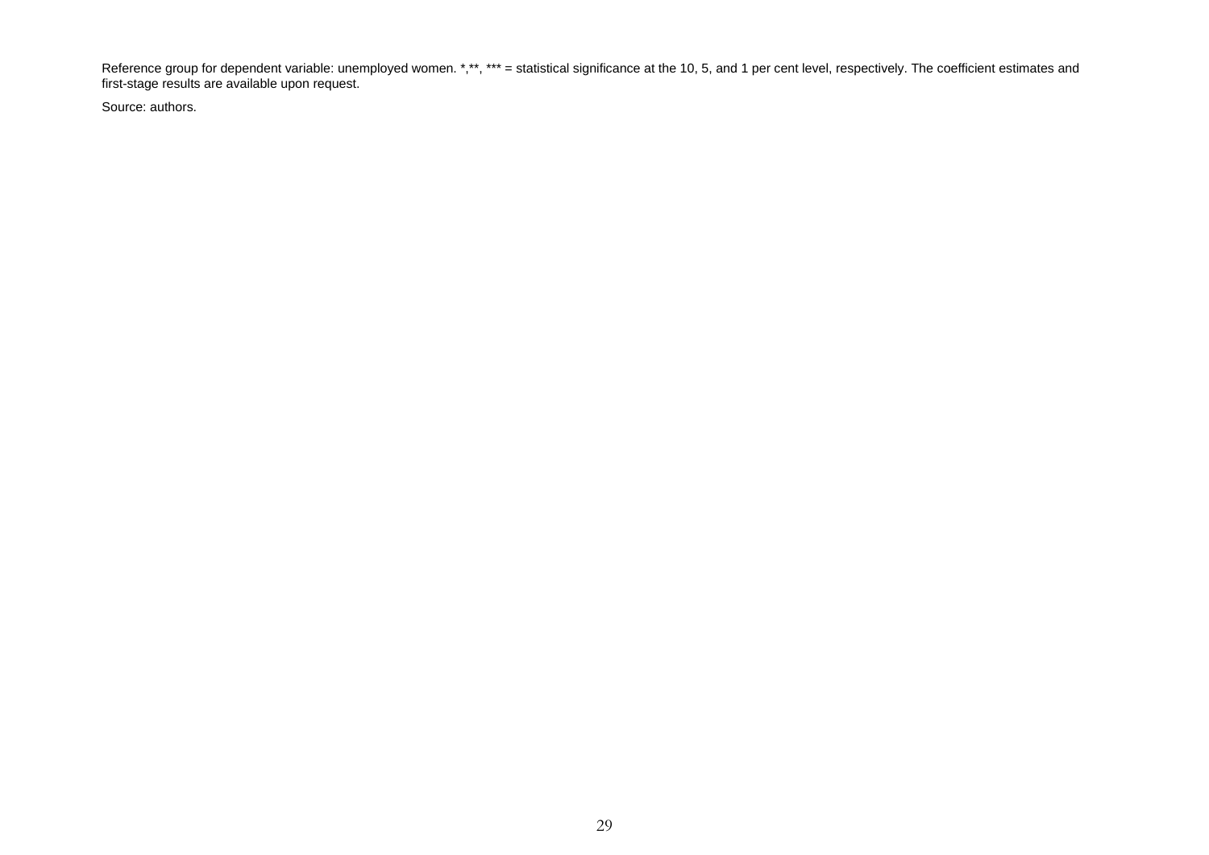Reference group for dependent variable: unemployed women. *,**, *** = statistical significance at the 10, 5, and 1 per cent level, respectively. The coefficient estimates and first-stage results are available upon request.

Source: authors.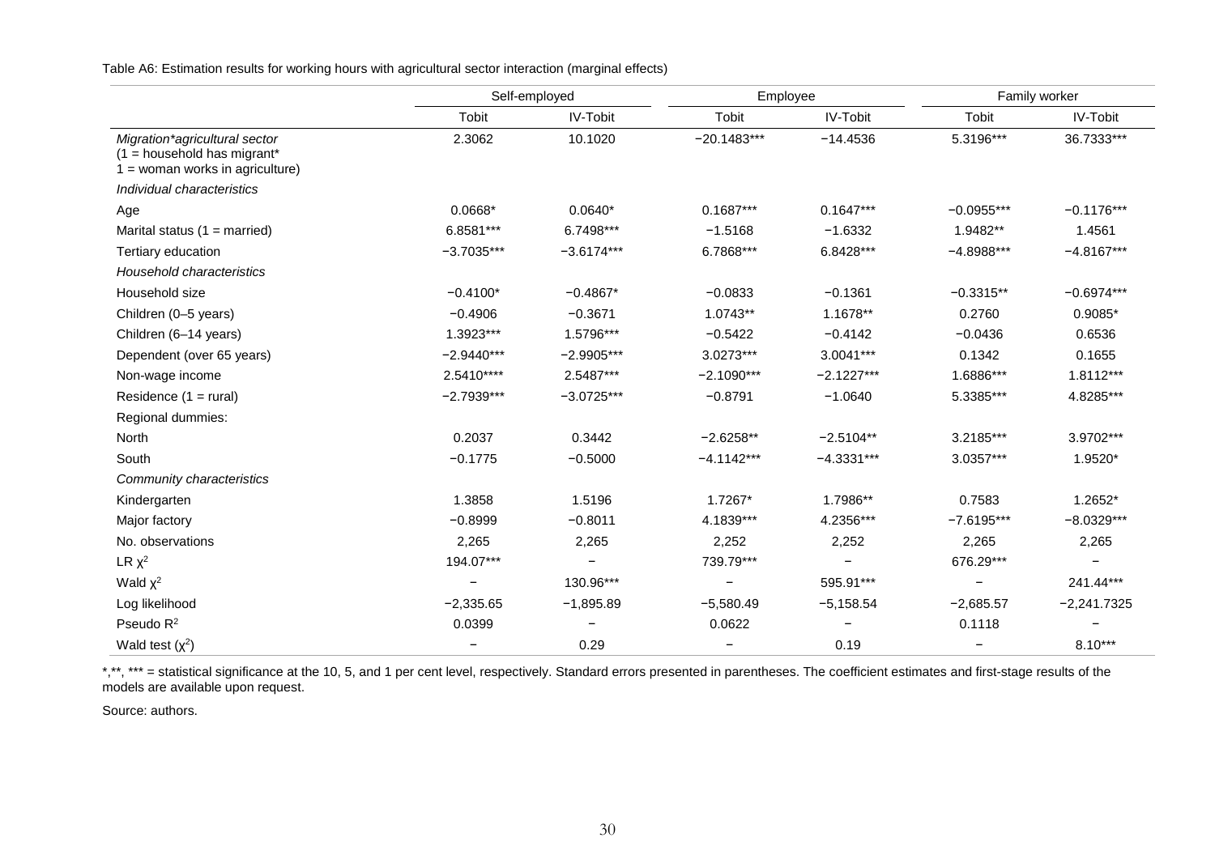Table A6: Estimation results for working hours with agricultural sector interaction (marginal effects)

| | Self-employed | | Employee | | Family worker | |
|---|---|---|---|---|---|---|
| | Tobit | IV-Tobit | Tobit | IV-Tobit | Tobit | IV-Tobit |
| *Migration*agricultural sector (1 = household has migrant* 1 = woman works in agriculture)* | 2.3062 | 10.1020 | −20.1483*** | −14.4536 | 5.3196*** | 36.7333*** |
| *Individual characteristics* | | | | | | |
| Age | 0.0668* | 0.0640* | 0.1687*** | 0.1647*** | −0.0955*** | −0.1176*** |
| Marital status (1 = married) | 6.8581*** | 6.7498*** | −1.5168 | −1.6332 | 1.9482** | 1.4561 |
| Tertiary education | −3.7035*** | −3.6174*** | 6.7868*** | 6.8428*** | −4.8988*** | −4.8167*** |
| *Household characteristics* | | | | | | |
| Household size | −0.4100* | −0.4867* | −0.0833 | −0.1361 | −0.3315** | −0.6974*** |
| Children (0–5 years) | −0.4906 | −0.3671 | 1.0743** | 1.1678** | 0.2760 | 0.9085* |
| Children (6–14 years) | 1.3923*** | 1.5796*** | −0.5422 | −0.4142 | −0.0436 | 0.6536 |
| Dependent (over 65 years) | −2.9440*** | −2.9905*** | 3.0273*** | 3.0041*** | 0.1342 | 0.1655 |
| Non-wage income | 2.5410**** | 2.5487*** | −2.1090*** | −2.1227*** | 1.6886*** | 1.8112*** |
| Residence (1 = rural) | −2.7939*** | −3.0725*** | −0.8791 | −1.0640 | 5.3385*** | 4.8285*** |
| Regional dummies: | | | | | | |
| North | 0.2037 | 0.3442 | −2.6258** | −2.5104** | 3.2185*** | 3.9702*** |
| South | −0.1775 | −0.5000 | −4.1142*** | −4.3331*** | 3.0357*** | 1.9520* |
| *Community characteristics* | | | | | | |
| Kindergarten | 1.3858 | 1.5196 | 1.7267* | 1.7986** | 0.7583 | 1.2652* |
| Major factory | −0.8999 | −0.8011 | 4.1839*** | 4.2356*** | −7.6195*** | −8.0329*** |
| No. observations | 2,265 | 2,265 | 2,252 | 2,252 | 2,265 | 2,265 |
| LR $\chi^2$ | 194.07*** | − | 739.79*** | − | 676.29*** | − |
| Wald $\chi^2$ | − | 130.96*** | − | 595.91*** | − | 241.44*** |
| Log likelihood | −2,335.65 | −1,895.89 | −5,580.49 | −5,158.54 | −2,685.57 | −2,241.7325 |
| Pseudo $R^2$ | 0.0399 | − | 0.0622 | − | 0.1118 | − |
| Wald test ($\chi^2$) | − | 0.29 | − | 0.19 | − | 8.10*** |

*,**, *** = statistical significance at the 10, 5, and 1 per cent level, respectively. Standard errors presented in parentheses. The coefficient estimates and first-stage results of the models are available upon request.

Source: authors.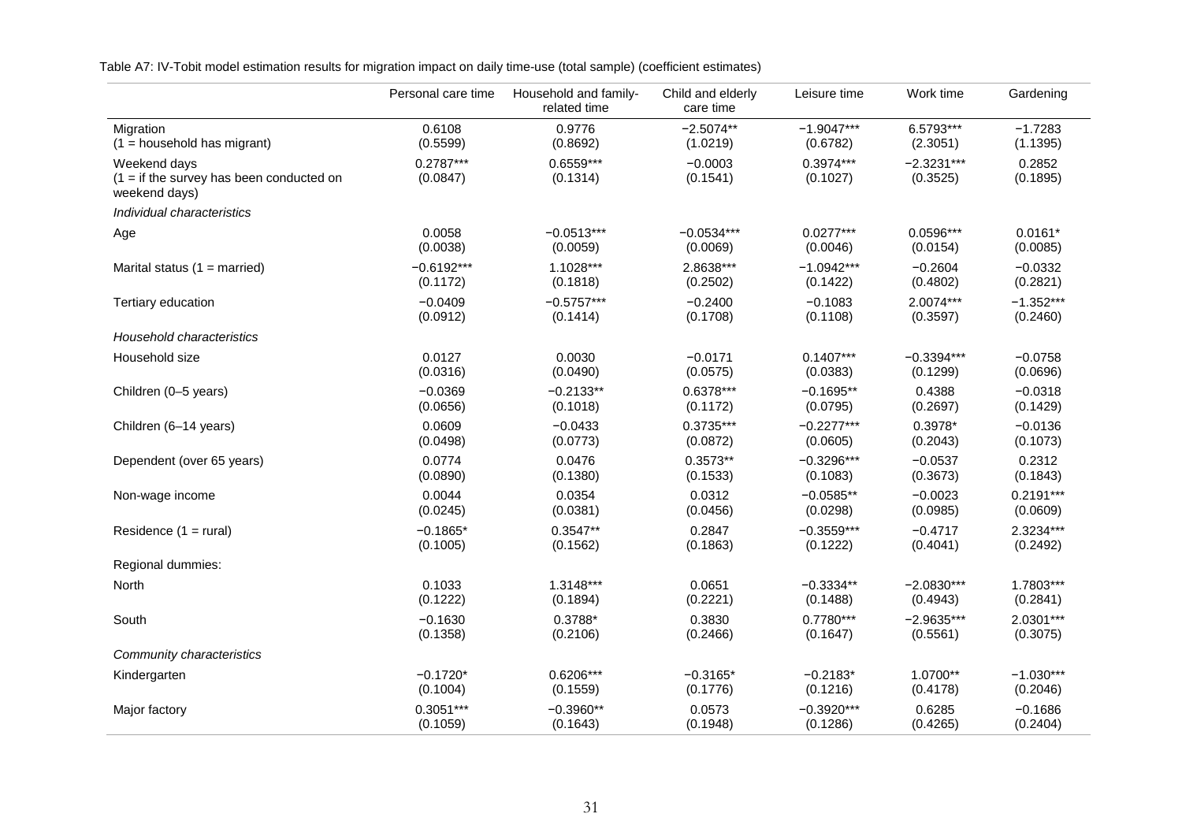Table A7: IV-Tobit model estimation results for migration impact on daily time-use (total sample) (coefficient estimates)

| | Personal care time | Household and family-related time | Child and elderly care time | Leisure time | Work time | Gardening |
|---|---|---|---|---|---|---|
| Migration<br>(1 = household has migrant) | 0.6108<br>(0.5599) | 0.9776<br>(0.8692) | −2.5074**<br>(1.0219) | −1.9047***<br>(0.6782) | 6.5793***<br>(2.3051) | −1.7283<br>(1.1395) |
| Weekend days<br>(1 = if the survey has been conducted on weekend days) | 0.2787***<br>(0.0847) | 0.6559***<br>(0.1314) | −0.0003<br>(0.1541) | 0.3974***<br>(0.1027) | −2.3231***<br>(0.3525) | 0.2852<br>(0.1895) |
| *Individual characteristics* | | | | | | |
| Age | 0.0058<br>(0.0038) | −0.0513***<br>(0.0059) | −0.0534***<br>(0.0069) | 0.0277***<br>(0.0046) | 0.0596***<br>(0.0154) | 0.0161*<br>(0.0085) |
| Marital status (1 = married) | −0.6192***<br>(0.1172) | 1.1028***<br>(0.1818) | 2.8638***<br>(0.2502) | −1.0942***<br>(0.1422) | −0.2604<br>(0.4802) | −0.0332<br>(0.2821) |
| Tertiary education | −0.0409<br>(0.0912) | −0.5757***<br>(0.1414) | −0.2400<br>(0.1708) | −0.1083<br>(0.1108) | 2.0074***<br>(0.3597) | −1.352***<br>(0.2460) |
| *Household characteristics* | | | | | | |
| Household size | 0.0127<br>(0.0316) | 0.0030<br>(0.0490) | −0.0171<br>(0.0575) | 0.1407***<br>(0.0383) | −0.3394***<br>(0.1299) | −0.0758<br>(0.0696) |
| Children (0–5 years) | −0.0369<br>(0.0656) | −0.2133**<br>(0.1018) | 0.6378***<br>(0.1172) | −0.1695**<br>(0.0795) | 0.4388<br>(0.2697) | −0.0318<br>(0.1429) |
| Children (6–14 years) | 0.0609<br>(0.0498) | −0.0433<br>(0.0773) | 0.3735***<br>(0.0872) | −0.2277***<br>(0.0605) | 0.3978*<br>(0.2043) | −0.0136<br>(0.1073) |
| Dependent (over 65 years) | 0.0774<br>(0.0890) | 0.0476<br>(0.1380) | 0.3573**<br>(0.1533) | −0.3296***<br>(0.1083) | −0.0537<br>(0.3673) | 0.2312<br>(0.1843) |
| Non-wage income | 0.0044<br>(0.0245) | 0.0354<br>(0.0381) | 0.0312<br>(0.0456) | −0.0585**<br>(0.0298) | −0.0023<br>(0.0985) | 0.2191***<br>(0.0609) |
| Residence (1 = rural) | −0.1865*<br>(0.1005) | 0.3547**<br>(0.1562) | 0.2847<br>(0.1863) | −0.3559***<br>(0.1222) | −0.4717<br>(0.4041) | 2.3234***<br>(0.2492) |
| Regional dummies: | | | | | | |
| North | 0.1033<br>(0.1222) | 1.3148***<br>(0.1894) | 0.0651<br>(0.2221) | −0.3334**<br>(0.1488) | −2.0830***<br>(0.4943) | 1.7803***<br>(0.2841) |
| South | −0.1630<br>(0.1358) | 0.3788*<br>(0.2106) | 0.3830<br>(0.2466) | 0.7780***<br>(0.1647) | −2.9635***<br>(0.5561) | 2.0301***<br>(0.3075) |
| *Community characteristics* | | | | | | |
| Kindergarten | −0.1720*<br>(0.1004) | 0.6206***<br>(0.1559) | −0.3165*<br>(0.1776) | −0.2183*<br>(0.1216) | 1.0700**<br>(0.4178) | −1.030***<br>(0.2046) |
| Major factory | 0.3051***<br>(0.1059) | −0.3960**<br>(0.1643) | 0.0573<br>(0.1948) | −0.3920***<br>(0.1286) | 0.6285<br>(0.4265) | −0.1686<br>(0.2404) |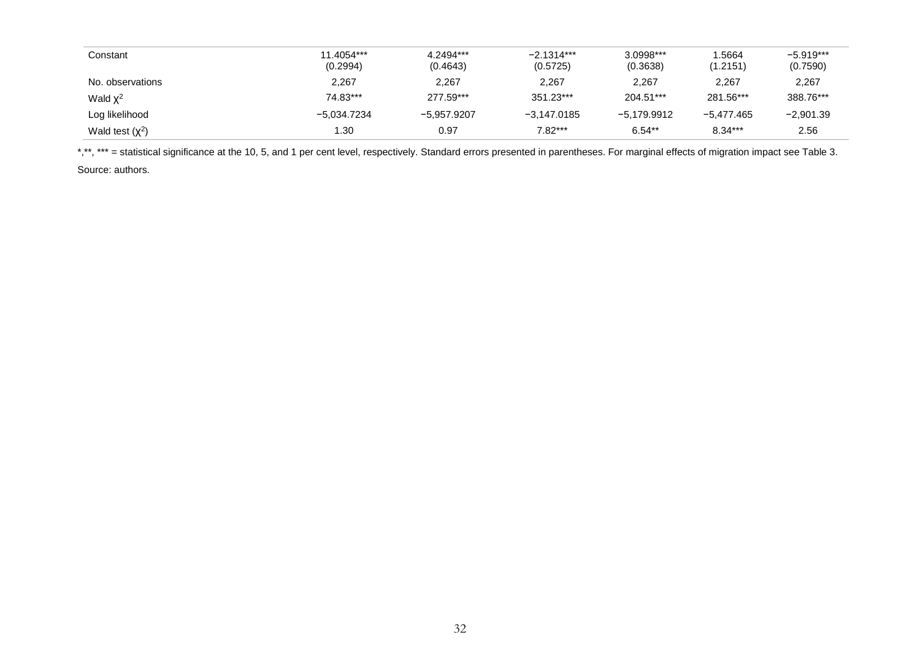| | | | | | | |
|---|---|---|---|---|---|---|
| Constant | 11.4054*** (0.2994) | 4.2494*** (0.4643) | −2.1314*** (0.5725) | 3.0998*** (0.3638) | 1.5664 (1.2151) | −5.919*** (0.7590) |
| No. observations | 2,267 | 2,267 | 2,267 | 2,267 | 2,267 | 2,267 |
| Wald $\chi^2$ | 74.83*** | 277.59*** | 351.23*** | 204.51*** | 281.56*** | 388.76*** |
| Log likelihood | −5,034.7234 | −5,957.9207 | −3,147.0185 | −5,179.9912 | −5,477.465 | −2,901.39 |
| Wald test ($\chi^2$) | 1.30 | 0.97 | 7.82*** | 6.54** | 8.34*** | 2.56 |

*,**, *** = statistical significance at the 10, 5, and 1 per cent level, respectively. Standard errors presented in parentheses. For marginal effects of migration impact see Table 3.

Source: authors.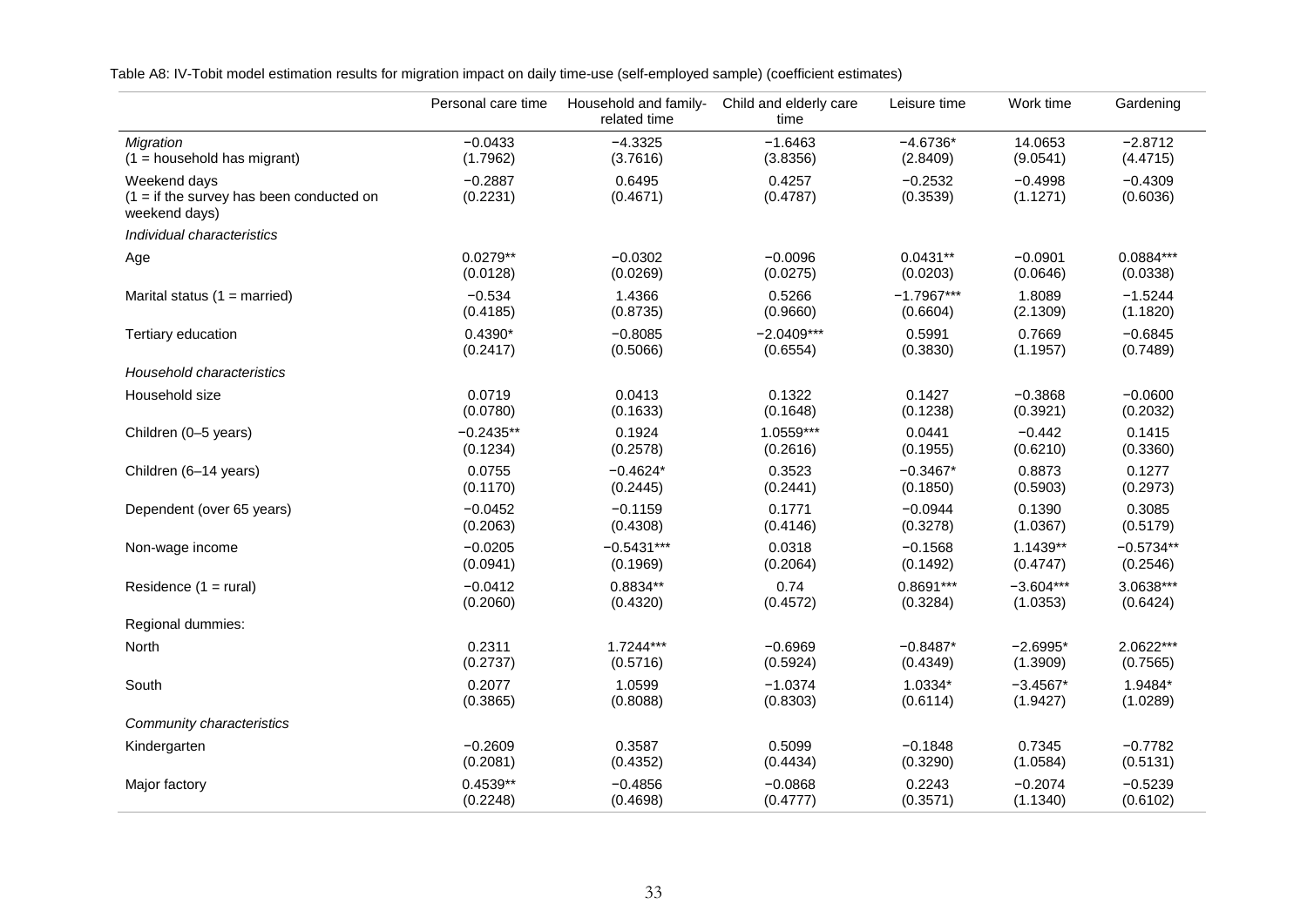Table A8: IV-Tobit model estimation results for migration impact on daily time-use (self-employed sample) (coefficient estimates)

| | Personal care time | Household and family-related time | Child and elderly care time | Leisure time | Work time | Gardening |
|---|---|---|---|---|---|---|
| *Migration* | −0.0433 | −4.3325 | −1.6463 | −4.6736* | 14.0653 | −2.8712 |
| (1 = household has migrant) | (1.7962) | (3.7616) | (3.8356) | (2.8409) | (9.0541) | (4.4715) |
| Weekend days | −0.2887 | 0.6495 | 0.4257 | −0.2532 | −0.4998 | −0.4309 |
| (1 = if the survey has been conducted on weekend days) | (0.2231) | (0.4671) | (0.4787) | (0.3539) | (1.1271) | (0.6036) |
| *Individual characteristics* | | | | | | |
| Age | 0.0279** | −0.0302 | −0.0096 | 0.0431** | −0.0901 | 0.0884*** |
| | (0.0128) | (0.0269) | (0.0275) | (0.0203) | (0.0646) | (0.0338) |
| Marital status (1 = married) | −0.534 | 1.4366 | 0.5266 | −1.7967*** | 1.8089 | −1.5244 |
| | (0.4185) | (0.8735) | (0.9660) | (0.6604) | (2.1309) | (1.1820) |
| Tertiary education | 0.4390* | −0.8085 | −2.0409*** | 0.5991 | 0.7669 | −0.6845 |
| | (0.2417) | (0.5066) | (0.6554) | (0.3830) | (1.1957) | (0.7489) |
| *Household characteristics* | | | | | | |
| Household size | 0.0719 | 0.0413 | 0.1322 | 0.1427 | −0.3868 | −0.0600 |
| | (0.0780) | (0.1633) | (0.1648) | (0.1238) | (0.3921) | (0.2032) |
| Children (0–5 years) | −0.2435** | 0.1924 | 1.0559*** | 0.0441 | −0.442 | 0.1415 |
| | (0.1234) | (0.2578) | (0.2616) | (0.1955) | (0.6210) | (0.3360) |
| Children (6–14 years) | 0.0755 | −0.4624* | 0.3523 | −0.3467* | 0.8873 | 0.1277 |
| | (0.1170) | (0.2445) | (0.2441) | (0.1850) | (0.5903) | (0.2973) |
| Dependent (over 65 years) | −0.0452 | −0.1159 | 0.1771 | −0.0944 | 0.1390 | 0.3085 |
| | (0.2063) | (0.4308) | (0.4146) | (0.3278) | (1.0367) | (0.5179) |
| Non-wage income | −0.0205 | −0.5431*** | 0.0318 | −0.1568 | 1.1439** | −0.5734** |
| | (0.0941) | (0.1969) | (0.2064) | (0.1492) | (0.4747) | (0.2546) |
| Residence (1 = rural) | −0.0412 | 0.8834** | 0.74 | 0.8691*** | −3.604*** | 3.0638*** |
| | (0.2060) | (0.4320) | (0.4572) | (0.3284) | (1.0353) | (0.6424) |
| Regional dummies: | | | | | | |
| North | 0.2311 | 1.7244*** | −0.6969 | −0.8487* | −2.6995* | 2.0622*** |
| | (0.2737) | (0.5716) | (0.5924) | (0.4349) | (1.3909) | (0.7565) |
| South | 0.2077 | 1.0599 | −1.0374 | 1.0334* | −3.4567* | 1.9484* |
| | (0.3865) | (0.8088) | (0.8303) | (0.6114) | (1.9427) | (1.0289) |
| *Community characteristics* | | | | | | |
| Kindergarten | −0.2609 | 0.3587 | 0.5099 | −0.1848 | 0.7345 | −0.7782 |
| | (0.2081) | (0.4352) | (0.4434) | (0.3290) | (1.0584) | (0.5131) |
| Major factory | 0.4539** | −0.4856 | −0.0868 | 0.2243 | −0.2074 | −0.5239 |
| | (0.2248) | (0.4698) | (0.4777) | (0.3571) | (1.1340) | (0.6102) |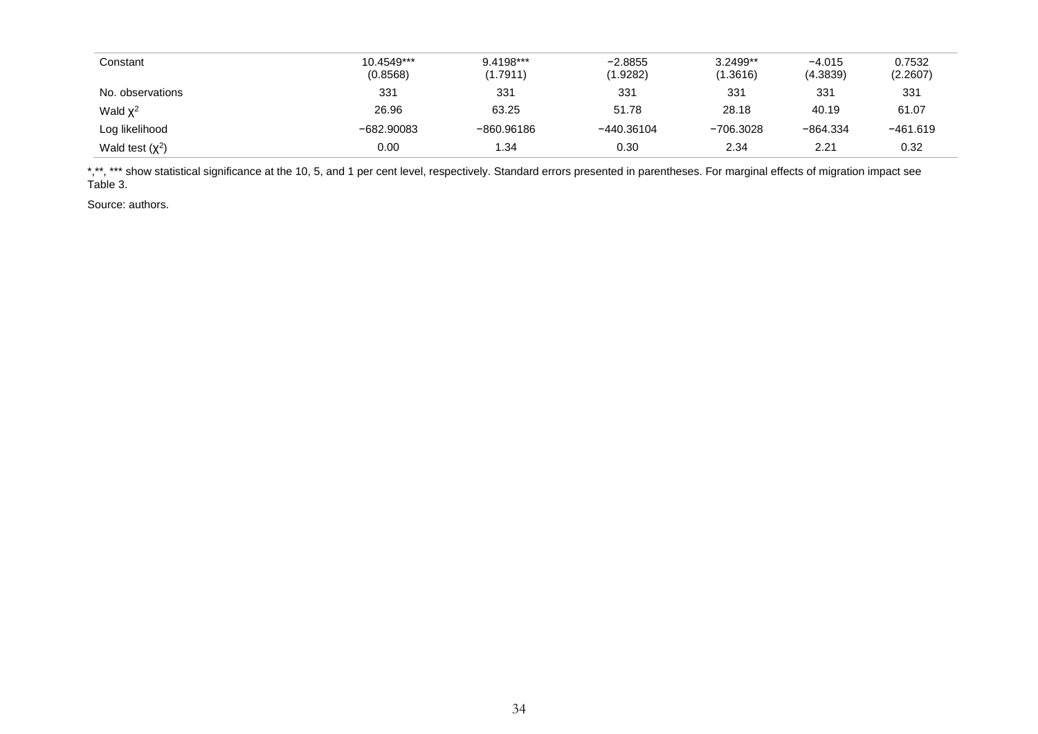| | | | | | | |
|---|---|---|---|---|---|---|
| Constant | 10.4549*** (0.8568) | 9.4198*** (1.7911) | −2.8855 (1.9282) | 3.2499** (1.3616) | −4.015 (4.3839) | 0.7532 (2.2607) |
| No. observations | 331 | 331 | 331 | 331 | 331 | 331 |
| Wald $\chi^2$ | 26.96 | 63.25 | 51.78 | 28.18 | 40.19 | 61.07 |
| Log likelihood | −682.90083 | −860.96186 | −440.36104 | −706.3028 | −864.334 | −461.619 |
| Wald test ($\chi^2$) | 0.00 | 1.34 | 0.30 | 2.34 | 2.21 | 0.32 |

*,**, *** show statistical significance at the 10, 5, and 1 per cent level, respectively. Standard errors presented in parentheses. For marginal effects of migration impact see Table 3.

Source: authors.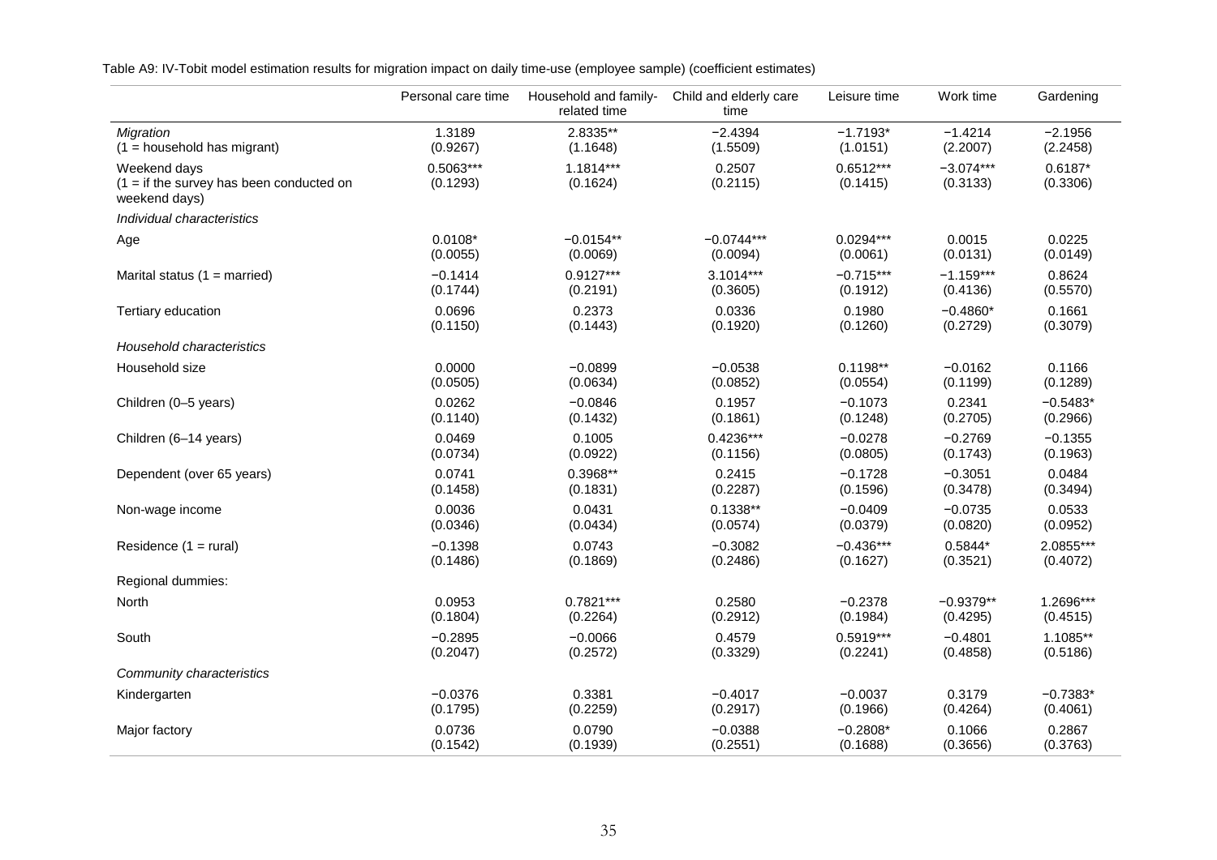Table A9: IV-Tobit model estimation results for migration impact on daily time-use (employee sample) (coefficient estimates)

| | Personal care time | Household and family-related time | Child and elderly care time | Leisure time | Work time | Gardening |
|---|---|---|---|---|---|---|
| *Migration* | 1.3189 | 2.8335** | −2.4394 | −1.7193* | −1.4214 | −2.1956 |
| (1 = household has migrant) | (0.9267) | (1.1648) | (1.5509) | (1.0151) | (2.2007) | (2.2458) |
| Weekend days | 0.5063*** | 1.1814*** | 0.2507 | 0.6512*** | −3.074*** | 0.6187* |
| (1 = if the survey has been conducted on weekend days) | (0.1293) | (0.1624) | (0.2115) | (0.1415) | (0.3133) | (0.3306) |
| *Individual characteristics* | | | | | | |
| Age | 0.0108* | −0.0154** | −0.0744*** | 0.0294*** | 0.0015 | 0.0225 |
| | (0.0055) | (0.0069) | (0.0094) | (0.0061) | (0.0131) | (0.0149) |
| Marital status (1 = married) | −0.1414 | 0.9127*** | 3.1014*** | −0.715*** | −1.159*** | 0.8624 |
| | (0.1744) | (0.2191) | (0.3605) | (0.1912) | (0.4136) | (0.5570) |
| Tertiary education | 0.0696 | 0.2373 | 0.0336 | 0.1980 | −0.4860* | 0.1661 |
| | (0.1150) | (0.1443) | (0.1920) | (0.1260) | (0.2729) | (0.3079) |
| *Household characteristics* | | | | | | |
| Household size | 0.0000 | −0.0899 | −0.0538 | 0.1198** | −0.0162 | 0.1166 |
| | (0.0505) | (0.0634) | (0.0852) | (0.0554) | (0.1199) | (0.1289) |
| Children (0–5 years) | 0.0262 | −0.0846 | 0.1957 | −0.1073 | 0.2341 | −0.5483* |
| | (0.1140) | (0.1432) | (0.1861) | (0.1248) | (0.2705) | (0.2966) |
| Children (6–14 years) | 0.0469 | 0.1005 | 0.4236*** | −0.0278 | −0.2769 | −0.1355 |
| | (0.0734) | (0.0922) | (0.1156) | (0.0805) | (0.1743) | (0.1963) |
| Dependent (over 65 years) | 0.0741 | 0.3968** | 0.2415 | −0.1728 | −0.3051 | 0.0484 |
| | (0.1458) | (0.1831) | (0.2287) | (0.1596) | (0.3478) | (0.3494) |
| Non-wage income | 0.0036 | 0.0431 | 0.1338** | −0.0409 | −0.0735 | 0.0533 |
| | (0.0346) | (0.0434) | (0.0574) | (0.0379) | (0.0820) | (0.0952) |
| Residence (1 = rural) | −0.1398 | 0.0743 | −0.3082 | −0.436*** | 0.5844* | 2.0855*** |
| | (0.1486) | (0.1869) | (0.2486) | (0.1627) | (0.3521) | (0.4072) |
| Regional dummies: | | | | | | |
| North | 0.0953 | 0.7821*** | 0.2580 | −0.2378 | −0.9379** | 1.2696*** |
| | (0.1804) | (0.2264) | (0.2912) | (0.1984) | (0.4295) | (0.4515) |
| South | −0.2895 | −0.0066 | 0.4579 | 0.5919*** | −0.4801 | 1.1085** |
| | (0.2047) | (0.2572) | (0.3329) | (0.2241) | (0.4858) | (0.5186) |
| *Community characteristics* | | | | | | |
| Kindergarten | −0.0376 | 0.3381 | −0.4017 | −0.0037 | 0.3179 | −0.7383* |
| | (0.1795) | (0.2259) | (0.2917) | (0.1966) | (0.4264) | (0.4061) |
| Major factory | 0.0736 | 0.0790 | −0.0388 | −0.2808* | 0.1066 | 0.2867 |
| | (0.1542) | (0.1939) | (0.2551) | (0.1688) | (0.3656) | (0.3763) |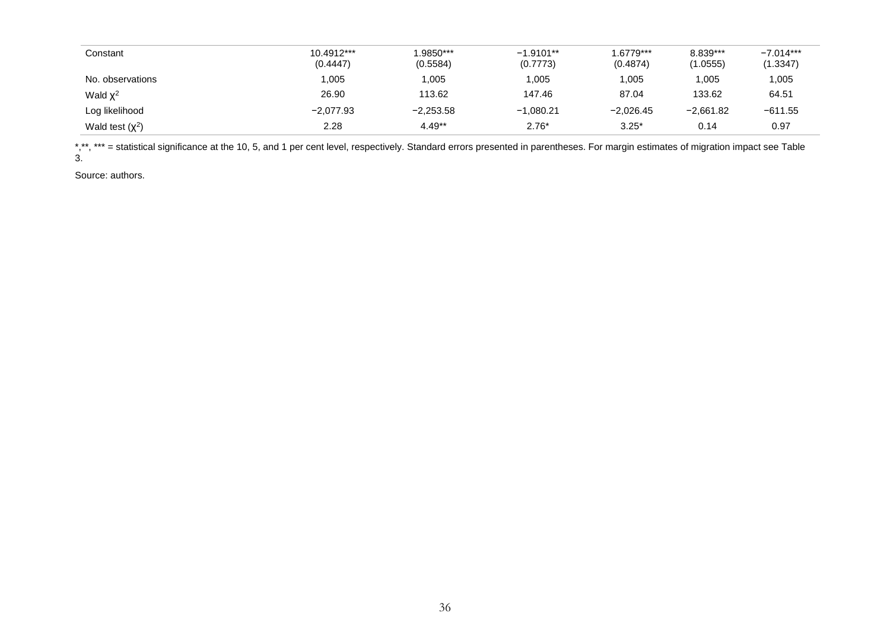| | | | | | | |
|---|---|---|---|---|---|---|
| Constant | 10.4912*** (0.4447) | 1.9850*** (0.5584) | −1.9101** (0.7773) | 1.6779*** (0.4874) | 8.839*** (1.0555) | −7.014*** (1.3347) |
| No. observations | 1,005 | 1,005 | 1,005 | 1,005 | 1,005 | 1,005 |
| Wald $\chi^2$ | 26.90 | 113.62 | 147.46 | 87.04 | 133.62 | 64.51 |
| Log likelihood | −2,077.93 | −2,253.58 | −1,080.21 | −2,026.45 | −2,661.82 | −611.55 |
| Wald test ($\chi^2$) | 2.28 | 4.49** | 2.76* | 3.25* | 0.14 | 0.97 |

*,**, *** = statistical significance at the 10, 5, and 1 per cent level, respectively. Standard errors presented in parentheses. For margin estimates of migration impact see Table 3.

Source: authors.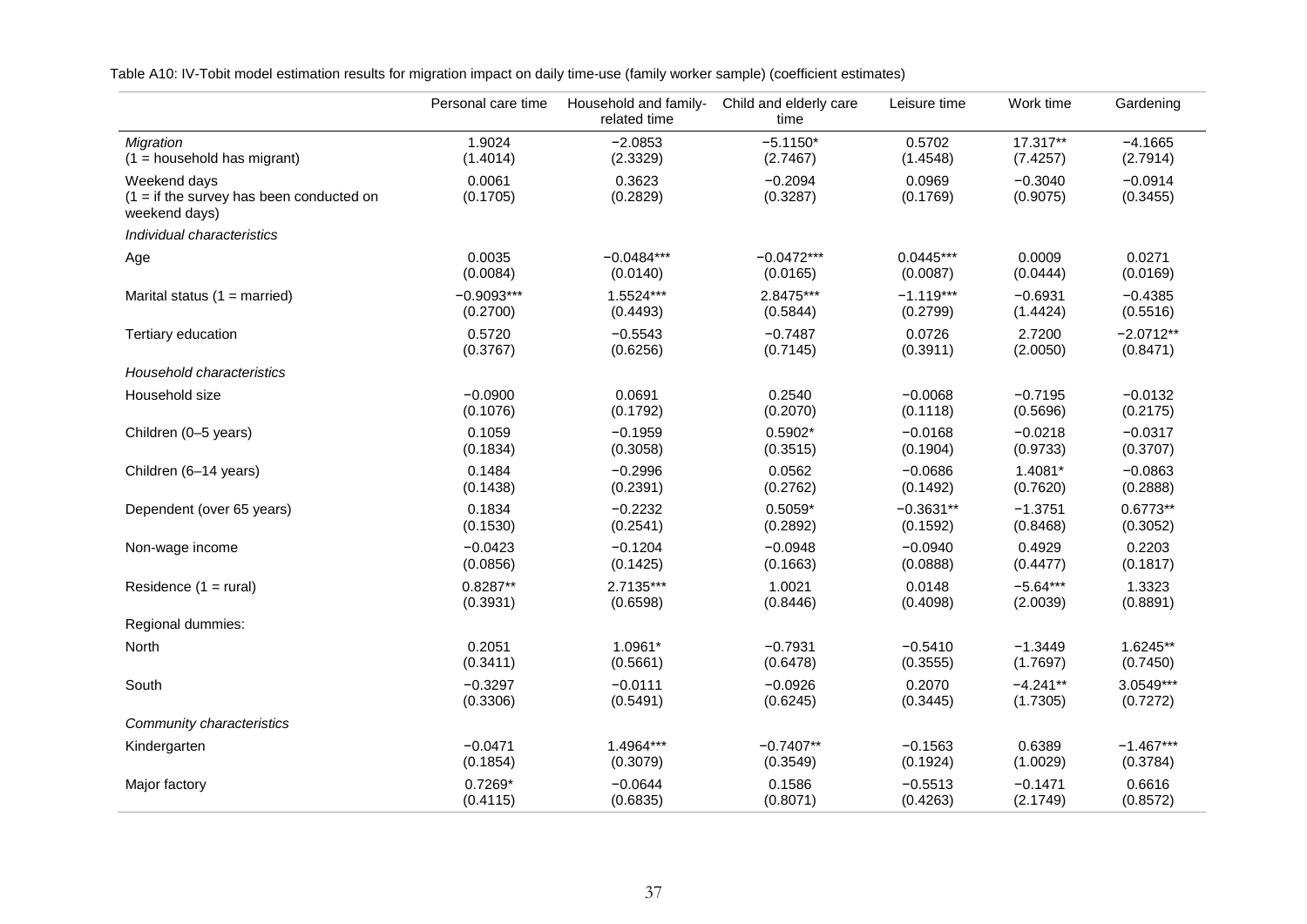Table A10: IV-Tobit model estimation results for migration impact on daily time-use (family worker sample) (coefficient estimates)

| | Personal care time | Household and family-related time | Child and elderly care time | Leisure time | Work time | Gardening |
|---|---|---|---|---|---|---|
| *Migration* | 1.9024 | −2.0853 | −5.1150* | 0.5702 | 17.317** | −4.1665 |
| (1 = household has migrant) | (1.4014) | (2.3329) | (2.7467) | (1.4548) | (7.4257) | (2.7914) |
| Weekend days | 0.0061 | 0.3623 | −0.2094 | 0.0969 | −0.3040 | −0.0914 |
| (1 = if the survey has been conducted on weekend days) | (0.1705) | (0.2829) | (0.3287) | (0.1769) | (0.9075) | (0.3455) |
| *Individual characteristics* | | | | | | |
| Age | 0.0035 | −0.0484*** | −0.0472*** | 0.0445*** | 0.0009 | 0.0271 |
| | (0.0084) | (0.0140) | (0.0165) | (0.0087) | (0.0444) | (0.0169) |
| Marital status (1 = married) | −0.9093*** | 1.5524*** | 2.8475*** | −1.119*** | −0.6931 | −0.4385 |
| | (0.2700) | (0.4493) | (0.5844) | (0.2799) | (1.4424) | (0.5516) |
| Tertiary education | 0.5720 | −0.5543 | −0.7487 | 0.0726 | 2.7200 | −2.0712** |
| | (0.3767) | (0.6256) | (0.7145) | (0.3911) | (2.0050) | (0.8471) |
| *Household characteristics* | | | | | | |
| Household size | −0.0900 | 0.0691 | 0.2540 | −0.0068 | −0.7195 | −0.0132 |
| | (0.1076) | (0.1792) | (0.2070) | (0.1118) | (0.5696) | (0.2175) |
| Children (0–5 years) | 0.1059 | −0.1959 | 0.5902* | −0.0168 | −0.0218 | −0.0317 |
| | (0.1834) | (0.3058) | (0.3515) | (0.1904) | (0.9733) | (0.3707) |
| Children (6–14 years) | 0.1484 | −0.2996 | 0.0562 | −0.0686 | 1.4081* | −0.0863 |
| | (0.1438) | (0.2391) | (0.2762) | (0.1492) | (0.7620) | (0.2888) |
| Dependent (over 65 years) | 0.1834 | −0.2232 | 0.5059* | −0.3631** | −1.3751 | 0.6773** |
| | (0.1530) | (0.2541) | (0.2892) | (0.1592) | (0.8468) | (0.3052) |
| Non-wage income | −0.0423 | −0.1204 | −0.0948 | −0.0940 | 0.4929 | 0.2203 |
| | (0.0856) | (0.1425) | (0.1663) | (0.0888) | (0.4477) | (0.1817) |
| Residence (1 = rural) | 0.8287** | 2.7135*** | 1.0021 | 0.0148 | −5.64*** | 1.3323 |
| | (0.3931) | (0.6598) | (0.8446) | (0.4098) | (2.0039) | (0.8891) |
| Regional dummies: | | | | | | |
| North | 0.2051 | 1.0961* | −0.7931 | −0.5410 | −1.3449 | 1.6245** |
| | (0.3411) | (0.5661) | (0.6478) | (0.3555) | (1.7697) | (0.7450) |
| South | −0.3297 | −0.0111 | −0.0926 | 0.2070 | −4.241** | 3.0549*** |
| | (0.3306) | (0.5491) | (0.6245) | (0.3445) | (1.7305) | (0.7272) |
| *Community characteristics* | | | | | | |
| Kindergarten | −0.0471 | 1.4964*** | −0.7407** | −0.1563 | 0.6389 | −1.467*** |
| | (0.1854) | (0.3079) | (0.3549) | (0.1924) | (1.0029) | (0.3784) |
| Major factory | 0.7269* | −0.0644 | 0.1586 | −0.5513 | −0.1471 | 0.6616 |
| | (0.4115) | (0.6835) | (0.8071) | (0.4263) | (2.1749) | (0.8572) |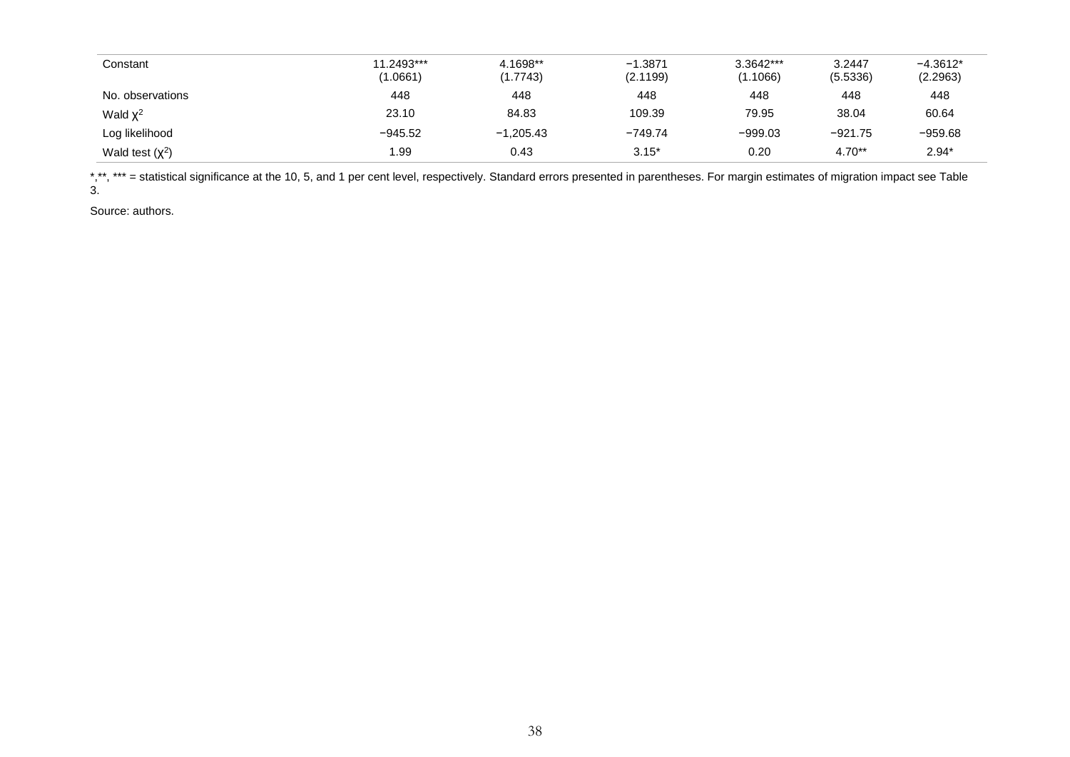| | | | | | | |
|---|---|---|---|---|---|---|
| Constant | 11.2493*** (1.0661) | 4.1698** (1.7743) | −1.3871 (2.1199) | 3.3642*** (1.1066) | 3.2447 (5.5336) | −4.3612* (2.2963) |
| No. observations | 448 | 448 | 448 | 448 | 448 | 448 |
| Wald $\chi^2$ | 23.10 | 84.83 | 109.39 | 79.95 | 38.04 | 60.64 |
| Log likelihood | −945.52 | −1,205.43 | −749.74 | −999.03 | −921.75 | −959.68 |
| Wald test ($\chi^2$) | 1.99 | 0.43 | 3.15* | 0.20 | 4.70** | 2.94* |

*,**, *** = statistical significance at the 10, 5, and 1 per cent level, respectively. Standard errors presented in parentheses. For margin estimates of migration impact see Table 3.

Source: authors.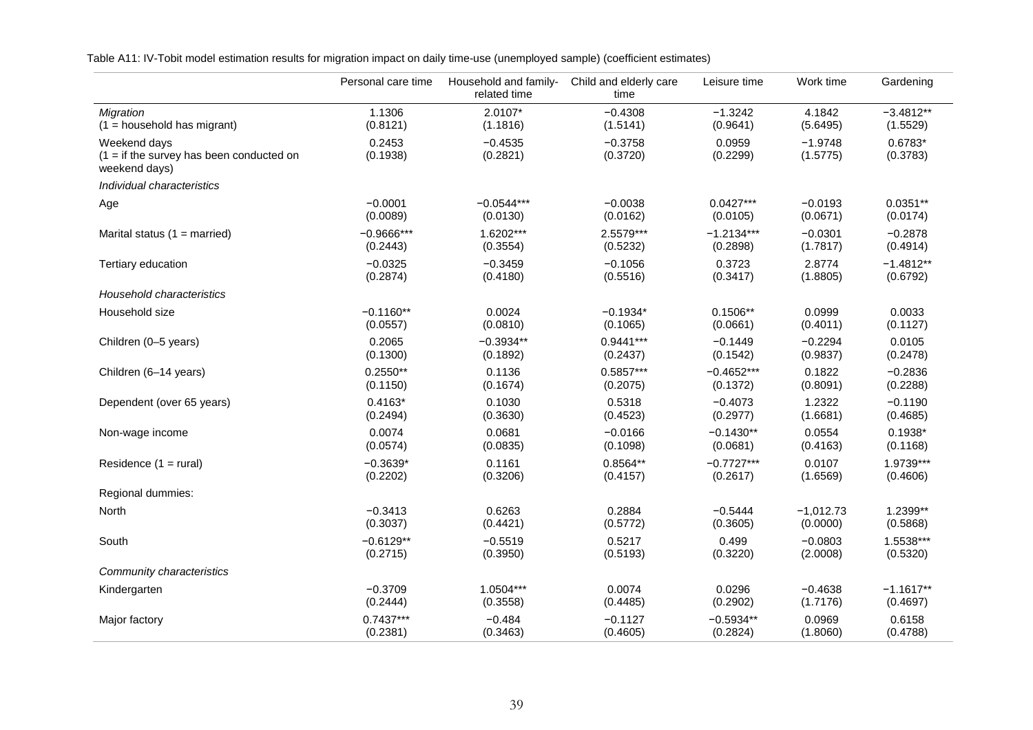Table A11: IV-Tobit model estimation results for migration impact on daily time-use (unemployed sample) (coefficient estimates)

| | Personal care time | Household and family-related time | Child and elderly care time | Leisure time | Work time | Gardening |
|---|---|---|---|---|---|---|
| *Migration* | 1.1306 | 2.0107* | −0.4308 | −1.3242 | 4.1842 | −3.4812** |
| (1 = household has migrant) | (0.8121) | (1.1816) | (1.5141) | (0.9641) | (5.6495) | (1.5529) |
| Weekend days | 0.2453 | −0.4535 | −0.3758 | 0.0959 | −1.9748 | 0.6783* |
| (1 = if the survey has been conducted on weekend days) | (0.1938) | (0.2821) | (0.3720) | (0.2299) | (1.5775) | (0.3783) |
| *Individual characteristics* | | | | | | |
| Age | −0.0001 | −0.0544*** | −0.0038 | 0.0427*** | −0.0193 | 0.0351** |
| | (0.0089) | (0.0130) | (0.0162) | (0.0105) | (0.0671) | (0.0174) |
| Marital status (1 = married) | −0.9666*** | 1.6202*** | 2.5579*** | −1.2134*** | −0.0301 | −0.2878 |
| | (0.2443) | (0.3554) | (0.5232) | (0.2898) | (1.7817) | (0.4914) |
| Tertiary education | −0.0325 | −0.3459 | −0.1056 | 0.3723 | 2.8774 | −1.4812** |
| | (0.2874) | (0.4180) | (0.5516) | (0.3417) | (1.8805) | (0.6792) |
| *Household characteristics* | | | | | | |
| Household size | −0.1160** | 0.0024 | −0.1934* | 0.1506** | 0.0999 | 0.0033 |
| | (0.0557) | (0.0810) | (0.1065) | (0.0661) | (0.4011) | (0.1127) |
| Children (0–5 years) | 0.2065 | −0.3934** | 0.9441*** | −0.1449 | −0.2294 | 0.0105 |
| | (0.1300) | (0.1892) | (0.2437) | (0.1542) | (0.9837) | (0.2478) |
| Children (6–14 years) | 0.2550** | 0.1136 | 0.5857*** | −0.4652*** | 0.1822 | −0.2836 |
| | (0.1150) | (0.1674) | (0.2075) | (0.1372) | (0.8091) | (0.2288) |
| Dependent (over 65 years) | 0.4163* | 0.1030 | 0.5318 | −0.4073 | 1.2322 | −0.1190 |
| | (0.2494) | (0.3630) | (0.4523) | (0.2977) | (1.6681) | (0.4685) |
| Non-wage income | 0.0074 | 0.0681 | −0.0166 | −0.1430** | 0.0554 | 0.1938* |
| | (0.0574) | (0.0835) | (0.1098) | (0.0681) | (0.4163) | (0.1168) |
| Residence (1 = rural) | −0.3639* | 0.1161 | 0.8564** | −0.7727*** | 0.0107 | 1.9739*** |
| | (0.2202) | (0.3206) | (0.4157) | (0.2617) | (1.6569) | (0.4606) |
| Regional dummies: | | | | | | |
| North | −0.3413 | 0.6263 | 0.2884 | −0.5444 | −1,012.73 | 1.2399** |
| | (0.3037) | (0.4421) | (0.5772) | (0.3605) | (0.0000) | (0.5868) |
| South | −0.6129** | −0.5519 | 0.5217 | 0.499 | −0.0803 | 1.5538*** |
| | (0.2715) | (0.3950) | (0.5193) | (0.3220) | (2.0008) | (0.5320) |
| *Community characteristics* | | | | | | |
| Kindergarten | −0.3709 | 1.0504*** | 0.0074 | 0.0296 | −0.4638 | −1.1617** |
| | (0.2444) | (0.3558) | (0.4485) | (0.2902) | (1.7176) | (0.4697) |
| Major factory | 0.7437*** | −0.484 | −0.1127 | −0.5934** | 0.0969 | 0.6158 |
| | (0.2381) | (0.3463) | (0.4605) | (0.2824) | (1.8060) | (0.4788) |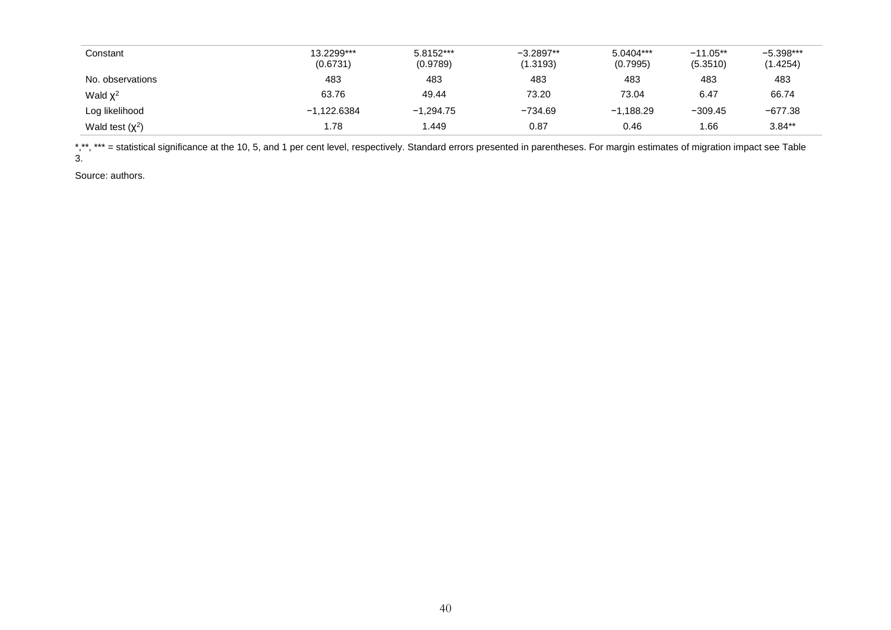| | | | | | | |
|---|---|---|---|---|---|---|
| Constant | 13.2299*** (0.6731) | 5.8152*** (0.9789) | −3.2897** (1.3193) | 5.0404*** (0.7995) | −11.05** (5.3510) | −5.398*** (1.4254) |
| No. observations | 483 | 483 | 483 | 483 | 483 | 483 |
| Wald $\chi^2$ | 63.76 | 49.44 | 73.20 | 73.04 | 6.47 | 66.74 |
| Log likelihood | −1,122.6384 | −1,294.75 | −734.69 | −1,188.29 | −309.45 | −677.38 |
| Wald test ($\chi^2$) | 1.78 | 1.449 | 0.87 | 0.46 | 1.66 | 3.84** |

*,**, *** = statistical significance at the 10, 5, and 1 per cent level, respectively. Standard errors presented in parentheses. For margin estimates of migration impact see Table 3.

Source: authors.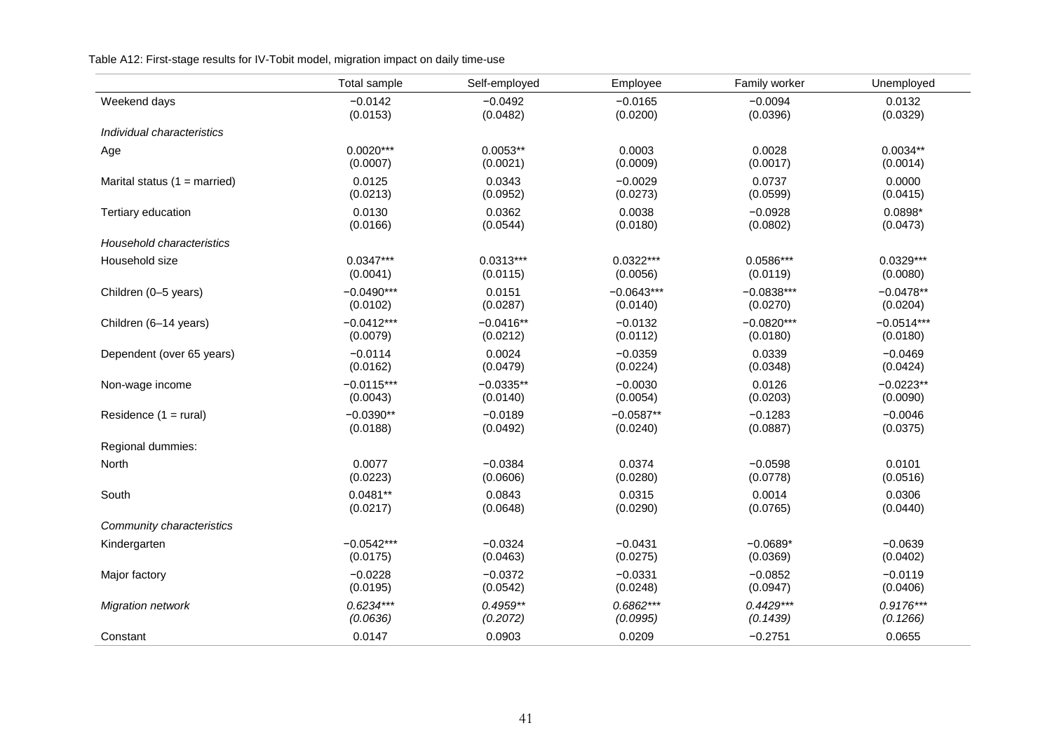Table A12: First-stage results for IV-Tobit model, migration impact on daily time-use

| | Total sample | Self-employed | Employee | Family worker | Unemployed |
|---|---|---|---|---|---|
| Weekend days | −0.0142 | −0.0492 | −0.0165 | −0.0094 | 0.0132 |
| | (0.0153) | (0.0482) | (0.0200) | (0.0396) | (0.0329) |
| *Individual characteristics* | | | | | |
| Age | 0.0020*** | 0.0053** | 0.0003 | 0.0028 | 0.0034** |
| | (0.0007) | (0.0021) | (0.0009) | (0.0017) | (0.0014) |
| Marital status (1 = married) | 0.0125 | 0.0343 | −0.0029 | 0.0737 | 0.0000 |
| | (0.0213) | (0.0952) | (0.0273) | (0.0599) | (0.0415) |
| Tertiary education | 0.0130 | 0.0362 | 0.0038 | −0.0928 | 0.0898* |
| | (0.0166) | (0.0544) | (0.0180) | (0.0802) | (0.0473) |
| *Household characteristics* | | | | | |
| Household size | 0.0347*** | 0.0313*** | 0.0322*** | 0.0586*** | 0.0329*** |
| | (0.0041) | (0.0115) | (0.0056) | (0.0119) | (0.0080) |
| Children (0–5 years) | −0.0490*** | 0.0151 | −0.0643*** | −0.0838*** | −0.0478** |
| | (0.0102) | (0.0287) | (0.0140) | (0.0270) | (0.0204) |
| Children (6–14 years) | −0.0412*** | −0.0416** | −0.0132 | −0.0820*** | −0.0514*** |
| | (0.0079) | (0.0212) | (0.0112) | (0.0180) | (0.0180) |
| Dependent (over 65 years) | −0.0114 | 0.0024 | −0.0359 | 0.0339 | −0.0469 |
| | (0.0162) | (0.0479) | (0.0224) | (0.0348) | (0.0424) |
| Non-wage income | −0.0115*** | −0.0335** | −0.0030 | 0.0126 | −0.0223** |
| | (0.0043) | (0.0140) | (0.0054) | (0.0203) | (0.0090) |
| Residence (1 = rural) | −0.0390** | −0.0189 | −0.0587** | −0.1283 | −0.0046 |
| | (0.0188) | (0.0492) | (0.0240) | (0.0887) | (0.0375) |
| Regional dummies: | | | | | |
| North | 0.0077 | −0.0384 | 0.0374 | −0.0598 | 0.0101 |
| | (0.0223) | (0.0606) | (0.0280) | (0.0778) | (0.0516) |
| South | 0.0481** | 0.0843 | 0.0315 | 0.0014 | 0.0306 |
| | (0.0217) | (0.0648) | (0.0290) | (0.0765) | (0.0440) |
| *Community characteristics* | | | | | |
| Kindergarten | −0.0542*** | −0.0324 | −0.0431 | −0.0689* | −0.0639 |
| | (0.0175) | (0.0463) | (0.0275) | (0.0369) | (0.0402) |
| Major factory | −0.0228 | −0.0372 | −0.0331 | −0.0852 | −0.0119 |
| | (0.0195) | (0.0542) | (0.0248) | (0.0947) | (0.0406) |
| *Migration network* | *0.6234**** | *0.4959*** | *0.6862**** | *0.4429**** | *0.9176**** |
| | *(0.0636)* | *(0.2072)* | *(0.0995)* | *(0.1439)* | *(0.1266)* |
| Constant | 0.0147 | 0.0903 | 0.0209 | −0.2751 | 0.0655 |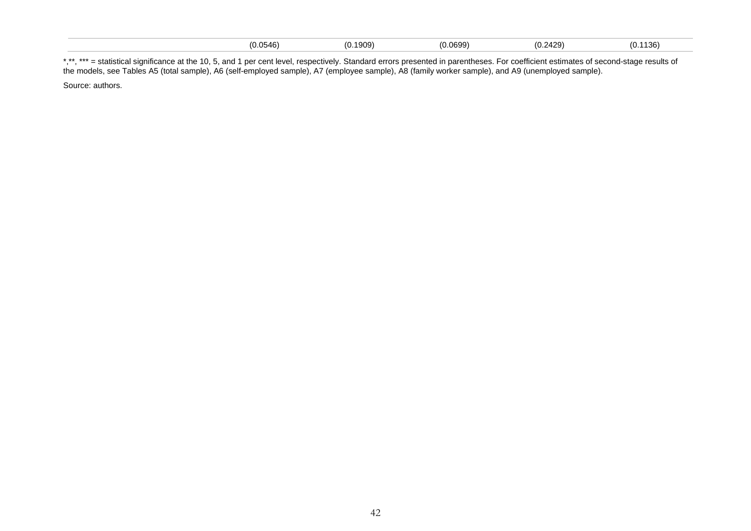| | | | | | |
|---|---|---|---|---|---|
| | (0.0546) | (0.1909) | (0.0699) | (0.2429) | (0.1136) |

*,**, *** = statistical significance at the 10, 5, and 1 per cent level, respectively. Standard errors presented in parentheses. For coefficient estimates of second-stage results of the models, see Tables A5 (total sample), A6 (self-employed sample), A7 (employee sample), A8 (family worker sample), and A9 (unemployed sample).

Source: authors.